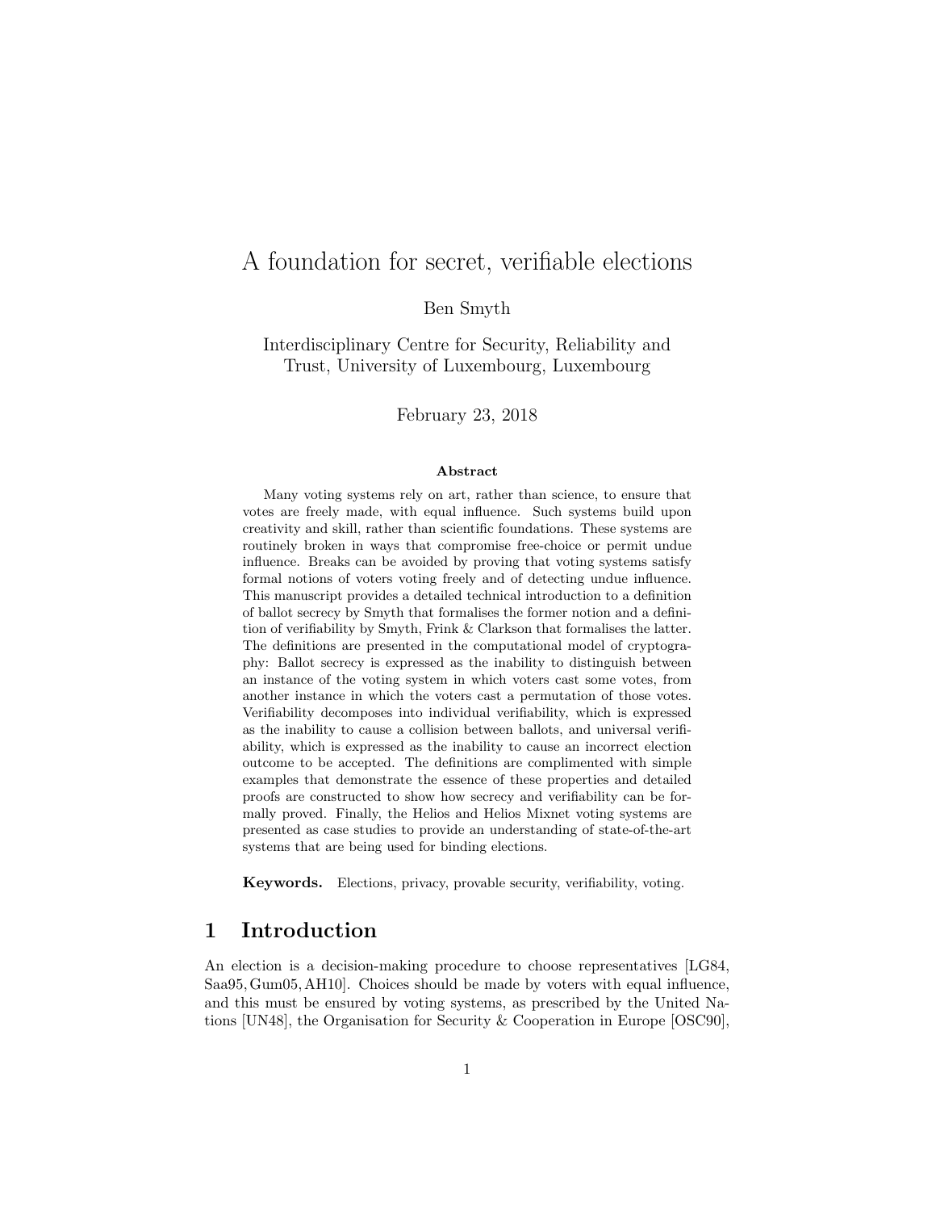# A foundation for secret, verifiable elections

Ben Smyth

Interdisciplinary Centre for Security, Reliability and Trust, University of Luxembourg, Luxembourg

February 23, 2018

### Abstract

Many voting systems rely on art, rather than science, to ensure that votes are freely made, with equal influence. Such systems build upon creativity and skill, rather than scientific foundations. These systems are routinely broken in ways that compromise free-choice or permit undue influence. Breaks can be avoided by proving that voting systems satisfy formal notions of voters voting freely and of detecting undue influence. This manuscript provides a detailed technical introduction to a definition of ballot secrecy by Smyth that formalises the former notion and a definition of verifiability by Smyth, Frink & Clarkson that formalises the latter. The definitions are presented in the computational model of cryptography: Ballot secrecy is expressed as the inability to distinguish between an instance of the voting system in which voters cast some votes, from another instance in which the voters cast a permutation of those votes. Verifiability decomposes into individual verifiability, which is expressed as the inability to cause a collision between ballots, and universal verifiability, which is expressed as the inability to cause an incorrect election outcome to be accepted. The definitions are complimented with simple examples that demonstrate the essence of these properties and detailed proofs are constructed to show how secrecy and verifiability can be formally proved. Finally, the Helios and Helios Mixnet voting systems are presented as case studies to provide an understanding of state-of-the-art systems that are being used for binding elections.

**Keywords.** Elections, privacy, provable security, verifiability, voting.

## 1 Introduction

An election is a decision-making procedure to choose representatives [LG84, Saa95, Gum05, AH10]. Choices should be made by voters with equal influence, and this must be ensured by voting systems, as prescribed by the United Nations [UN48], the Organisation for Security & Cooperation in Europe [OSC90],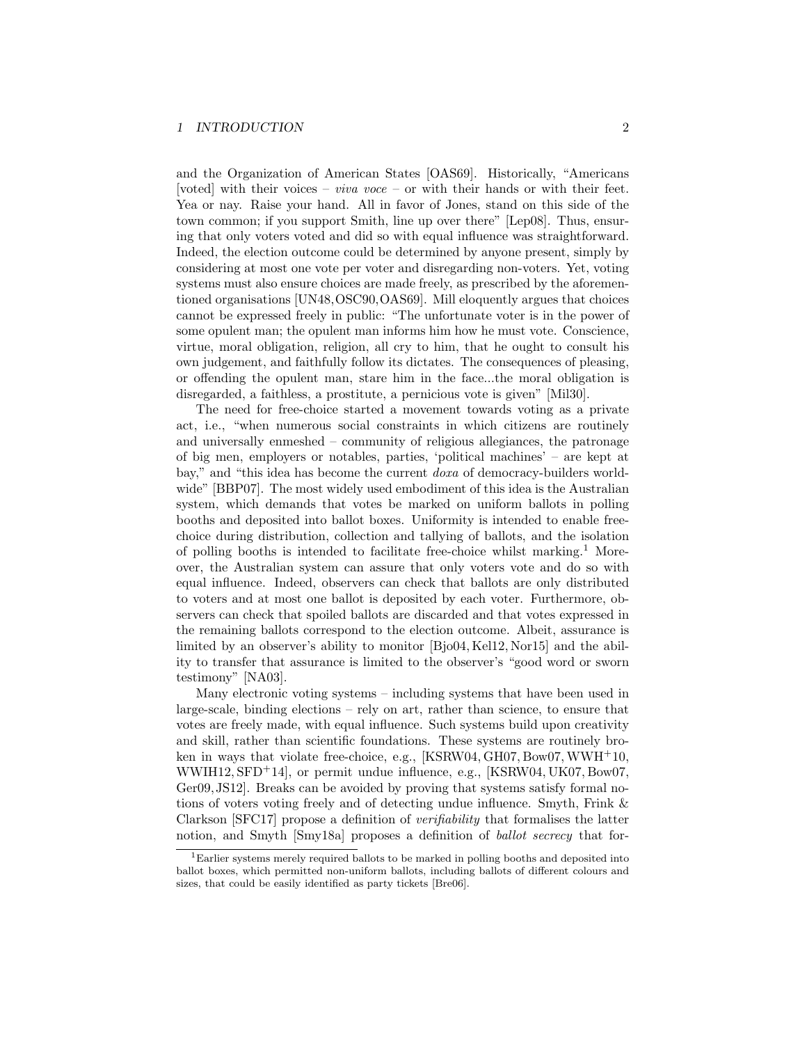and the Organization of American States [OAS69]. Historically, "Americans [voted] with their voices – *viva voce* – or with their hands or with their feet. Yea or nay. Raise your hand. All in favor of Jones, stand on this side of the town common; if you support Smith, line up over there" [Lep08]. Thus, ensuring that only voters voted and did so with equal influence was straightforward. Indeed, the election outcome could be determined by anyone present, simply by considering at most one vote per voter and disregarding non-voters. Yet, voting systems must also ensure choices are made freely, as prescribed by the aforementioned organisations [UN48, OSC90, OAS69]. Mill eloquently argues that choices cannot be expressed freely in public: "The unfortunate voter is in the power of some opulent man; the opulent man informs him how he must vote. Conscience, virtue, moral obligation, religion, all cry to him, that he ought to consult his own judgement, and faithfully follow its dictates. The consequences of pleasing, or offending the opulent man, stare him in the face...the moral obligation is disregarded, a faithless, a prostitute, a pernicious vote is given" [Mil30].

The need for free-choice started a movement towards voting as a private act, i.e., "when numerous social constraints in which citizens are routinely and universally enmeshed – community of religious allegiances, the patronage of big men, employers or notables, parties, 'political machines' – are kept at bay," and "this idea has become the current *doxa* of democracy-builders worldwide" [BBP07]. The most widely used embodiment of this idea is the Australian system, which demands that votes be marked on uniform ballots in polling booths and deposited into ballot boxes. Uniformity is intended to enable free-choice during distribution, collection and tallying of ballots, and the isolation of polling booths is intended to facilitate free-choice whilst marking.[1] Moreover, the Australian system can assure that only voters vote and do so with equal influence. Indeed, observers can check that ballots are only distributed to voters and at most one ballot is deposited by each voter. Furthermore, observers can check that spoiled ballots are discarded and that votes expressed in the remaining ballots correspond to the election outcome. Albeit, assurance is limited by an observer's ability to monitor [Bjo04, Kel12, Nor15] and the ability to transfer that assurance is limited to the observer's "good word or sworn testimony" [NA03].

Many electronic voting systems – including systems that have been used in large-scale, binding elections – rely on art, rather than science, to ensure that votes are freely made, with equal influence. Such systems build upon creativity and skill, rather than scientific foundations. These systems are routinely broken in ways that violate free-choice, e.g., [KSRW04, GH07, Bow07, WWH+10, WWIH12, SFD+14], or permit undue influence, e.g., [KSRW04, UK07, Bow07, Ger09, JS12]. Breaks can be avoided by proving that systems satisfy formal notions of voters voting freely and of detecting undue influence. Smyth, Frink & Clarkson [SFC17] propose a definition of *verifiability* that formalises the latter notion, and Smyth [Smy18a] proposes a definition of *ballot secrecy* that for-

[1] Earlier systems merely required ballots to be marked in polling booths and deposited into ballot boxes, which permitted non-uniform ballots, including ballots of different colours and sizes, that could be easily identified as party tickets [Bre06].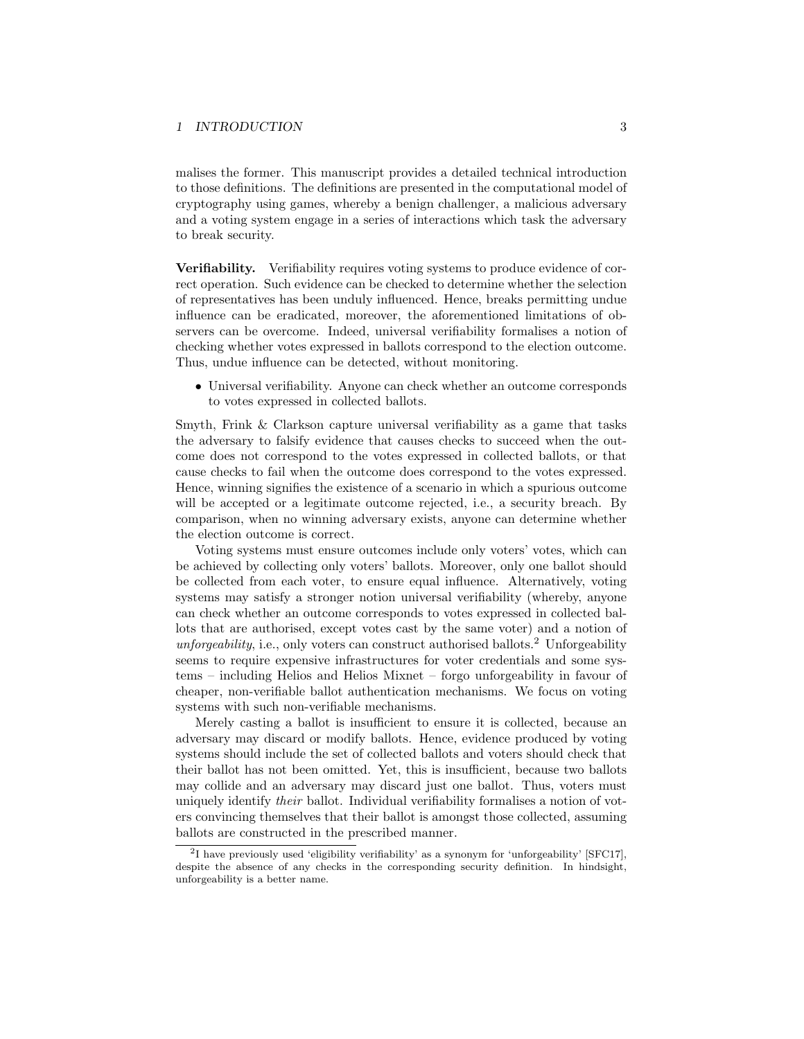malises the former. This manuscript provides a detailed technical introduction to those definitions. The definitions are presented in the computational model of cryptography using games, whereby a benign challenger, a malicious adversary and a voting system engage in a series of interactions which task the adversary to break security.

**Verifiability.** Verifiability requires voting systems to produce evidence of correct operation. Such evidence can be checked to determine whether the selection of representatives has been unduly influenced. Hence, breaks permitting undue influence can be eradicated, moreover, the aforementioned limitations of observers can be overcome. Indeed, universal verifiability formalises a notion of checking whether votes expressed in ballots correspond to the election outcome. Thus, undue influence can be detected, without monitoring.

- Universal verifiability. Anyone can check whether an outcome corresponds to votes expressed in collected ballots.

Smyth, Frink & Clarkson capture universal verifiability as a game that tasks the adversary to falsify evidence that causes checks to succeed when the outcome does not correspond to the votes expressed in collected ballots, or that cause checks to fail when the outcome does correspond to the votes expressed. Hence, winning signifies the existence of a scenario in which a spurious outcome will be accepted or a legitimate outcome rejected, i.e., a security breach. By comparison, when no winning adversary exists, anyone can determine whether the election outcome is correct.

Voting systems must ensure outcomes include only voters' votes, which can be achieved by collecting only voters' ballots. Moreover, only one ballot should be collected from each voter, to ensure equal influence. Alternatively, voting systems may satisfy a stronger notion universal verifiability (whereby, anyone can check whether an outcome corresponds to votes expressed in collected ballots that are authorised, except votes cast by the same voter) and a notion of *unforgeability*, i.e., only voters can construct authorised ballots.[2] Unforgeability seems to require expensive infrastructures for voter credentials and some systems – including Helios and Helios Mixnet – forgo unforgeability in favour of cheaper, non-verifiable ballot authentication mechanisms. We focus on voting systems with such non-verifiable mechanisms.

Merely casting a ballot is insufficient to ensure it is collected, because an adversary may discard or modify ballots. Hence, evidence produced by voting systems should include the set of collected ballots and voters should check that their ballot has not been omitted. Yet, this is insufficient, because two ballots may collide and an adversary may discard just one ballot. Thus, voters must uniquely identify *their* ballot. Individual verifiability formalises a notion of voters convincing themselves that their ballot is amongst those collected, assuming ballots are constructed in the prescribed manner.

[2] I have previously used 'eligibility verifiability' as a synonym for 'unforgeability' [SFC17], despite the absence of any checks in the corresponding security definition. In hindsight, unforgeability is a better name.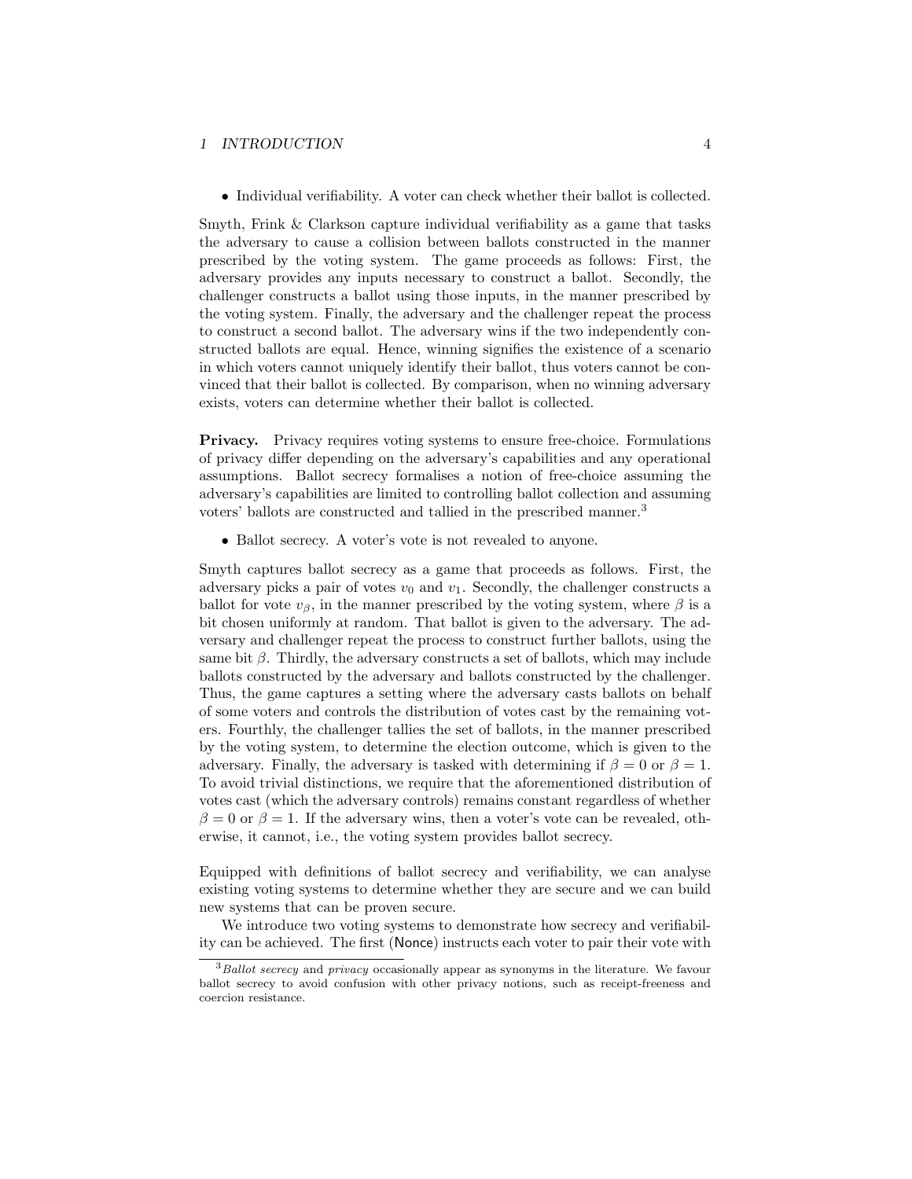- Individual verifiability. A voter can check whether their ballot is collected.

Smyth, Frink & Clarkson capture individual verifiability as a game that tasks the adversary to cause a collision between ballots constructed in the manner prescribed by the voting system. The game proceeds as follows: First, the adversary provides any inputs necessary to construct a ballot. Secondly, the challenger constructs a ballot using those inputs, in the manner prescribed by the voting system. Finally, the adversary and the challenger repeat the process to construct a second ballot. The adversary wins if the two independently constructed ballots are equal. Hence, winning signifies the existence of a scenario in which voters cannot uniquely identify their ballot, thus voters cannot be convinced that their ballot is collected. By comparison, when no winning adversary exists, voters can determine whether their ballot is collected.

**Privacy.** Privacy requires voting systems to ensure free-choice. Formulations of privacy differ depending on the adversary's capabilities and any operational assumptions. Ballot secrecy formalises a notion of free-choice assuming the adversary's capabilities are limited to controlling ballot collection and assuming voters' ballots are constructed and tallied in the prescribed manner.[3]

- Ballot secrecy. A voter's vote is not revealed to anyone.

Smyth captures ballot secrecy as a game that proceeds as follows. First, the adversary picks a pair of votes $v_0$ and $v_1$. Secondly, the challenger constructs a ballot for vote $v_\beta$, in the manner prescribed by the voting system, where $\beta$ is a bit chosen uniformly at random. That ballot is given to the adversary. The adversary and challenger repeat the process to construct further ballots, using the same bit $\beta$. Thirdly, the adversary constructs a set of ballots, which may include ballots constructed by the adversary and ballots constructed by the challenger. Thus, the game captures a setting where the adversary casts ballots on behalf of some voters and controls the distribution of votes cast by the remaining voters. Fourthly, the challenger tallies the set of ballots, in the manner prescribed by the voting system, to determine the election outcome, which is given to the adversary. Finally, the adversary is tasked with determining if $\beta = 0$ or $\beta = 1$. To avoid trivial distinctions, we require that the aforementioned distribution of votes cast (which the adversary controls) remains constant regardless of whether $\beta = 0$ or $\beta = 1$. If the adversary wins, then a voter's vote can be revealed, otherwise, it cannot, i.e., the voting system provides ballot secrecy.

Equipped with definitions of ballot secrecy and verifiability, we can analyse existing voting systems to determine whether they are secure and we can build new systems that can be proven secure.

We introduce two voting systems to demonstrate how secrecy and verifiability can be achieved. The first (Nonce) instructs each voter to pair their vote with

[3] *Ballot secrecy* and *privacy* occasionally appear as synonyms in the literature. We favour ballot secrecy to avoid confusion with other privacy notions, such as receipt-freeness and coercion resistance.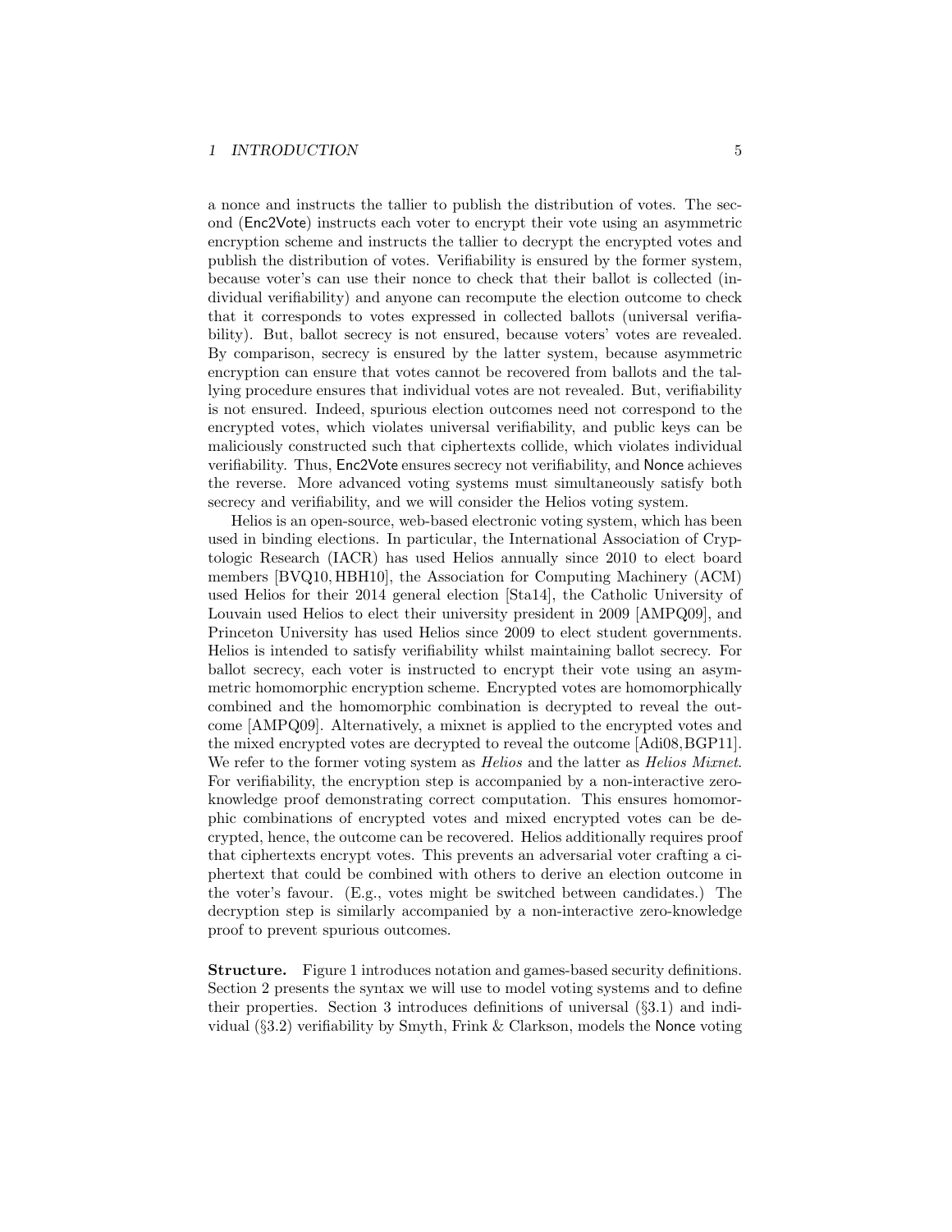a nonce and instructs the tallier to publish the distribution of votes. The second (Enc2Vote) instructs each voter to encrypt their vote using an asymmetric encryption scheme and instructs the tallier to decrypt the encrypted votes and publish the distribution of votes. Verifiability is ensured by the former system, because voter's can use their nonce to check that their ballot is collected (individual verifiability) and anyone can recompute the election outcome to check that it corresponds to votes expressed in collected ballots (universal verifiability). But, ballot secrecy is not ensured, because voters' votes are revealed. By comparison, secrecy is ensured by the latter system, because asymmetric encryption can ensure that votes cannot be recovered from ballots and the tallying procedure ensures that individual votes are not revealed. But, verifiability is not ensured. Indeed, spurious election outcomes need not correspond to the encrypted votes, which violates universal verifiability, and public keys can be maliciously constructed such that ciphertexts collide, which violates individual verifiability. Thus, Enc2Vote ensures secrecy not verifiability, and Nonce achieves the reverse. More advanced voting systems must simultaneously satisfy both secrecy and verifiability, and we will consider the Helios voting system.

Helios is an open-source, web-based electronic voting system, which has been used in binding elections. In particular, the International Association of Cryptologic Research (IACR) has used Helios annually since 2010 to elect board members [BVQ10, HBH10], the Association for Computing Machinery (ACM) used Helios for their 2014 general election [Sta14], the Catholic University of Louvain used Helios to elect their university president in 2009 [AMPQ09], and Princeton University has used Helios since 2009 to elect student governments. Helios is intended to satisfy verifiability whilst maintaining ballot secrecy. For ballot secrecy, each voter is instructed to encrypt their vote using an asymmetric homomorphic encryption scheme. Encrypted votes are homomorphically combined and the homomorphic combination is decrypted to reveal the outcome [AMPQ09]. Alternatively, a mixnet is applied to the encrypted votes and the mixed encrypted votes are decrypted to reveal the outcome [Adi08, BGP11]. We refer to the former voting system as *Helios* and the latter as *Helios Mixnet*. For verifiability, the encryption step is accompanied by a non-interactive zero-knowledge proof demonstrating correct computation. This ensures homomorphic combinations of encrypted votes and mixed encrypted votes can be decrypted, hence, the outcome can be recovered. Helios additionally requires proof that ciphertexts encrypt votes. This prevents an adversarial voter crafting a ciphertext that could be combined with others to derive an election outcome in the voter's favour. (E.g., votes might be switched between candidates.) The decryption step is similarly accompanied by a non-interactive zero-knowledge proof to prevent spurious outcomes.

**Structure.** Figure 1 introduces notation and games-based security definitions. Section 2 presents the syntax we will use to model voting systems and to define their properties. Section 3 introduces definitions of universal (§3.1) and individual (§3.2) verifiability by Smyth, Frink & Clarkson, models the Nonce voting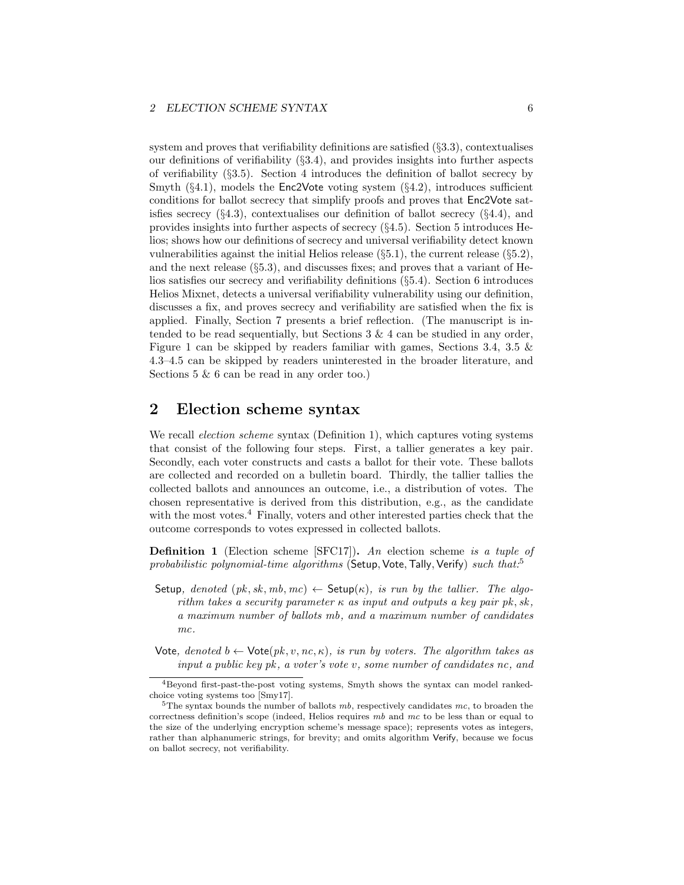system and proves that verifiability definitions are satisfied (§3.3), contextualises our definitions of verifiability (§3.4), and provides insights into further aspects of verifiability (§3.5). Section 4 introduces the definition of ballot secrecy by Smyth (§4.1), models the Enc2Vote voting system (§4.2), introduces sufficient conditions for ballot secrecy that simplify proofs and proves that Enc2Vote satisfies secrecy (§4.3), contextualises our definition of ballot secrecy (§4.4), and provides insights into further aspects of secrecy (§4.5). Section 5 introduces Helios; shows how our definitions of secrecy and universal verifiability detect known vulnerabilities against the initial Helios release (§5.1), the current release (§5.2), and the next release (§5.3), and discusses fixes; and proves that a variant of Helios satisfies our secrecy and verifiability definitions (§5.4). Section 6 introduces Helios Mixnet, detects a universal verifiability vulnerability using our definition, discusses a fix, and proves secrecy and verifiability are satisfied when the fix is applied. Finally, Section 7 presents a brief reflection. (The manuscript is intended to be read sequentially, but Sections 3 & 4 can be studied in any order, Figure 1 can be skipped by readers familiar with games, Sections 3.4, 3.5 & 4.3–4.5 can be skipped by readers uninterested in the broader literature, and Sections 5 & 6 can be read in any order too.)

# 2 Election scheme syntax

We recall *election scheme* syntax (Definition 1), which captures voting systems that consist of the following four steps. First, a tallier generates a key pair. Secondly, each voter constructs and casts a ballot for their vote. These ballots are collected and recorded on a bulletin board. Thirdly, the tallier tallies the collected ballots and announces an outcome, i.e., a distribution of votes. The chosen representative is derived from this distribution, e.g., as the candidate with the most votes.[4] Finally, voters and other interested parties check that the outcome corresponds to votes expressed in collected ballots.

**Definition 1** (Election scheme [SFC17]). *An* election scheme *is a tuple of probabilistic polynomial-time algorithms* (Setup, Vote, Tally, Verify) *such that:*[5]

- Setup, *denoted* $(pk, sk, mb, mc) \leftarrow \mathsf{Setup}(\kappa)$*, is run by the tallier. The algorithm takes a security parameter* $\kappa$ *as input and outputs a key pair* $pk, sk$*, a maximum number of ballots* $mb$*, and a maximum number of candidates* $mc$*.*
- Vote, *denoted* $b \leftarrow \mathsf{Vote}(pk, v, nc, \kappa)$*, is run by voters. The algorithm takes as input a public key* $pk$*, a voter's vote* $v$*, some number of candidates* $nc$*, and*

[4] Beyond first-past-the-post voting systems, Smyth shows the syntax can model ranked-choice voting systems too [Smy17].

[5] The syntax bounds the number of ballots $mb$, respectively candidates $mc$, to broaden the correctness definition's scope (indeed, Helios requires $mb$ and $mc$ to be less than or equal to the size of the underlying encryption scheme's message space); represents votes as integers, rather than alphanumeric strings, for brevity; and omits algorithm Verify, because we focus on ballot secrecy, not verifiability.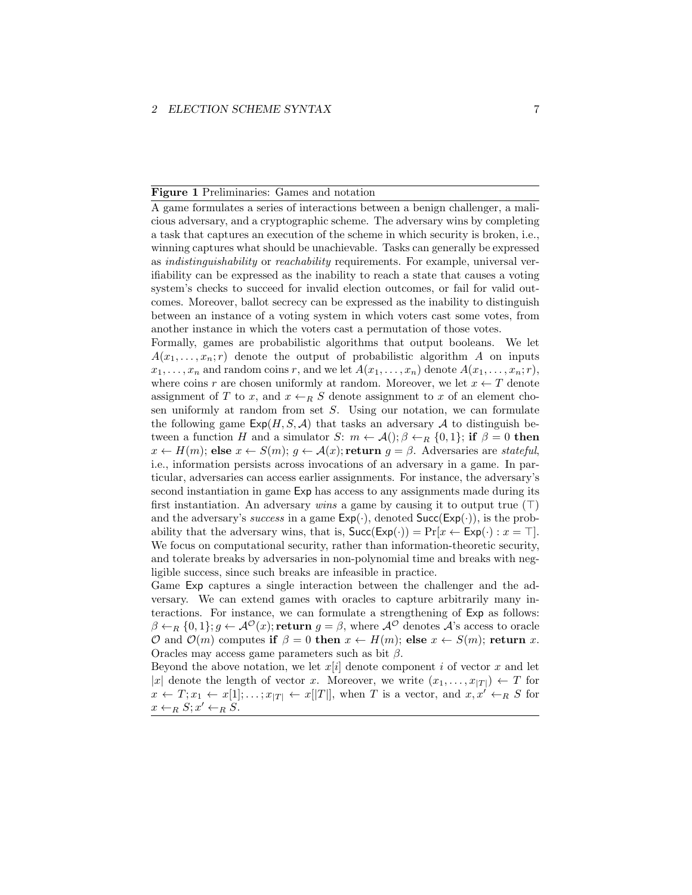**Figure 1** Preliminaries: Games and notation

A game formulates a series of interactions between a benign challenger, a malicious adversary, and a cryptographic scheme. The adversary wins by completing a task that captures an execution of the scheme in which security is broken, i.e., winning captures what should be unachievable. Tasks can generally be expressed as *indistinguishability* or *reachability* requirements. For example, universal verifiability can be expressed as the inability to reach a state that causes a voting system's checks to succeed for invalid election outcomes, or fail for valid outcomes. Moreover, ballot secrecy can be expressed as the inability to distinguish between an instance of a voting system in which voters cast some votes, from another instance in which the voters cast a permutation of those votes.

Formally, games are probabilistic algorithms that output booleans. We let $A(x_1, \ldots, x_n; r)$ denote the output of probabilistic algorithm $A$ on inputs $x_1, \ldots, x_n$ and random coins $r$, and we let $A(x_1, \ldots, x_n)$ denote $A(x_1, \ldots, x_n; r)$, where coins $r$ are chosen uniformly at random. Moreover, we let $x \leftarrow T$ denote assignment of $T$ to $x$, and $x \leftarrow_R S$ denote assignment to $x$ of an element chosen uniformly at random from set $S$. Using our notation, we can formulate the following game $\mathsf{Exp}(H, S, \mathcal{A})$ that tasks an adversary $\mathcal{A}$ to distinguish between a function $H$ and a simulator $S$: $m \leftarrow \mathcal{A}(); \beta \leftarrow_R \{0, 1\};$ **if** $\beta = 0$ **then** $x \leftarrow H(m);$ **else** $x \leftarrow S(m);$ $g \leftarrow \mathcal{A}(x);$ **return** $g = \beta$. Adversaries are *stateful*, i.e., information persists across invocations of an adversary in a game. In particular, adversaries can access earlier assignments. For instance, the adversary's second instantiation in game $\mathsf{Exp}$ has access to any assignments made during its first instantiation. An adversary *wins* a game by causing it to output true ($\top$) and the adversary's *success* in a game $\mathsf{Exp}(\cdot)$, denoted $\mathsf{Succ}(\mathsf{Exp}(\cdot))$, is the probability that the adversary wins, that is, $\mathsf{Succ}(\mathsf{Exp}(\cdot)) = \Pr[x \leftarrow \mathsf{Exp}(\cdot) : x = \top]$. We focus on computational security, rather than information-theoretic security, and tolerate breaks by adversaries in non-polynomial time and breaks with negligible success, since such breaks are infeasible in practice.

Game $\mathsf{Exp}$ captures a single interaction between the challenger and the adversary. We can extend games with oracles to capture arbitrarily many interactions. For instance, we can formulate a strengthening of $\mathsf{Exp}$ as follows: $\beta \leftarrow_R \{0, 1\}; g \leftarrow \mathcal{A}^{\mathcal{O}}(x);$ **return** $g = \beta$, where $\mathcal{A}^{\mathcal{O}}$ denotes $\mathcal{A}$'s access to oracle $\mathcal{O}$ and $\mathcal{O}(m)$ computes **if** $\beta = 0$ **then** $x \leftarrow H(m);$ **else** $x \leftarrow S(m);$ **return** $x$. Oracles may access game parameters such as bit $\beta$.

Beyond the above notation, we let $x[i]$ denote component $i$ of vector $x$ and let $|x|$ denote the length of vector $x$. Moreover, we write $(x_1, \ldots, x_{|T|}) \leftarrow T$ for $x \leftarrow T; x_1 \leftarrow x[1]; \ldots; x_{|T|} \leftarrow x[|T|]$, when $T$ is a vector, and $x, x' \leftarrow_R S$ for $x \leftarrow_R S; x' \leftarrow_R S$.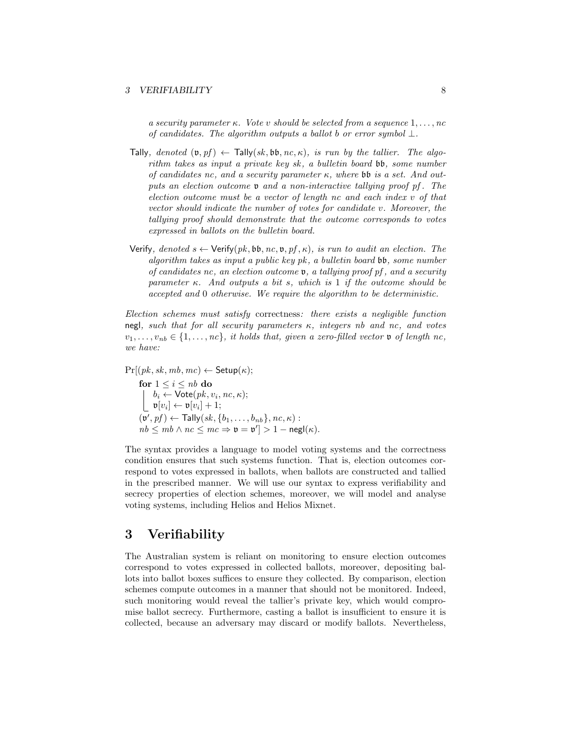*a security parameter $\kappa$. Vote $v$ should be selected from a sequence $1, \ldots, nc$ of candidates. The algorithm outputs a ballot $b$ or error symbol $\perp$.*

Tally, *denoted $(\mathfrak{v}, pf) \leftarrow \mathsf{Tally}(sk, \mathfrak{bb}, nc, \kappa)$, is run by the tallier. The algorithm takes as input a private key $sk$, a bulletin board $\mathfrak{bb}$, some number of candidates $nc$, and a security parameter $\kappa$, where $\mathfrak{bb}$ is a set. And outputs an election outcome $\mathfrak{v}$ and a non-interactive tallying proof $pf$. The election outcome must be a vector of length $nc$ and each index $v$ of that vector should indicate the number of votes for candidate $v$. Moreover, the tallying proof should demonstrate that the outcome corresponds to votes expressed in ballots on the bulletin board.*

Verify, *denoted $s \leftarrow \mathsf{Verify}(pk, \mathfrak{bb}, nc, \mathfrak{v}, pf, \kappa)$, is run to audit an election. The algorithm takes as input a public key $pk$, a bulletin board $\mathfrak{bb}$, some number of candidates $nc$, an election outcome $\mathfrak{v}$, a tallying proof $pf$, and a security parameter $\kappa$. And outputs a bit $s$, which is 1 if the outcome should be accepted and 0 otherwise. We require the algorithm to be deterministic.*

*Election schemes must satisfy* correctness*: there exists a negligible function* negl*, such that for all security parameters $\kappa$, integers $nb$ and $nc$, and votes $v_1, \ldots, v_{nb} \in \{1, \ldots, nc\}$, it holds that, given a zero-filled vector $\mathfrak{v}$ of length $nc$, we have:*

$$
\begin{aligned}
&\Pr[(pk, sk, mb, mc) \leftarrow \mathsf{Setup}(\kappa);\\
&\quad \textbf{for } 1 \leq i \leq nb \textbf{ do}\\
&\quad\quad b_i \leftarrow \mathsf{Vote}(pk, v_i, nc, \kappa);\\
&\quad\quad \mathfrak{v}[v_i] \leftarrow \mathfrak{v}[v_i] + 1;\\
&\quad (\mathfrak{v}', pf) \leftarrow \mathsf{Tally}(sk, \{b_1, \ldots, b_{nb}\}, nc, \kappa) :\\
&\quad nb \leq mb \wedge nc \leq mc \Rightarrow \mathfrak{v} = \mathfrak{v}'] > 1 - \mathsf{negl}(\kappa).
\end{aligned}
$$

The syntax provides a language to model voting systems and the correctness condition ensures that such systems function. That is, election outcomes correspond to votes expressed in ballots, when ballots are constructed and tallied in the prescribed manner. We will use our syntax to express verifiability and secrecy properties of election schemes, moreover, we will model and analyse voting systems, including Helios and Helios Mixnet.

# 3 Verifiability

The Australian system is reliant on monitoring to ensure election outcomes correspond to votes expressed in collected ballots, moreover, depositing ballots into ballot boxes suffices to ensure they collected. By comparison, election schemes compute outcomes in a manner that should not be monitored. Indeed, such monitoring would reveal the tallier's private key, which would compromise ballot secrecy. Furthermore, casting a ballot is insufficient to ensure it is collected, because an adversary may discard or modify ballots. Nevertheless,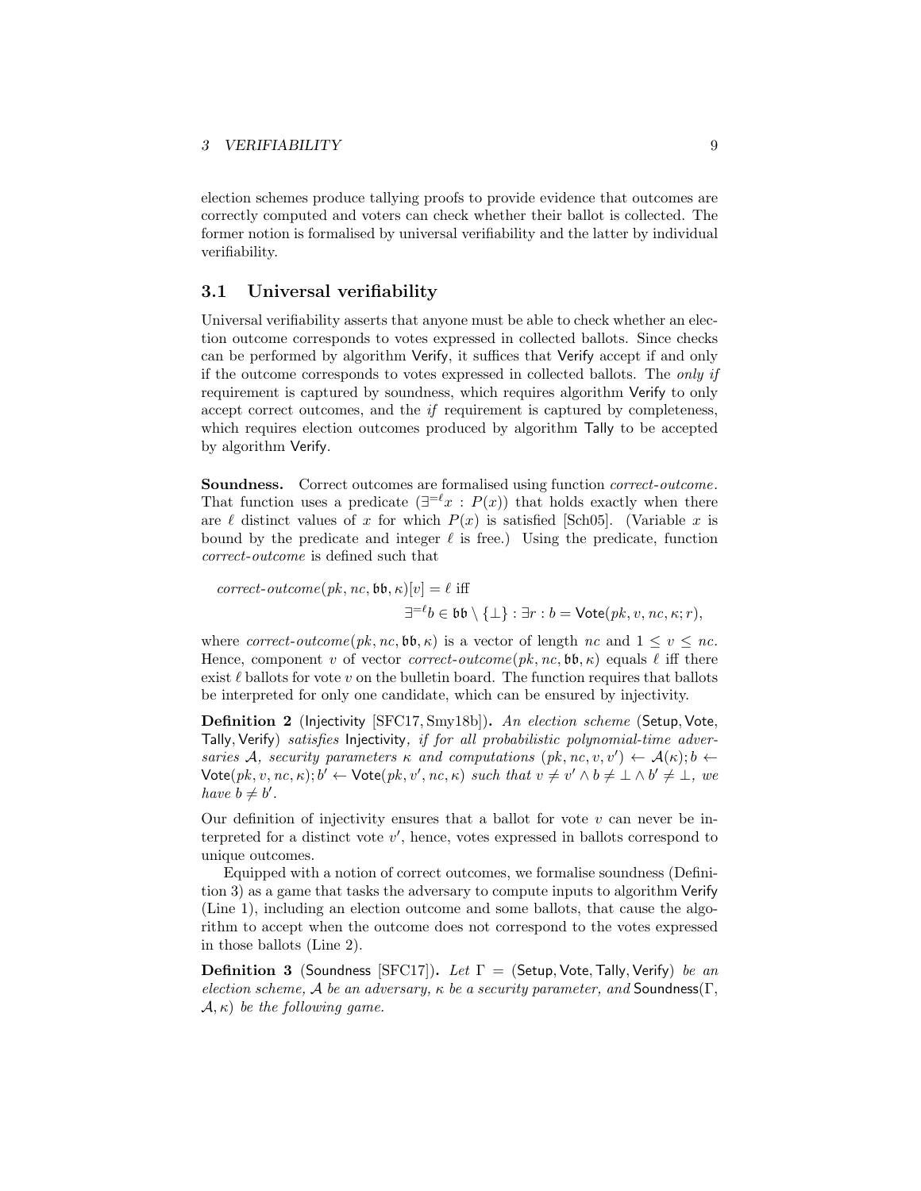election schemes produce tallying proofs to provide evidence that outcomes are correctly computed and voters can check whether their ballot is collected. The former notion is formalised by universal verifiability and the latter by individual verifiability.

## 3.1 Universal verifiability

Universal verifiability asserts that anyone must be able to check whether an election outcome corresponds to votes expressed in collected ballots. Since checks can be performed by algorithm Verify, it suffices that Verify accept if and only if the outcome corresponds to votes expressed in collected ballots. The *only if* requirement is captured by soundness, which requires algorithm Verify to only accept correct outcomes, and the *if* requirement is captured by completeness, which requires election outcomes produced by algorithm Tally to be accepted by algorithm Verify.

**Soundness.** Correct outcomes are formalised using function *correct-outcome*. That function uses a predicate ($\exists^{=\ell} x : P(x)$) that holds exactly when there are $\ell$ distinct values of $x$ for which $P(x)$ is satisfied [Sch05]. (Variable $x$ is bound by the predicate and integer $\ell$ is free.) Using the predicate, function *correct-outcome* is defined such that

$$\textit{correct-outcome}(pk, nc, \mathfrak{bb}, \kappa)[v] = \ell \text{ iff}$$
$$\exists^{=\ell} b \in \mathfrak{bb} \setminus \{\perp\} : \exists r : b = \mathsf{Vote}(pk, v, nc, \kappa; r),$$

where *correct-outcome*$(pk, nc, \mathfrak{bb}, \kappa)$ is a vector of length $nc$ and $1 \leq v \leq nc$. Hence, component $v$ of vector *correct-outcome*$(pk, nc, \mathfrak{bb}, \kappa)$ equals $\ell$ iff there exist $\ell$ ballots for vote $v$ on the bulletin board. The function requires that ballots be interpreted for only one candidate, which can be ensured by injectivity.

**Definition 2** (Injectivity [SFC17, Smy18b])**.** *An election scheme* (Setup, Vote, Tally, Verify) *satisfies* Injectivity*, if for all probabilistic polynomial-time adversaries $\mathcal{A}$, security parameters $\kappa$ and computations $(pk, nc, v, v') \leftarrow \mathcal{A}(\kappa); b \leftarrow \mathsf{Vote}(pk, v, nc, \kappa); b' \leftarrow \mathsf{Vote}(pk, v', nc, \kappa)$ such that $v \neq v' \wedge b \neq \perp \wedge b' \neq \perp$, we have $b \neq b'$.*

Our definition of injectivity ensures that a ballot for vote $v$ can never be interpreted for a distinct vote $v'$, hence, votes expressed in ballots correspond to unique outcomes.

Equipped with a notion of correct outcomes, we formalise soundness (Definition 3) as a game that tasks the adversary to compute inputs to algorithm Verify (Line 1), including an election outcome and some ballots, that cause the algorithm to accept when the outcome does not correspond to the votes expressed in those ballots (Line 2).

**Definition 3** (Soundness [SFC17])**.** *Let $\Gamma$ = (Setup, Vote, Tally, Verify) be an election scheme, $\mathcal{A}$ be an adversary, $\kappa$ be a security parameter, and* Soundness$(\Gamma, \mathcal{A}, \kappa)$ *be the following game.*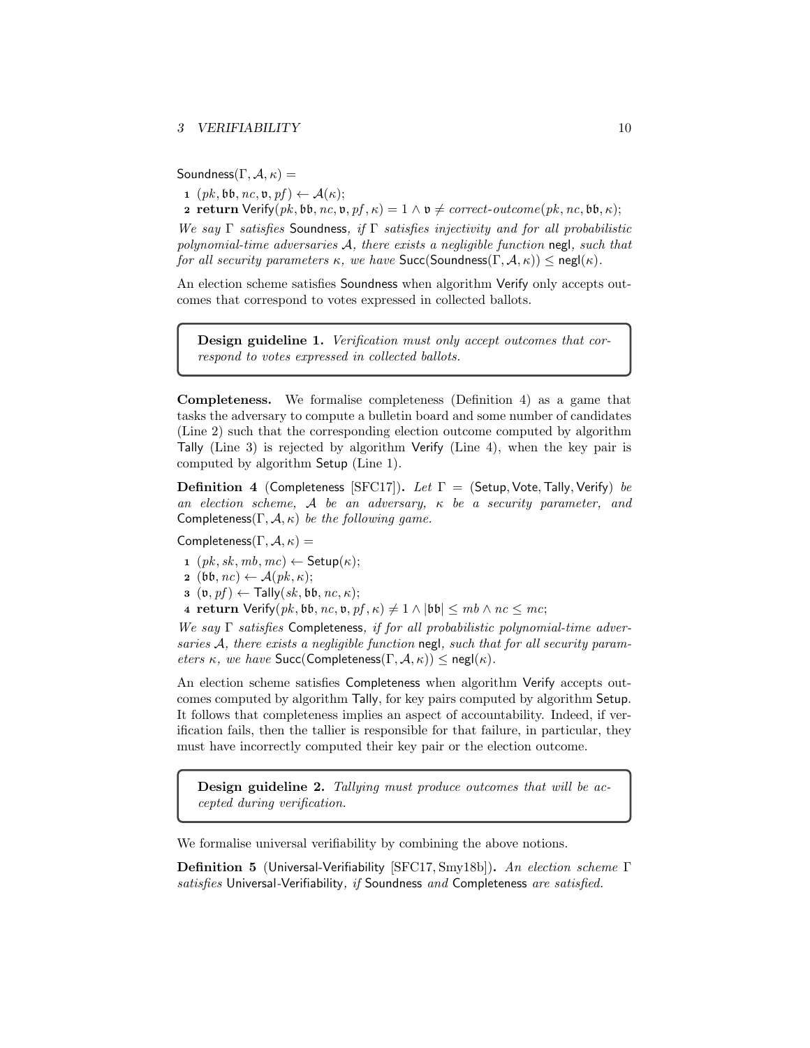$\mathsf{Soundness}(\Gamma, \mathcal{A}, \kappa) =$

1 $(pk, \mathfrak{bb}, nc, \mathfrak{v}, pf) \leftarrow \mathcal{A}(\kappa)$;
2 **return** $\mathsf{Verify}(pk, \mathfrak{bb}, nc, \mathfrak{v}, pf, \kappa) = 1 \wedge \mathfrak{v} \neq \textit{correct-outcome}(pk, nc, \mathfrak{bb}, \kappa)$;

*We say* $\Gamma$ *satisfies* Soundness*, if* $\Gamma$ *satisfies injectivity and for all probabilistic polynomial-time adversaries* $\mathcal{A}$*, there exists a negligible function* negl*, such that for all security parameters* $\kappa$*, we have* $\mathsf{Succ}(\mathsf{Soundness}(\Gamma, \mathcal{A}, \kappa)) \leq \mathsf{negl}(\kappa)$.

An election scheme satisfies Soundness when algorithm Verify only accepts outcomes that correspond to votes expressed in collected ballots.

> **Design guideline 1.** *Verification must only accept outcomes that correspond to votes expressed in collected ballots.*

**Completeness.** We formalise completeness (Definition 4) as a game that tasks the adversary to compute a bulletin board and some number of candidates (Line 2) such that the corresponding election outcome computed by algorithm Tally (Line 3) is rejected by algorithm Verify (Line 4), when the key pair is computed by algorithm Setup (Line 1).

**Definition 4** (Completeness [SFC17])**.** *Let* $\Gamma = (\mathsf{Setup}, \mathsf{Vote}, \mathsf{Tally}, \mathsf{Verify})$ *be an election scheme,* $\mathcal{A}$ *be an adversary,* $\kappa$ *be a security parameter, and* $\mathsf{Completeness}(\Gamma, \mathcal{A}, \kappa)$ *be the following game.*

$\mathsf{Completeness}(\Gamma, \mathcal{A}, \kappa) =$

1 $(pk, sk, mb, mc) \leftarrow \mathsf{Setup}(\kappa)$;
2 $(\mathfrak{bb}, nc) \leftarrow \mathcal{A}(pk, \kappa)$;
3 $(\mathfrak{v}, pf) \leftarrow \mathsf{Tally}(sk, \mathfrak{bb}, nc, \kappa)$;
4 **return** $\mathsf{Verify}(pk, \mathfrak{bb}, nc, \mathfrak{v}, pf, \kappa) \neq 1 \wedge |\mathfrak{bb}| \leq mb \wedge nc \leq mc$;

*We say* $\Gamma$ *satisfies* Completeness*, if for all probabilistic polynomial-time adversaries* $\mathcal{A}$*, there exists a negligible function* negl*, such that for all security parameters* $\kappa$*, we have* $\mathsf{Succ}(\mathsf{Completeness}(\Gamma, \mathcal{A}, \kappa)) \leq \mathsf{negl}(\kappa)$.

An election scheme satisfies Completeness when algorithm Verify accepts outcomes computed by algorithm Tally, for key pairs computed by algorithm Setup. It follows that completeness implies an aspect of accountability. Indeed, if verification fails, then the tallier is responsible for that failure, in particular, they must have incorrectly computed their key pair or the election outcome.

> **Design guideline 2.** *Tallying must produce outcomes that will be accepted during verification.*

We formalise universal verifiability by combining the above notions.

**Definition 5** (Universal-Verifiability [SFC17, Smy18b])**.** *An election scheme* $\Gamma$ *satisfies* Universal-Verifiability*, if* Soundness *and* Completeness *are satisfied.*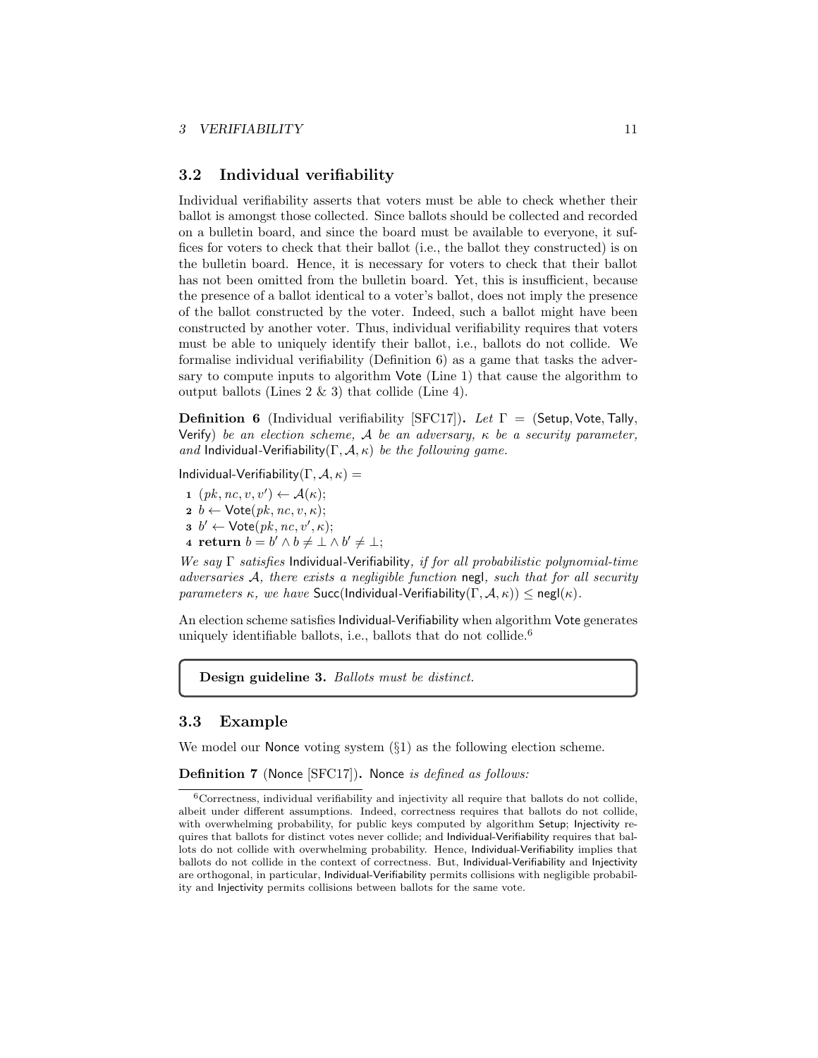### 3.2 Individual verifiability

Individual verifiability asserts that voters must be able to check whether their ballot is amongst those collected. Since ballots should be collected and recorded on a bulletin board, and since the board must be available to everyone, it suffices for voters to check that their ballot (i.e., the ballot they constructed) is on the bulletin board. Hence, it is necessary for voters to check that their ballot has not been omitted from the bulletin board. Yet, this is insufficient, because the presence of a ballot identical to a voter's ballot, does not imply the presence of the ballot constructed by the voter. Indeed, such a ballot might have been constructed by another voter. Thus, individual verifiability requires that voters must be able to uniquely identify their ballot, i.e., ballots do not collide. We formalise individual verifiability (Definition 6) as a game that tasks the adversary to compute inputs to algorithm Vote (Line 1) that cause the algorithm to output ballots (Lines 2 & 3) that collide (Line 4).

**Definition 6** (Individual verifiability [SFC17])**.** *Let* $\Gamma = (\mathsf{Setup}, \mathsf{Vote}, \mathsf{Tally}, \mathsf{Verify})$ *be an election scheme,* $\mathcal{A}$ *be an adversary,* $\kappa$ *be a security parameter, and* $\mathsf{Individual\text{-}Verifiability}(\Gamma, \mathcal{A}, \kappa)$ *be the following game.*

$\mathsf{Individual\text{-}Verifiability}(\Gamma, \mathcal{A}, \kappa) =$

1 $(pk, nc, v, v') \leftarrow \mathcal{A}(\kappa)$;
2 $b \leftarrow \mathsf{Vote}(pk, nc, v, \kappa)$;
3 $b' \leftarrow \mathsf{Vote}(pk, nc, v', \kappa)$;
4 **return** $b = b' \wedge b \neq \perp \wedge b' \neq \perp$;

*We say* $\Gamma$ *satisfies* Individual-Verifiability*, if for all probabilistic polynomial-time adversaries* $\mathcal{A}$*, there exists a negligible function* negl*, such that for all security parameters* $\kappa$*, we have* $\mathsf{Succ}(\mathsf{Individual\text{-}Verifiability}(\Gamma, \mathcal{A}, \kappa)) \leq \mathsf{negl}(\kappa)$*.*

An election scheme satisfies Individual-Verifiability when algorithm Vote generates uniquely identifiable ballots, i.e., ballots that do not collide.[6]

> **Design guideline 3.** *Ballots must be distinct.*

### 3.3 Example

We model our Nonce voting system (§1) as the following election scheme.

**Definition 7** (Nonce [SFC17])**.** Nonce *is defined as follows:*

[6] Correctness, individual verifiability and injectivity all require that ballots do not collide, albeit under different assumptions. Indeed, correctness requires that ballots do not collide, with overwhelming probability, for public keys computed by algorithm Setup; Injectivity requires that ballots for distinct votes never collide; and Individual-Verifiability requires that ballots do not collide with overwhelming probability. Hence, Individual-Verifiability implies that ballots do not collide in the context of correctness. But, Individual-Verifiability and Injectivity are orthogonal, in particular, Individual-Verifiability permits collisions with negligible probability and Injectivity permits collisions between ballots for the same vote.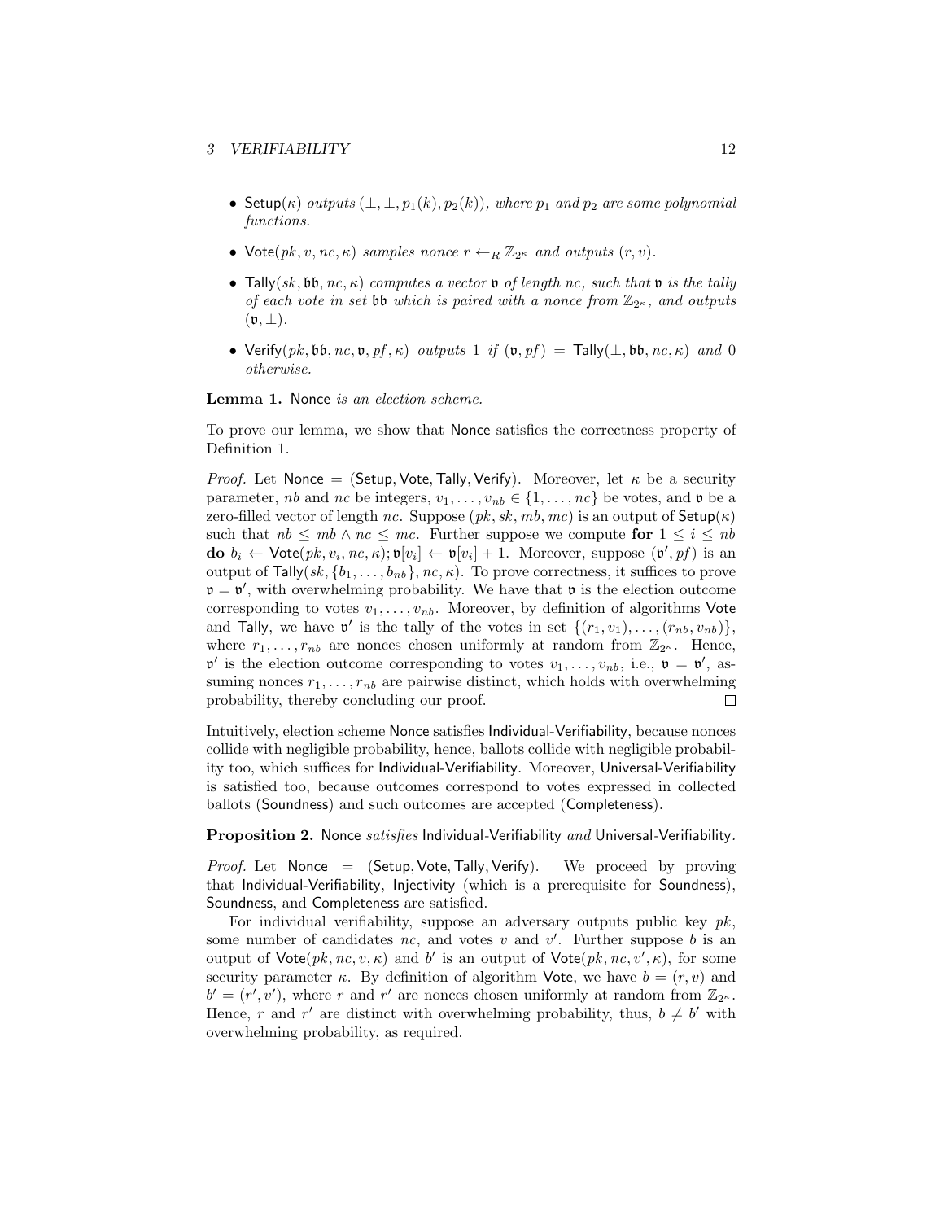- Setup($\kappa$) *outputs* $(\perp, \perp, p_1(k), p_2(k))$*, where* $p_1$ *and* $p_2$ *are some polynomial functions.*
- Vote($pk, v, nc, \kappa$) *samples nonce* $r \leftarrow_R \mathbb{Z}_{2^\kappa}$ *and outputs* $(r, v)$*.*
- Tally($sk, \mathfrak{bb}, nc, \kappa$) *computes a vector* $\mathfrak{v}$ *of length* $nc$*, such that* $\mathfrak{v}$ *is the tally of each vote in set* $\mathfrak{bb}$ *which is paired with a nonce from* $\mathbb{Z}_{2^\kappa}$*, and outputs* $(\mathfrak{v}, \perp)$*.*
- Verify($pk, \mathfrak{bb}, nc, \mathfrak{v}, pf, \kappa$) *outputs* 1 *if* $(\mathfrak{v}, pf) = \mathsf{Tally}(\perp, \mathfrak{bb}, nc, \kappa)$ *and* 0 *otherwise.*

**Lemma 1.** Nonce *is an election scheme.*

To prove our lemma, we show that Nonce satisfies the correctness property of Definition 1.

*Proof.* Let Nonce = (Setup, Vote, Tally, Verify). Moreover, let $\kappa$ be a security parameter, $nb$ and $nc$ be integers, $v_1, \ldots, v_{nb} \in \{1, \ldots, nc\}$ be votes, and $\mathfrak{v}$ be a zero-filled vector of length $nc$. Suppose $(pk, sk, mb, mc)$ is an output of Setup($\kappa$) such that $nb \leq mb \wedge nc \leq mc$. Further suppose we compute **for** $1 \leq i \leq nb$ **do** $b_i \leftarrow \mathsf{Vote}(pk, v_i, nc, \kappa); \mathfrak{v}[v_i] \leftarrow \mathfrak{v}[v_i] + 1$. Moreover, suppose $(\mathfrak{v}', pf)$ is an output of $\mathsf{Tally}(sk, \{b_1, \ldots, b_{nb}\}, nc, \kappa)$. To prove correctness, it suffices to prove $\mathfrak{v} = \mathfrak{v}'$, with overwhelming probability. We have that $\mathfrak{v}$ is the election outcome corresponding to votes $v_1, \ldots, v_{nb}$. Moreover, by definition of algorithms Vote and Tally, we have $\mathfrak{v}'$ is the tally of the votes in set $\{(r_1, v_1), \ldots, (r_{nb}, v_{nb})\}$, where $r_1, \ldots, r_{nb}$ are nonces chosen uniformly at random from $\mathbb{Z}_{2^\kappa}$. Hence, $\mathfrak{v}'$ is the election outcome corresponding to votes $v_1, \ldots, v_{nb}$, i.e., $\mathfrak{v} = \mathfrak{v}'$, assuming nonces $r_1, \ldots, r_{nb}$ are pairwise distinct, which holds with overwhelming probability, thereby concluding our proof. □

Intuitively, election scheme Nonce satisfies Individual-Verifiability, because nonces collide with negligible probability, hence, ballots collide with negligible probability too, which suffices for Individual-Verifiability. Moreover, Universal-Verifiability is satisfied too, because outcomes correspond to votes expressed in collected ballots (Soundness) and such outcomes are accepted (Completeness).

**Proposition 2.** Nonce *satisfies* Individual-Verifiability *and* Universal-Verifiability*.*

*Proof.* Let Nonce = (Setup, Vote, Tally, Verify). We proceed by proving that Individual-Verifiability, Injectivity (which is a prerequisite for Soundness), Soundness, and Completeness are satisfied.

For individual verifiability, suppose an adversary outputs public key $pk$, some number of candidates $nc$, and votes $v$ and $v'$. Further suppose $b$ is an output of $\mathsf{Vote}(pk, nc, v, \kappa)$ and $b'$ is an output of $\mathsf{Vote}(pk, nc, v', \kappa)$, for some security parameter $\kappa$. By definition of algorithm Vote, we have $b = (r, v)$ and $b' = (r', v')$, where $r$ and $r'$ are nonces chosen uniformly at random from $\mathbb{Z}_{2^\kappa}$. Hence, $r$ and $r'$ are distinct with overwhelming probability, thus, $b \neq b'$ with overwhelming probability, as required.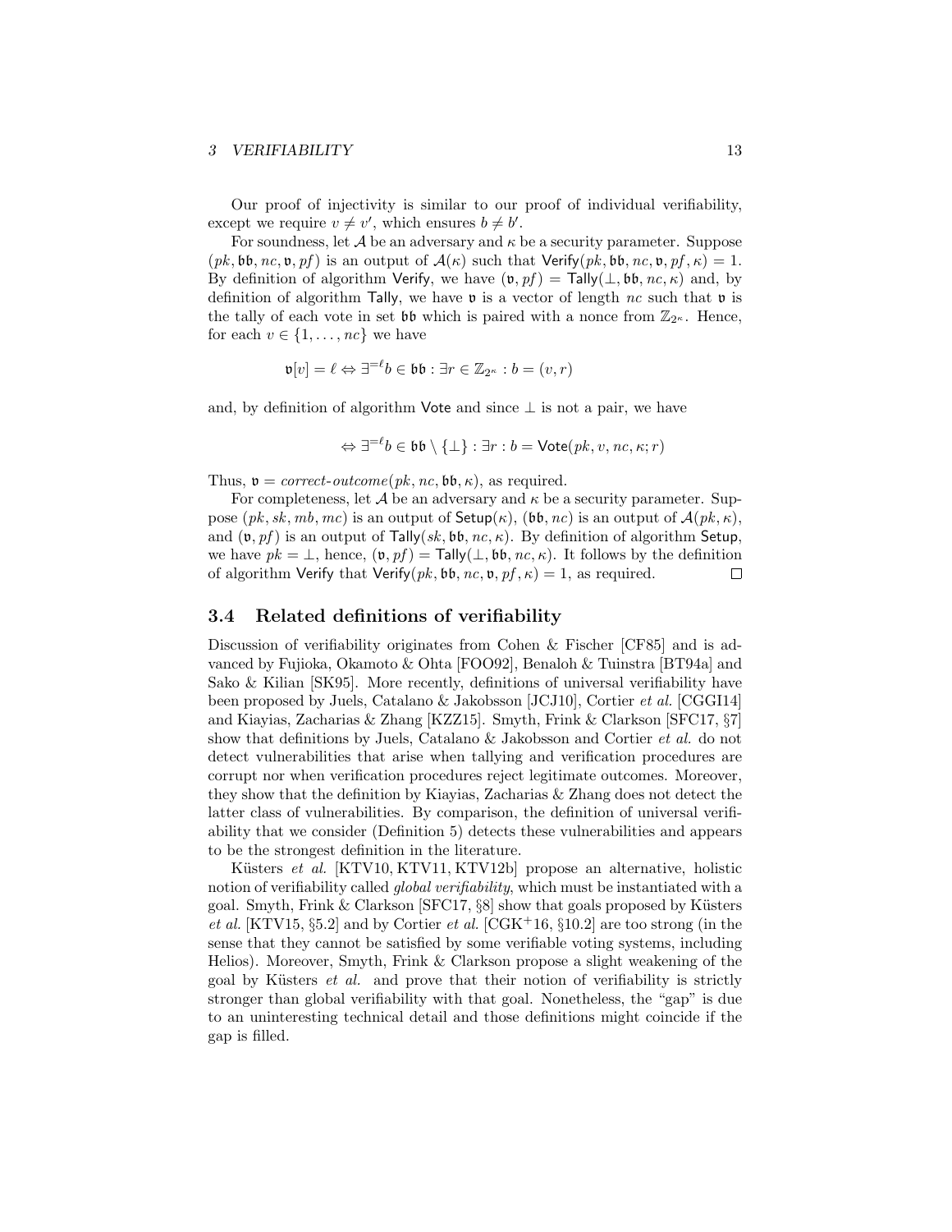Our proof of injectivity is similar to our proof of individual verifiability, except we require $v \neq v'$, which ensures $b \neq b'$.

For soundness, let $\mathcal{A}$ be an adversary and $\kappa$ be a security parameter. Suppose $(pk, \mathfrak{bb}, nc, \mathfrak{v}, pf)$ is an output of $\mathcal{A}(\kappa)$ such that $\mathsf{Verify}(pk, \mathfrak{bb}, nc, \mathfrak{v}, pf, \kappa) = 1$. By definition of algorithm $\mathsf{Verify}$, we have $(\mathfrak{v}, pf) = \mathsf{Tally}(\perp, \mathfrak{bb}, nc, \kappa)$ and, by definition of algorithm $\mathsf{Tally}$, we have $\mathfrak{v}$ is a vector of length $nc$ such that $\mathfrak{v}$ is the tally of each vote in set $\mathfrak{bb}$ which is paired with a nonce from $\mathbb{Z}_{2^\kappa}$. Hence, for each $v \in \{1, \ldots, nc\}$ we have

$$\mathfrak{v}[v] = \ell \Leftrightarrow \exists^{=\ell} b \in \mathfrak{bb} : \exists r \in \mathbb{Z}_{2^\kappa} : b = (v, r)$$

and, by definition of algorithm $\mathsf{Vote}$ and since $\perp$ is not a pair, we have

$$\Leftrightarrow \exists^{=\ell} b \in \mathfrak{bb} \setminus \{\perp\} : \exists r : b = \mathsf{Vote}(pk, v, nc, \kappa; r)$$

Thus, $\mathfrak{v} = \mathit{correct\text{-}outcome}(pk, nc, \mathfrak{bb}, \kappa)$, as required.

For completeness, let $\mathcal{A}$ be an adversary and $\kappa$ be a security parameter. Suppose $(pk, sk, mb, mc)$ is an output of $\mathsf{Setup}(\kappa)$, $(\mathfrak{bb}, nc)$ is an output of $\mathcal{A}(pk, \kappa)$, and $(\mathfrak{v}, pf)$ is an output of $\mathsf{Tally}(sk, \mathfrak{bb}, nc, \kappa)$. By definition of algorithm $\mathsf{Setup}$, we have $pk = \perp$, hence, $(\mathfrak{v}, pf) = \mathsf{Tally}(\perp, \mathfrak{bb}, nc, \kappa)$. It follows by the definition of algorithm $\mathsf{Verify}$ that $\mathsf{Verify}(pk, \mathfrak{bb}, nc, \mathfrak{v}, pf, \kappa) = 1$, as required. $\square$

### 3.4 Related definitions of verifiability

Discussion of verifiability originates from Cohen & Fischer [CF85] and is advanced by Fujioka, Okamoto & Ohta [FOO92], Benaloh & Tuinstra [BT94a] and Sako & Kilian [SK95]. More recently, definitions of universal verifiability have been proposed by Juels, Catalano & Jakobsson [JCJ10], Cortier *et al.* [CGGI14] and Kiayias, Zacharias & Zhang [KZZ15]. Smyth, Frink & Clarkson [SFC17, §7] show that definitions by Juels, Catalano & Jakobsson and Cortier *et al.* do not detect vulnerabilities that arise when tallying and verification procedures are corrupt nor when verification procedures reject legitimate outcomes. Moreover, they show that the definition by Kiayias, Zacharias & Zhang does not detect the latter class of vulnerabilities. By comparison, the definition of universal verifiability that we consider (Definition 5) detects these vulnerabilities and appears to be the strongest definition in the literature.

Küsters *et al.* [KTV10, KTV11, KTV12b] propose an alternative, holistic notion of verifiability called *global verifiability*, which must be instantiated with a goal. Smyth, Frink & Clarkson [SFC17, §8] show that goals proposed by Küsters *et al.* [KTV15, §5.2] and by Cortier *et al.* [CGK+16, §10.2] are too strong (in the sense that they cannot be satisfied by some verifiable voting systems, including Helios). Moreover, Smyth, Frink & Clarkson propose a slight weakening of the goal by Küsters *et al.* and prove that their notion of verifiability is strictly stronger than global verifiability with that goal. Nonetheless, the "gap" is due to an uninteresting technical detail and those definitions might coincide if the gap is filled.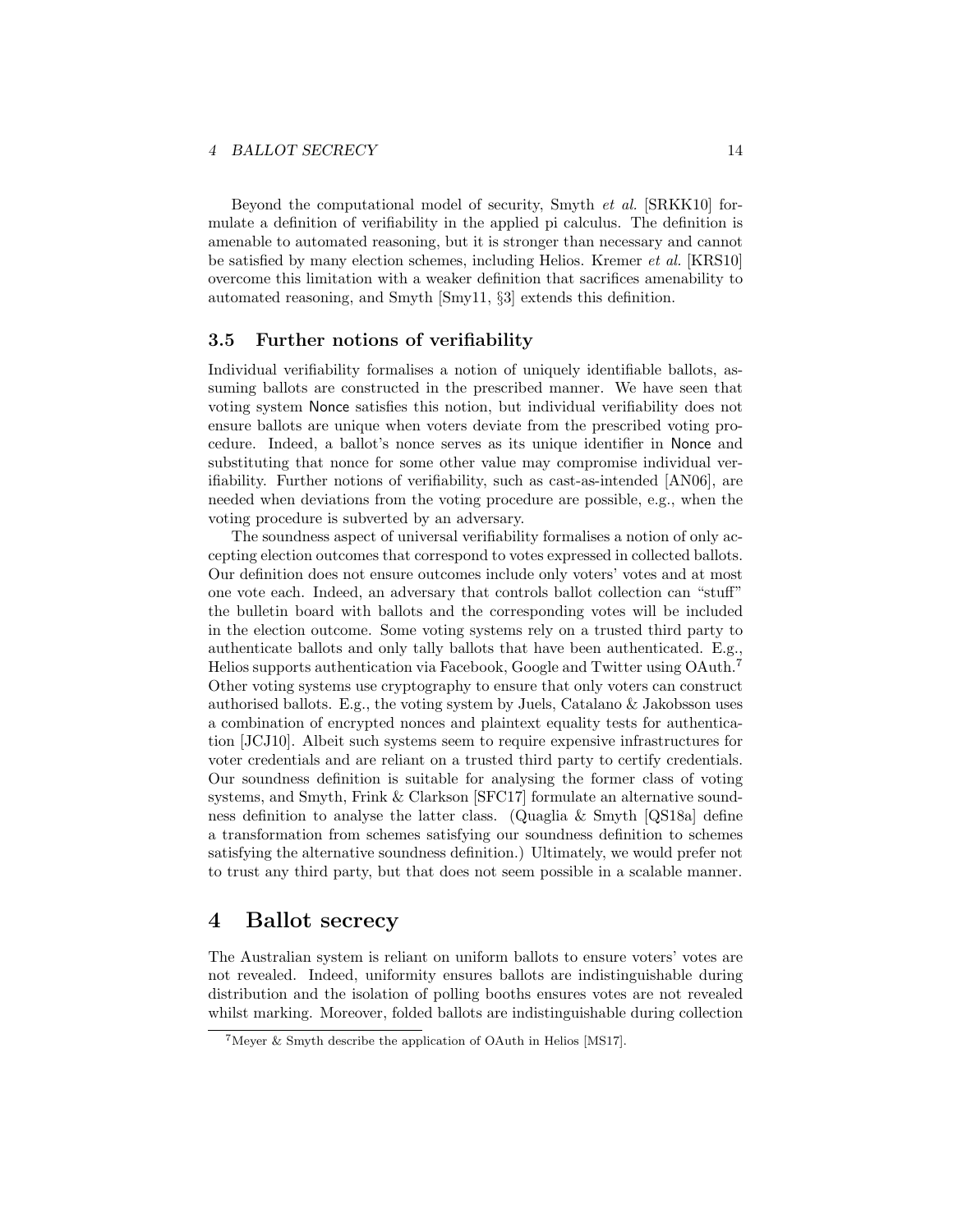Beyond the computational model of security, Smyth *et al.* [SRKK10] formulate a definition of verifiability in the applied pi calculus. The definition is amenable to automated reasoning, but it is stronger than necessary and cannot be satisfied by many election schemes, including Helios. Kremer *et al.* [KRS10] overcome this limitation with a weaker definition that sacrifices amenability to automated reasoning, and Smyth [Smy11, §3] extends this definition.

### 3.5 Further notions of verifiability

Individual verifiability formalises a notion of uniquely identifiable ballots, assuming ballots are constructed in the prescribed manner. We have seen that voting system Nonce satisfies this notion, but individual verifiability does not ensure ballots are unique when voters deviate from the prescribed voting procedure. Indeed, a ballot's nonce serves as its unique identifier in Nonce and substituting that nonce for some other value may compromise individual verifiability. Further notions of verifiability, such as cast-as-intended [AN06], are needed when deviations from the voting procedure are possible, e.g., when the voting procedure is subverted by an adversary.

The soundness aspect of universal verifiability formalises a notion of only accepting election outcomes that correspond to votes expressed in collected ballots. Our definition does not ensure outcomes include only voters' votes and at most one vote each. Indeed, an adversary that controls ballot collection can "stuff" the bulletin board with ballots and the corresponding votes will be included in the election outcome. Some voting systems rely on a trusted third party to authenticate ballots and only tally ballots that have been authenticated. E.g., Helios supports authentication via Facebook, Google and Twitter using OAuth.[7] Other voting systems use cryptography to ensure that only voters can construct authorised ballots. E.g., the voting system by Juels, Catalano & Jakobsson uses a combination of encrypted nonces and plaintext equality tests for authentication [JCJ10]. Albeit such systems seem to require expensive infrastructures for voter credentials and are reliant on a trusted third party to certify credentials. Our soundness definition is suitable for analysing the former class of voting systems, and Smyth, Frink & Clarkson [SFC17] formulate an alternative soundness definition to analyse the latter class. (Quaglia & Smyth [QS18a] define a transformation from schemes satisfying our soundness definition to schemes satisfying the alternative soundness definition.) Ultimately, we would prefer not to trust any third party, but that does not seem possible in a scalable manner.

## 4 Ballot secrecy

The Australian system is reliant on uniform ballots to ensure voters' votes are not revealed. Indeed, uniformity ensures ballots are indistinguishable during distribution and the isolation of polling booths ensures votes are not revealed whilst marking. Moreover, folded ballots are indistinguishable during collection

[7] Meyer & Smyth describe the application of OAuth in Helios [MS17].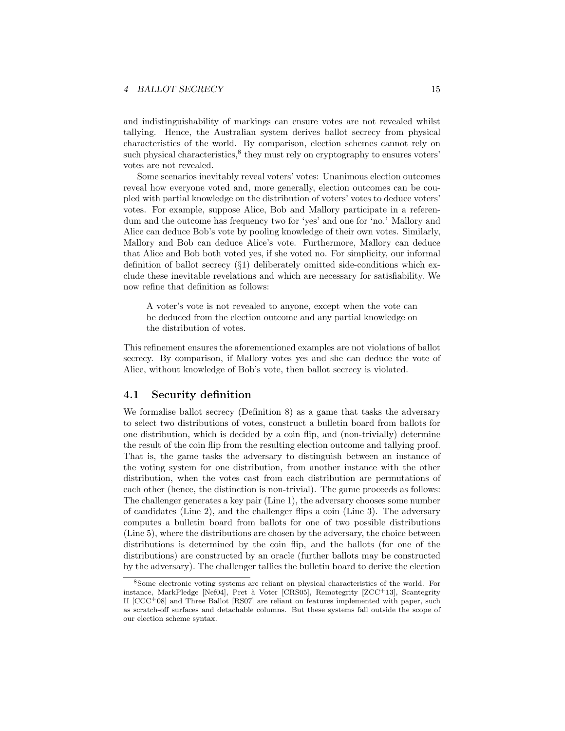and indistinguishability of markings can ensure votes are not revealed whilst tallying. Hence, the Australian system derives ballot secrecy from physical characteristics of the world. By comparison, election schemes cannot rely on such physical characteristics,[8] they must rely on cryptography to ensures voters' votes are not revealed.

Some scenarios inevitably reveal voters' votes: Unanimous election outcomes reveal how everyone voted and, more generally, election outcomes can be coupled with partial knowledge on the distribution of voters' votes to deduce voters' votes. For example, suppose Alice, Bob and Mallory participate in a referendum and the outcome has frequency two for 'yes' and one for 'no.' Mallory and Alice can deduce Bob's vote by pooling knowledge of their own votes. Similarly, Mallory and Bob can deduce Alice's vote. Furthermore, Mallory can deduce that Alice and Bob both voted yes, if she voted no. For simplicity, our informal definition of ballot secrecy (§1) deliberately omitted side-conditions which exclude these inevitable revelations and which are necessary for satisfiability. We now refine that definition as follows:

> A voter's vote is not revealed to anyone, except when the vote can be deduced from the election outcome and any partial knowledge on the distribution of votes.

This refinement ensures the aforementioned examples are not violations of ballot secrecy. By comparison, if Mallory votes yes and she can deduce the vote of Alice, without knowledge of Bob's vote, then ballot secrecy is violated.

## 4.1 Security definition

We formalise ballot secrecy (Definition 8) as a game that tasks the adversary to select two distributions of votes, construct a bulletin board from ballots for one distribution, which is decided by a coin flip, and (non-trivially) determine the result of the coin flip from the resulting election outcome and tallying proof. That is, the game tasks the adversary to distinguish between an instance of the voting system for one distribution, from another instance with the other distribution, when the votes cast from each distribution are permutations of each other (hence, the distinction is non-trivial). The game proceeds as follows: The challenger generates a key pair (Line 1), the adversary chooses some number of candidates (Line 2), and the challenger flips a coin (Line 3). The adversary computes a bulletin board from ballots for one of two possible distributions (Line 5), where the distributions are chosen by the adversary, the choice between distributions is determined by the coin flip, and the ballots (for one of the distributions) are constructed by an oracle (further ballots may be constructed by the adversary). The challenger tallies the bulletin board to derive the election

[8] Some electronic voting systems are reliant on physical characteristics of the world. For instance, MarkPledge [Nef04], Pret à Voter [CRS05], Remotegrity [ZCC+13], Scantegrity II [CCC+08] and Three Ballot [RS07] are reliant on features implemented with paper, such as scratch-off surfaces and detachable columns. But these systems fall outside the scope of our election scheme syntax.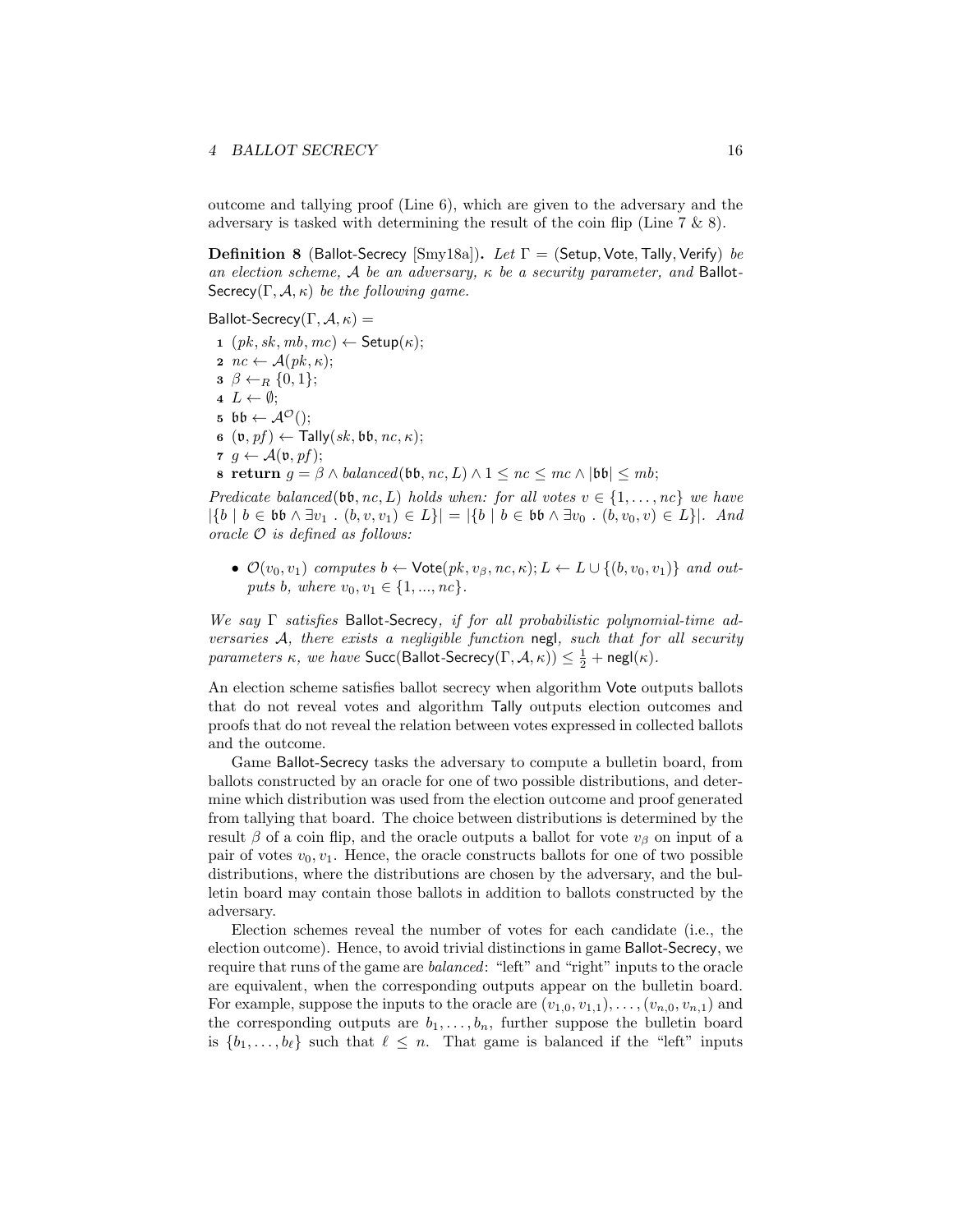outcome and tallying proof (Line 6), which are given to the adversary and the adversary is tasked with determining the result of the coin flip (Line 7 & 8).

**Definition 8** (Ballot-Secrecy [Smy18a])**.** *Let $\Gamma = (\mathsf{Setup}, \mathsf{Vote}, \mathsf{Tally}, \mathsf{Verify})$ be an election scheme, $\mathcal{A}$ be an adversary, $\kappa$ be a security parameter, and* Ballot-Secrecy$(\Gamma, \mathcal{A}, \kappa)$ *be the following game.*

Ballot-Secrecy$(\Gamma, \mathcal{A}, \kappa)$ =

1. $(pk, sk, mb, mc) \leftarrow \mathsf{Setup}(\kappa)$;
2. $nc \leftarrow \mathcal{A}(pk, \kappa)$;
3. $\beta \leftarrow_R \{0, 1\}$;
4. $L \leftarrow \emptyset$;
5. $\mathfrak{bb} \leftarrow \mathcal{A}^{\mathcal{O}}()$;
6. $(\mathfrak{v}, pf) \leftarrow \mathsf{Tally}(sk, \mathfrak{bb}, nc, \kappa)$;
7. $g \leftarrow \mathcal{A}(\mathfrak{v}, pf)$;
8. **return** $g = \beta \wedge balanced(\mathfrak{bb}, nc, L) \wedge 1 \leq nc \leq mc \wedge |\mathfrak{bb}| \leq mb$;

*Predicate $balanced(\mathfrak{bb}, nc, L)$ holds when: for all votes $v \in \{1, \ldots, nc\}$ we have $|\{b \mid b \in \mathfrak{bb} \wedge \exists v_1 \,.\, (b, v, v_1) \in L\}| = |\{b \mid b \in \mathfrak{bb} \wedge \exists v_0 \,.\, (b, v_0, v) \in L\}|$. And oracle $\mathcal{O}$ is defined as follows:*

- *$\mathcal{O}(v_0, v_1)$ computes $b \leftarrow \mathsf{Vote}(pk, v_\beta, nc, \kappa); L \leftarrow L \cup \{(b, v_0, v_1)\}$ and outputs $b$, where $v_0, v_1 \in \{1, ..., nc\}$.*

*We say $\Gamma$ satisfies* Ballot-Secrecy*, if for all probabilistic polynomial-time adversaries $\mathcal{A}$, there exists a negligible function* negl*, such that for all security parameters $\kappa$, we have $\mathsf{Succ}(\mathsf{Ballot\text{-}Secrecy}(\Gamma, \mathcal{A}, \kappa)) \leq \frac{1}{2} + \mathsf{negl}(\kappa)$.*

An election scheme satisfies ballot secrecy when algorithm Vote outputs ballots that do not reveal votes and algorithm Tally outputs election outcomes and proofs that do not reveal the relation between votes expressed in collected ballots and the outcome.

Game Ballot-Secrecy tasks the adversary to compute a bulletin board, from ballots constructed by an oracle for one of two possible distributions, and determine which distribution was used from the election outcome and proof generated from tallying that board. The choice between distributions is determined by the result $\beta$ of a coin flip, and the oracle outputs a ballot for vote $v_\beta$ on input of a pair of votes $v_0, v_1$. Hence, the oracle constructs ballots for one of two possible distributions, where the distributions are chosen by the adversary, and the bulletin board may contain those ballots in addition to ballots constructed by the adversary.

Election schemes reveal the number of votes for each candidate (i.e., the election outcome). Hence, to avoid trivial distinctions in game Ballot-Secrecy, we require that runs of the game are *balanced*: "left" and "right" inputs to the oracle are equivalent, when the corresponding outputs appear on the bulletin board. For example, suppose the inputs to the oracle are $(v_{1,0}, v_{1,1}), \ldots, (v_{n,0}, v_{n,1})$ and the corresponding outputs are $b_1, \ldots, b_n$, further suppose the bulletin board is $\{b_1, \ldots, b_\ell\}$ such that $\ell \leq n$. That game is balanced if the "left" inputs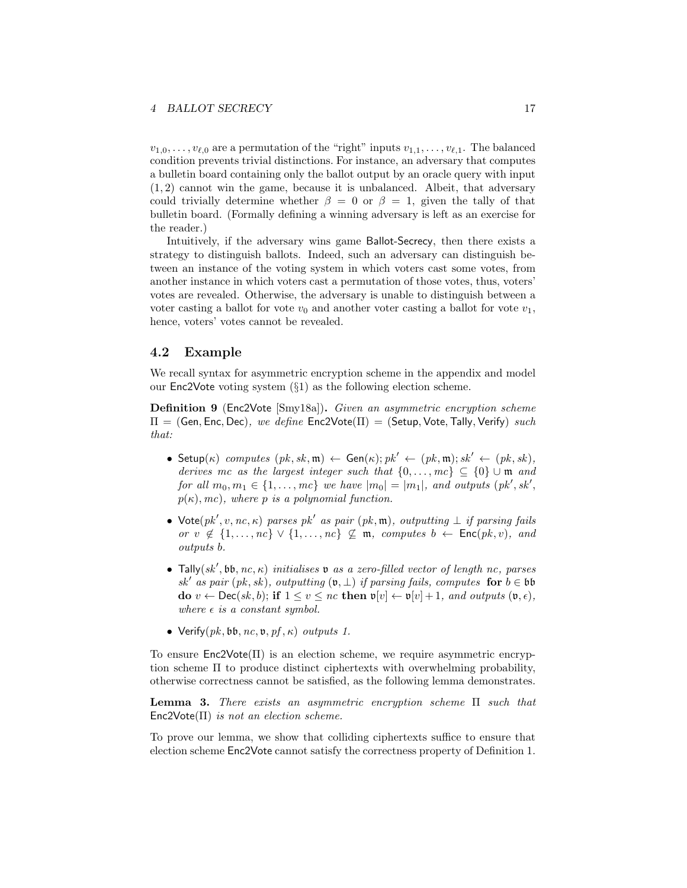$v_{1,0}, \ldots, v_{\ell,0}$ are a permutation of the "right" inputs $v_{1,1}, \ldots, v_{\ell,1}$. The balanced condition prevents trivial distinctions. For instance, an adversary that computes a bulletin board containing only the ballot output by an oracle query with input $(1, 2)$ cannot win the game, because it is unbalanced. Albeit, that adversary could trivially determine whether $\beta = 0$ or $\beta = 1$, given the tally of that bulletin board. (Formally defining a winning adversary is left as an exercise for the reader.)

Intuitively, if the adversary wins game Ballot-Secrecy, then there exists a strategy to distinguish ballots. Indeed, such an adversary can distinguish between an instance of the voting system in which voters cast some votes, from another instance in which voters cast a permutation of those votes, thus, voters' votes are revealed. Otherwise, the adversary is unable to distinguish between a voter casting a ballot for vote $v_0$ and another voter casting a ballot for vote $v_1$, hence, voters' votes cannot be revealed.

## 4.2 Example

We recall syntax for asymmetric encryption scheme in the appendix and model our Enc2Vote voting system (§1) as the following election scheme.

**Definition 9** (Enc2Vote [Smy18a])**.** *Given an asymmetric encryption scheme $\Pi = (\mathsf{Gen}, \mathsf{Enc}, \mathsf{Dec})$, we define $\mathsf{Enc2Vote}(\Pi) = (\mathsf{Setup}, \mathsf{Vote}, \mathsf{Tally}, \mathsf{Verify})$ such that:*

- $\mathsf{Setup}(\kappa)$ *computes $(pk, sk, \mathfrak{m}) \leftarrow \mathsf{Gen}(\kappa); pk' \leftarrow (pk, \mathfrak{m}); sk' \leftarrow (pk, sk)$, derives $mc$ as the largest integer such that $\{0, \ldots, mc\} \subseteq \{0\} \cup \mathfrak{m}$ and for all $m_0, m_1 \in \{1, \ldots, mc\}$ we have $|m_0| = |m_1|$, and outputs $(pk', sk', p(\kappa), mc)$, where $p$ is a polynomial function.*
- $\mathsf{Vote}(pk', v, nc, \kappa)$ *parses $pk'$ as pair $(pk, \mathfrak{m})$, outputting $\perp$ if parsing fails or $v \notin \{1, \ldots, nc\} \vee \{1, \ldots, nc\} \not\subseteq \mathfrak{m}$, computes $b \leftarrow \mathsf{Enc}(pk, v)$, and outputs $b$.*
- $\mathsf{Tally}(sk', \mathfrak{bb}, nc, \kappa)$ *initialises $\mathfrak{v}$ as a zero-filled vector of length $nc$, parses $sk'$ as pair $(pk, sk)$, outputting $(\mathfrak{v}, \perp)$ if parsing fails, computes* **for** $b \in \mathfrak{bb}$ **do** $v \leftarrow \mathsf{Dec}(sk, b)$; **if** $1 \leq v \leq nc$ **then** $\mathfrak{v}[v] \leftarrow \mathfrak{v}[v] + 1$*, and outputs $(\mathfrak{v}, \epsilon)$, where $\epsilon$ is a constant symbol.*
- $\mathsf{Verify}(pk, \mathfrak{bb}, nc, \mathfrak{v}, pf, \kappa)$ *outputs 1.*

To ensure $\mathsf{Enc2Vote}(\Pi)$ is an election scheme, we require asymmetric encryption scheme $\Pi$ to produce distinct ciphertexts with overwhelming probability, otherwise correctness cannot be satisfied, as the following lemma demonstrates.

**Lemma 3.** *There exists an asymmetric encryption scheme $\Pi$ such that $\mathsf{Enc2Vote}(\Pi)$ is not an election scheme.*

To prove our lemma, we show that colliding ciphertexts suffice to ensure that election scheme Enc2Vote cannot satisfy the correctness property of Definition 1.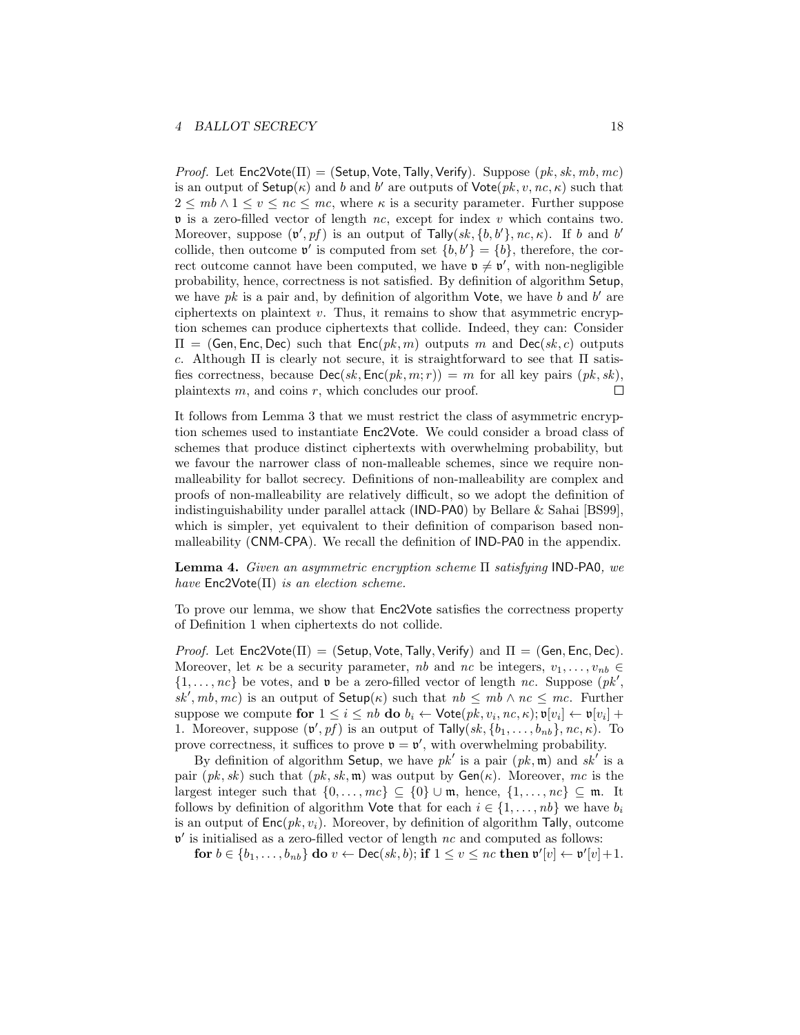*Proof.* Let $\mathsf{Enc2Vote}(\Pi) = (\mathsf{Setup}, \mathsf{Vote}, \mathsf{Tally}, \mathsf{Verify})$. Suppose $(pk, sk, mb, mc)$ is an output of $\mathsf{Setup}(\kappa)$ and $b$ and $b'$ are outputs of $\mathsf{Vote}(pk, v, nc, \kappa)$ such that $2 \leq mb \wedge 1 \leq v \leq nc \leq mc$, where $\kappa$ is a security parameter. Further suppose $\mathfrak{v}$ is a zero-filled vector of length $nc$, except for index $v$ which contains two. Moreover, suppose $(\mathfrak{v}', pf)$ is an output of $\mathsf{Tally}(sk, \{b, b'\}, nc, \kappa)$. If $b$ and $b'$ collide, then outcome $\mathfrak{v}'$ is computed from set $\{b, b'\} = \{b\}$, therefore, the correct outcome cannot have been computed, we have $\mathfrak{v} \neq \mathfrak{v}'$, with non-negligible probability, hence, correctness is not satisfied. By definition of algorithm $\mathsf{Setup}$, we have $pk$ is a pair and, by definition of algorithm $\mathsf{Vote}$, we have $b$ and $b'$ are ciphertexts on plaintext $v$. Thus, it remains to show that asymmetric encryption schemes can produce ciphertexts that collide. Indeed, they can: Consider $\Pi = (\mathsf{Gen}, \mathsf{Enc}, \mathsf{Dec})$ such that $\mathsf{Enc}(pk, m)$ outputs $m$ and $\mathsf{Dec}(sk, c)$ outputs $c$. Although $\Pi$ is clearly not secure, it is straightforward to see that $\Pi$ satisfies correctness, because $\mathsf{Dec}(sk, \mathsf{Enc}(pk, m; r)) = m$ for all key pairs $(pk, sk)$, plaintexts $m$, and coins $r$, which concludes our proof. □

It follows from Lemma 3 that we must restrict the class of asymmetric encryption schemes used to instantiate Enc2Vote. We could consider a broad class of schemes that produce distinct ciphertexts with overwhelming probability, but we favour the narrower class of non-malleable schemes, since we require non-malleability for ballot secrecy. Definitions of non-malleability are complex and proofs of non-malleability are relatively difficult, so we adopt the definition of indistinguishability under parallel attack (IND-PA0) by Bellare & Sahai [BS99], which is simpler, yet equivalent to their definition of comparison based non-malleability (CNM-CPA). We recall the definition of IND-PA0 in the appendix.

**Lemma 4.** *Given an asymmetric encryption scheme $\Pi$ satisfying* IND-PA0*, we have* $\mathsf{Enc2Vote}(\Pi)$ *is an election scheme.*

To prove our lemma, we show that Enc2Vote satisfies the correctness property of Definition 1 when ciphertexts do not collide.

*Proof.* Let $\mathsf{Enc2Vote}(\Pi) = (\mathsf{Setup}, \mathsf{Vote}, \mathsf{Tally}, \mathsf{Verify})$ and $\Pi = (\mathsf{Gen}, \mathsf{Enc}, \mathsf{Dec})$. Moreover, let $\kappa$ be a security parameter, $nb$ and $nc$ be integers, $v_1, \ldots, v_{nb} \in \{1, \ldots, nc\}$ be votes, and $\mathfrak{v}$ be a zero-filled vector of length $nc$. Suppose $(pk', sk', mb, mc)$ is an output of $\mathsf{Setup}(\kappa)$ such that $nb \leq mb \wedge nc \leq mc$. Further suppose we compute **for** $1 \leq i \leq nb$ **do** $b_i \leftarrow \mathsf{Vote}(pk, v_i, nc, \kappa); \mathfrak{v}[v_i] \leftarrow \mathfrak{v}[v_i] + 1$. Moreover, suppose $(\mathfrak{v}', pf)$ is an output of $\mathsf{Tally}(sk, \{b_1, \ldots, b_{nb}\}, nc, \kappa)$. To prove correctness, it suffices to prove $\mathfrak{v} = \mathfrak{v}'$, with overwhelming probability.

By definition of algorithm $\mathsf{Setup}$, we have $pk'$ is a pair $(pk, \mathfrak{m})$ and $sk'$ is a pair $(pk, sk)$ such that $(pk, sk, \mathfrak{m})$ was output by $\mathsf{Gen}(\kappa)$. Moreover, $mc$ is the largest integer such that $\{0, \ldots, mc\} \subseteq \{0\} \cup \mathfrak{m}$, hence, $\{1, \ldots, nc\} \subseteq \mathfrak{m}$. It follows by definition of algorithm $\mathsf{Vote}$ that for each $i \in \{1, \ldots, nb\}$ we have $b_i$ is an output of $\mathsf{Enc}(pk, v_i)$. Moreover, by definition of algorithm $\mathsf{Tally}$, outcome $\mathfrak{v}'$ is initialised as a zero-filled vector of length $nc$ and computed as follows:

**for** $b \in \{b_1, \ldots, b_{nb}\}$ **do** $v \leftarrow \mathsf{Dec}(sk, b)$; **if** $1 \leq v \leq nc$ **then** $\mathfrak{v}'[v] \leftarrow \mathfrak{v}'[v] + 1$.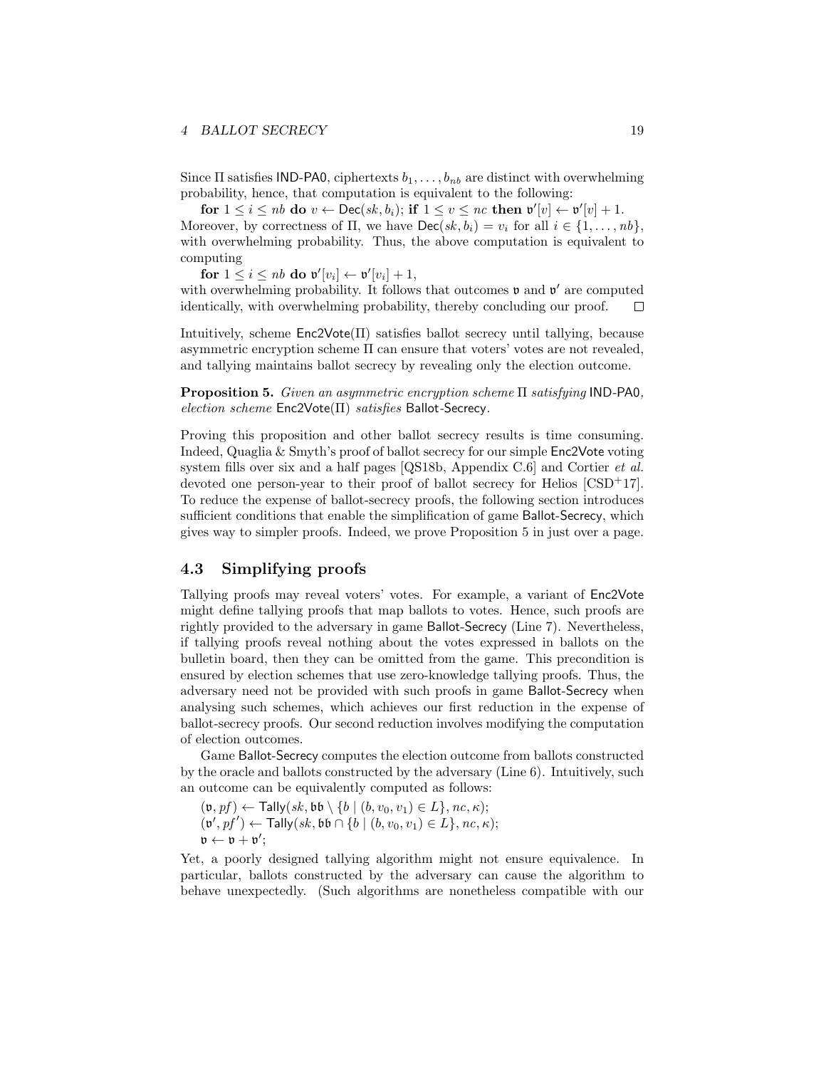Since $\Pi$ satisfies IND-PA0, ciphertexts $b_1, \dots, b_{nb}$ are distinct with overwhelming probability, hence, that computation is equivalent to the following:

**for** $1 \leq i \leq nb$ **do** $v \leftarrow \mathsf{Dec}(sk, b_i)$; **if** $1 \leq v \leq nc$ **then** $\mathfrak{v}'[v] \leftarrow \mathfrak{v}'[v] + 1$.

Moreover, by correctness of $\Pi$, we have $\mathsf{Dec}(sk, b_i) = v_i$ for all $i \in \{1, \dots, nb\}$, with overwhelming probability. Thus, the above computation is equivalent to computing

**for** $1 \leq i \leq nb$ **do** $\mathfrak{v}'[v_i] \leftarrow \mathfrak{v}'[v_i] + 1$,

with overwhelming probability. It follows that outcomes $\mathfrak{v}$ and $\mathfrak{v}'$ are computed identically, with overwhelming probability, thereby concluding our proof. □

Intuitively, scheme $\mathsf{Enc2Vote}(\Pi)$ satisfies ballot secrecy until tallying, because asymmetric encryption scheme $\Pi$ can ensure that voters' votes are not revealed, and tallying maintains ballot secrecy by revealing only the election outcome.

**Proposition 5.** *Given an asymmetric encryption scheme* $\Pi$ *satisfying* IND-PA0*, election scheme* $\mathsf{Enc2Vote}(\Pi)$ *satisfies* Ballot-Secrecy.

Proving this proposition and other ballot secrecy results is time consuming. Indeed, Quaglia & Smyth's proof of ballot secrecy for our simple Enc2Vote voting system fills over six and a half pages [QS18b, Appendix C.6] and Cortier *et al.* devoted one person-year to their proof of ballot secrecy for Helios [CSD+17]. To reduce the expense of ballot-secrecy proofs, the following section introduces sufficient conditions that enable the simplification of game Ballot-Secrecy, which gives way to simpler proofs. Indeed, we prove Proposition 5 in just over a page.

## 4.3 Simplifying proofs

Tallying proofs may reveal voters' votes. For example, a variant of Enc2Vote might define tallying proofs that map ballots to votes. Hence, such proofs are rightly provided to the adversary in game Ballot-Secrecy (Line 7). Nevertheless, if tallying proofs reveal nothing about the votes expressed in ballots on the bulletin board, then they can be omitted from the game. This precondition is ensured by election schemes that use zero-knowledge tallying proofs. Thus, the adversary need not be provided with such proofs in game Ballot-Secrecy when analysing such schemes, which achieves our first reduction in the expense of ballot-secrecy proofs. Our second reduction involves modifying the computation of election outcomes.

Game Ballot-Secrecy computes the election outcome from ballots constructed by the oracle and ballots constructed by the adversary (Line 6). Intuitively, such an outcome can be equivalently computed as follows:

$(\mathfrak{v}, pf) \leftarrow \mathsf{Tally}(sk, \mathfrak{bb} \setminus \{b \mid (b, v_0, v_1) \in L\}, nc, \kappa)$;
$(\mathfrak{v}', pf') \leftarrow \mathsf{Tally}(sk, \mathfrak{bb} \cap \{b \mid (b, v_0, v_1) \in L\}, nc, \kappa)$;
$\mathfrak{v} \leftarrow \mathfrak{v} + \mathfrak{v}'$;

Yet, a poorly designed tallying algorithm might not ensure equivalence. In particular, ballots constructed by the adversary can cause the algorithm to behave unexpectedly. (Such algorithms are nonetheless compatible with our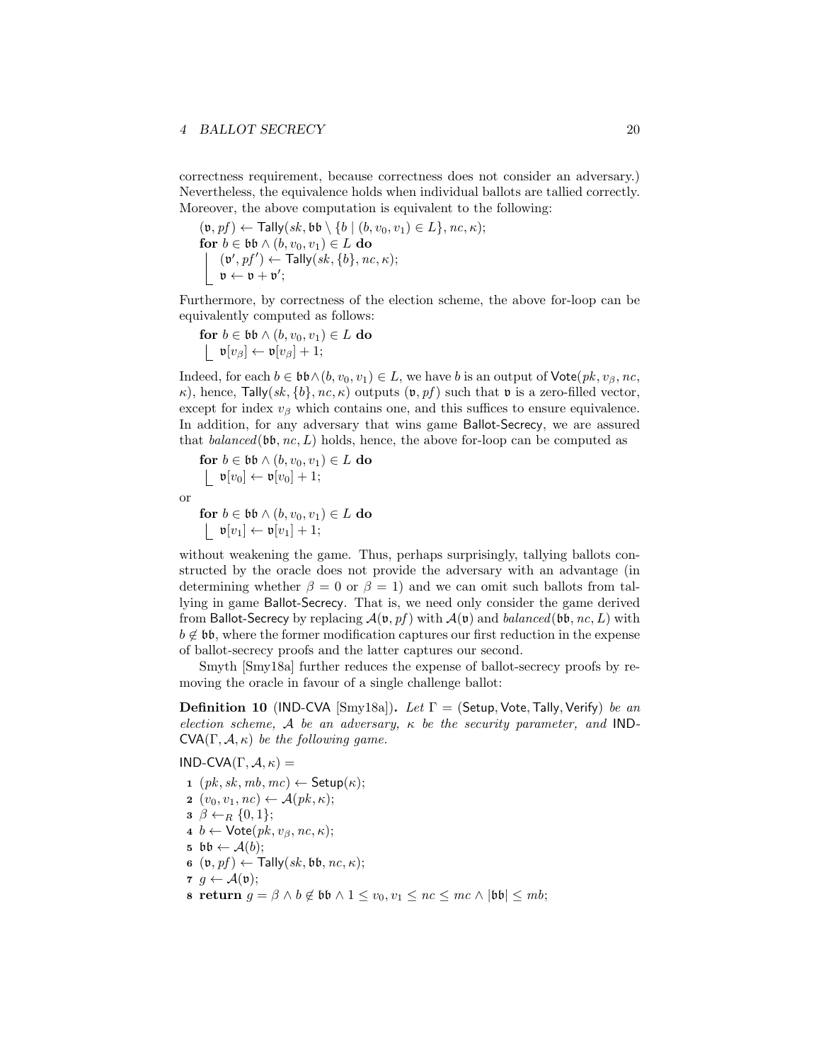correctness requirement, because correctness does not consider an adversary.) Nevertheless, the equivalence holds when individual ballots are tallied correctly. Moreover, the above computation is equivalent to the following:

$(\mathfrak{v}, pf) \leftarrow \mathsf{Tally}(sk, \mathfrak{bb} \setminus \{b \mid (b, v_0, v_1) \in L\}, nc, \kappa)$;
**for** $b \in \mathfrak{bb} \wedge (b, v_0, v_1) \in L$ **do**
  $(\mathfrak{v}', pf') \leftarrow \mathsf{Tally}(sk, \{b\}, nc, \kappa)$;
  $\mathfrak{v} \leftarrow \mathfrak{v} + \mathfrak{v}'$;

Furthermore, by correctness of the election scheme, the above for-loop can be equivalently computed as follows:

**for** $b \in \mathfrak{bb} \wedge (b, v_0, v_1) \in L$ **do**
  $\mathfrak{v}[v_\beta] \leftarrow \mathfrak{v}[v_\beta] + 1$;

Indeed, for each $b \in \mathfrak{bb} \wedge (b, v_0, v_1) \in L$, we have $b$ is an output of $\mathsf{Vote}(pk, v_\beta, nc, \kappa)$, hence, $\mathsf{Tally}(sk, \{b\}, nc, \kappa)$ outputs $(\mathfrak{v}, pf)$ such that $\mathfrak{v}$ is a zero-filled vector, except for index $v_\beta$ which contains one, and this suffices to ensure equivalence. In addition, for any adversary that wins game Ballot-Secrecy, we are assured that *balanced*$(\mathfrak{bb}, nc, L)$ holds, hence, the above for-loop can be computed as

**for** $b \in \mathfrak{bb} \wedge (b, v_0, v_1) \in L$ **do**
  $\mathfrak{v}[v_0] \leftarrow \mathfrak{v}[v_0] + 1$;

or

**for** $b \in \mathfrak{bb} \wedge (b, v_0, v_1) \in L$ **do**
  $\mathfrak{v}[v_1] \leftarrow \mathfrak{v}[v_1] + 1$;

without weakening the game. Thus, perhaps surprisingly, tallying ballots constructed by the oracle does not provide the adversary with an advantage (in determining whether $\beta = 0$ or $\beta = 1$) and we can omit such ballots from tallying in game Ballot-Secrecy. That is, we need only consider the game derived from Ballot-Secrecy by replacing $\mathcal{A}(\mathfrak{v}, pf)$ with $\mathcal{A}(\mathfrak{v})$ and *balanced*$(\mathfrak{bb}, nc, L)$ with $b \notin \mathfrak{bb}$, where the former modification captures our first reduction in the expense of ballot-secrecy proofs and the latter captures our second.

Smyth [Smy18a] further reduces the expense of ballot-secrecy proofs by removing the oracle in favour of a single challenge ballot:

**Definition 10** (IND-CVA [Smy18a]). *Let $\Gamma = (\mathsf{Setup}, \mathsf{Vote}, \mathsf{Tally}, \mathsf{Verify})$ be an election scheme, $\mathcal{A}$ be an adversary, $\kappa$ be the security parameter, and IND-CVA$(\Gamma, \mathcal{A}, \kappa)$ be the following game.*

IND-CVA$(\Gamma, \mathcal{A}, \kappa)$ =

1 $(pk, sk, mb, mc) \leftarrow \mathsf{Setup}(\kappa)$;
2 $(v_0, v_1, nc) \leftarrow \mathcal{A}(pk, \kappa)$;
3 $\beta \leftarrow_R \{0, 1\}$;
4 $b \leftarrow \mathsf{Vote}(pk, v_\beta, nc, \kappa)$;
5 $\mathfrak{bb} \leftarrow \mathcal{A}(b)$;
6 $(\mathfrak{v}, pf) \leftarrow \mathsf{Tally}(sk, \mathfrak{bb}, nc, \kappa)$;
7 $g \leftarrow \mathcal{A}(\mathfrak{v})$;
8 **return** $g = \beta \wedge b \notin \mathfrak{bb} \wedge 1 \leq v_0, v_1 \leq nc \leq mc \wedge |\mathfrak{bb}| \leq mb$;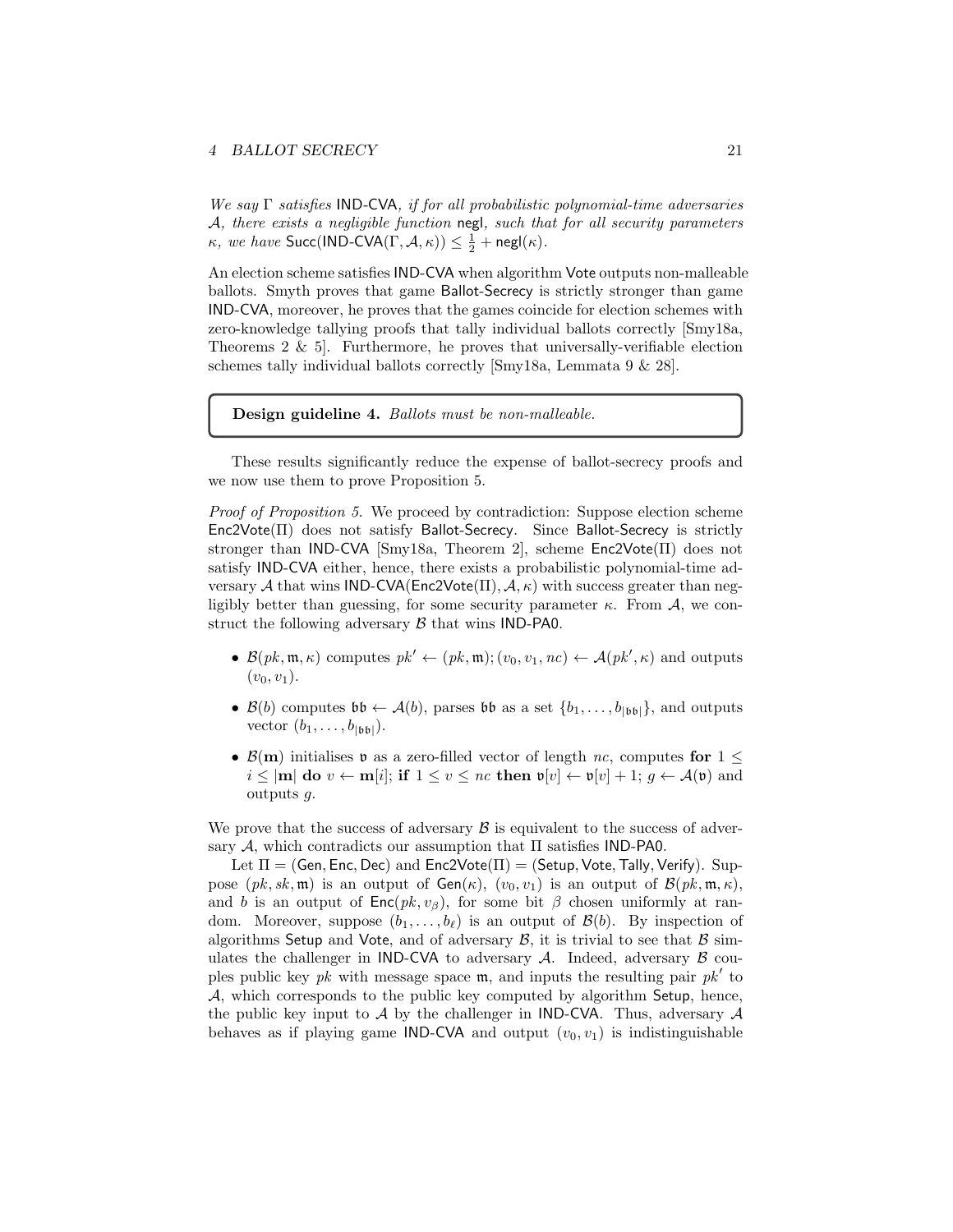*We say* $\Gamma$ *satisfies* IND-CVA*, if for all probabilistic polynomial-time adversaries* $\mathcal{A}$*, there exists a negligible function* negl*, such that for all security parameters* $\kappa$*, we have* $\mathsf{Succ}(\mathsf{IND\text{-}CVA}(\Gamma, \mathcal{A}, \kappa)) \leq \frac{1}{2} + \mathsf{negl}(\kappa)$.

An election scheme satisfies IND-CVA when algorithm Vote outputs non-malleable ballots. Smyth proves that game Ballot-Secrecy is strictly stronger than game IND-CVA, moreover, he proves that the games coincide for election schemes with zero-knowledge tallying proofs that tally individual ballots correctly [Smy18a, Theorems 2 & 5]. Furthermore, he proves that universally-verifiable election schemes tally individual ballots correctly [Smy18a, Lemmata 9 & 28].

> **Design guideline 4.** *Ballots must be non-malleable.*

These results significantly reduce the expense of ballot-secrecy proofs and we now use them to prove Proposition 5.

*Proof of Proposition 5.* We proceed by contradiction: Suppose election scheme $\mathsf{Enc2Vote}(\Pi)$ does not satisfy Ballot-Secrecy. Since Ballot-Secrecy is strictly stronger than IND-CVA [Smy18a, Theorem 2], scheme $\mathsf{Enc2Vote}(\Pi)$ does not satisfy IND-CVA either, hence, there exists a probabilistic polynomial-time adversary $\mathcal{A}$ that wins $\mathsf{IND\text{-}CVA}(\mathsf{Enc2Vote}(\Pi), \mathcal{A}, \kappa)$ with success greater than negligibly better than guessing, for some security parameter $\kappa$. From $\mathcal{A}$, we construct the following adversary $\mathcal{B}$ that wins IND-PA0.

- $\mathcal{B}(pk, \mathfrak{m}, \kappa)$ computes $pk' \leftarrow (pk, \mathfrak{m}); (v_0, v_1, nc) \leftarrow \mathcal{A}(pk', \kappa)$ and outputs $(v_0, v_1)$.
- $\mathcal{B}(b)$ computes $\mathfrak{bb} \leftarrow \mathcal{A}(b)$, parses $\mathfrak{bb}$ as a set $\{b_1, \dots, b_{|\mathfrak{bb}|}\}$, and outputs vector $(b_1, \dots, b_{|\mathfrak{bb}|})$.
- $\mathcal{B}(\mathbf{m})$ initialises $\mathfrak{v}$ as a zero-filled vector of length $nc$, computes **for** $1 \leq i \leq |\mathbf{m}|$ **do** $v \leftarrow \mathbf{m}[i]$; **if** $1 \leq v \leq nc$ **then** $\mathfrak{v}[v] \leftarrow \mathfrak{v}[v] + 1$; $g \leftarrow \mathcal{A}(\mathfrak{v})$ and outputs $g$.

We prove that the success of adversary $\mathcal{B}$ is equivalent to the success of adversary $\mathcal{A}$, which contradicts our assumption that $\Pi$ satisfies IND-PA0.

Let $\Pi = (\mathsf{Gen}, \mathsf{Enc}, \mathsf{Dec})$ and $\mathsf{Enc2Vote}(\Pi) = (\mathsf{Setup}, \mathsf{Vote}, \mathsf{Tally}, \mathsf{Verify})$. Suppose $(pk, sk, \mathfrak{m})$ is an output of $\mathsf{Gen}(\kappa)$, $(v_0, v_1)$ is an output of $\mathcal{B}(pk, \mathfrak{m}, \kappa)$, and $b$ is an output of $\mathsf{Enc}(pk, v_\beta)$, for some bit $\beta$ chosen uniformly at random. Moreover, suppose $(b_1, \dots, b_\ell)$ is an output of $\mathcal{B}(b)$. By inspection of algorithms Setup and Vote, and of adversary $\mathcal{B}$, it is trivial to see that $\mathcal{B}$ simulates the challenger in IND-CVA to adversary $\mathcal{A}$. Indeed, adversary $\mathcal{B}$ couples public key $pk$ with message space $\mathfrak{m}$, and inputs the resulting pair $pk'$ to $\mathcal{A}$, which corresponds to the public key computed by algorithm Setup, hence, the public key input to $\mathcal{A}$ by the challenger in IND-CVA. Thus, adversary $\mathcal{A}$ behaves as if playing game IND-CVA and output $(v_0, v_1)$ is indistinguishable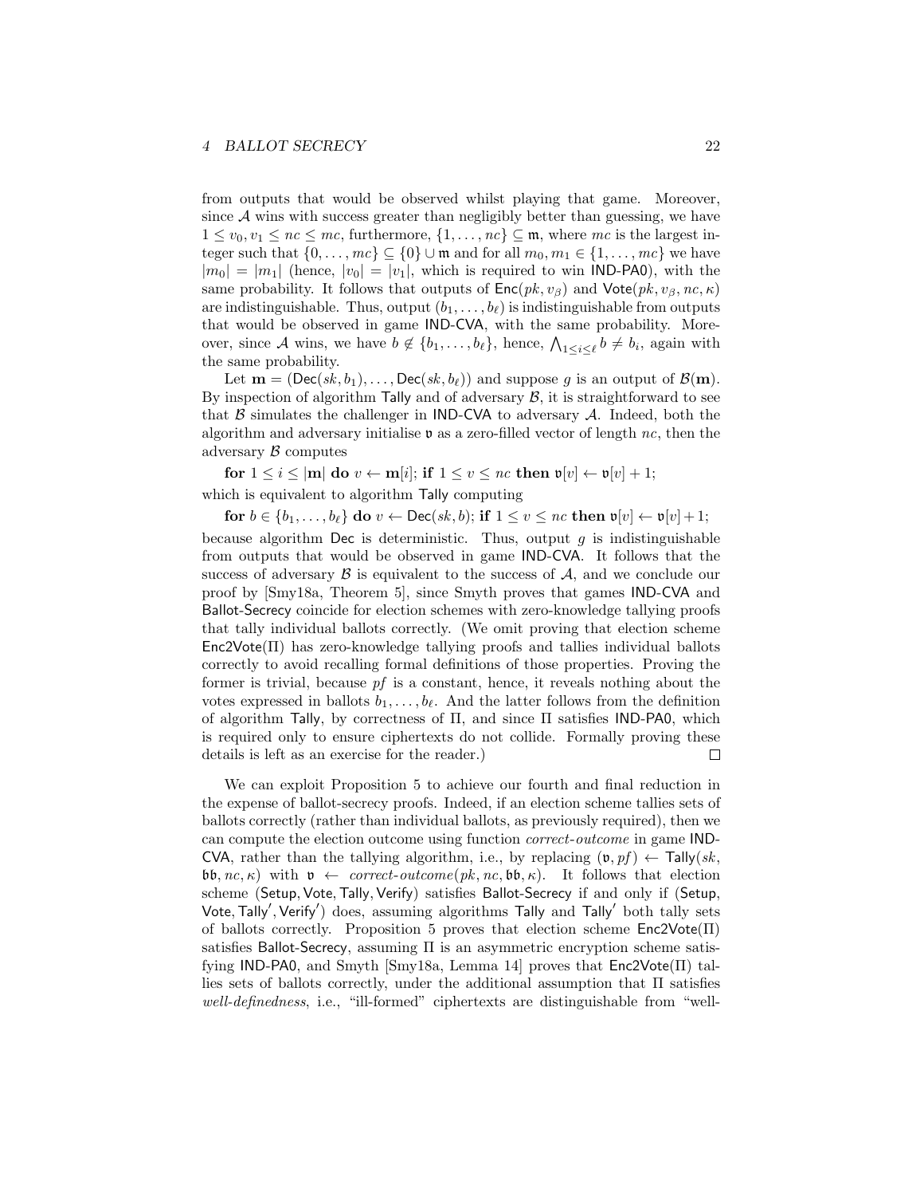from outputs that would be observed whilst playing that game. Moreover, since $\mathcal{A}$ wins with success greater than negligibly better than guessing, we have $1 \leq v_0, v_1 \leq nc \leq mc$, furthermore, $\{1, \ldots, nc\} \subseteq \mathfrak{m}$, where $mc$ is the largest integer such that $\{0, \ldots, mc\} \subseteq \{0\} \cup \mathfrak{m}$ and for all $m_0, m_1 \in \{1, \ldots, mc\}$ we have $|m_0| = |m_1|$ (hence, $|v_0| = |v_1|$, which is required to win IND-PA0), with the same probability. It follows that outputs of $\mathsf{Enc}(pk, v_\beta)$ and $\mathsf{Vote}(pk, v_\beta, nc, \kappa)$ are indistinguishable. Thus, output $(b_1, \ldots, b_\ell)$ is indistinguishable from outputs that would be observed in game IND-CVA, with the same probability. Moreover, since $\mathcal{A}$ wins, we have $b \notin \{b_1, \ldots, b_\ell\}$, hence, $\bigwedge_{1 \leq i \leq \ell} b \neq b_i$, again with the same probability.

Let $\mathbf{m} = (\mathsf{Dec}(sk, b_1), \ldots, \mathsf{Dec}(sk, b_\ell))$ and suppose $g$ is an output of $\mathcal{B}(\mathbf{m})$. By inspection of algorithm Tally and of adversary $\mathcal{B}$, it is straightforward to see that $\mathcal{B}$ simulates the challenger in IND-CVA to adversary $\mathcal{A}$. Indeed, both the algorithm and adversary initialise $\mathfrak{v}$ as a zero-filled vector of length $nc$, then the adversary $\mathcal{B}$ computes

**for** $1 \leq i \leq |\mathbf{m}|$ **do** $v \leftarrow \mathbf{m}[i]$; **if** $1 \leq v \leq nc$ **then** $\mathfrak{v}[v] \leftarrow \mathfrak{v}[v] + 1$;

which is equivalent to algorithm Tally computing

**for** $b \in \{b_1, \ldots, b_\ell\}$ **do** $v \leftarrow \mathsf{Dec}(sk, b)$; **if** $1 \leq v \leq nc$ **then** $\mathfrak{v}[v] \leftarrow \mathfrak{v}[v] + 1$;

because algorithm Dec is deterministic. Thus, output $g$ is indistinguishable from outputs that would be observed in game IND-CVA. It follows that the success of adversary $\mathcal{B}$ is equivalent to the success of $\mathcal{A}$, and we conclude our proof by [Smy18a, Theorem 5], since Smyth proves that games IND-CVA and Ballot-Secrecy coincide for election schemes with zero-knowledge tallying proofs that tally individual ballots correctly. (We omit proving that election scheme $\mathsf{Enc2Vote}(\Pi)$ has zero-knowledge tallying proofs and tallies individual ballots correctly to avoid recalling formal definitions of those properties. Proving the former is trivial, because $pf$ is a constant, hence, it reveals nothing about the votes expressed in ballots $b_1, \ldots, b_\ell$. And the latter follows from the definition of algorithm Tally, by correctness of $\Pi$, and since $\Pi$ satisfies IND-PA0, which is required only to ensure ciphertexts do not collide. Formally proving these details is left as an exercise for the reader.) □

We can exploit Proposition 5 to achieve our fourth and final reduction in the expense of ballot-secrecy proofs. Indeed, if an election scheme tallies sets of ballots correctly (rather than individual ballots, as previously required), then we can compute the election outcome using function *correct-outcome* in game IND-CVA, rather than the tallying algorithm, i.e., by replacing $(\mathfrak{v}, pf) \leftarrow \mathsf{Tally}(sk, \mathfrak{bb}, nc, \kappa)$ with $\mathfrak{v} \leftarrow$ *correct-outcome*$(pk, nc, \mathfrak{bb}, \kappa)$. It follows that election scheme $(\mathsf{Setup}, \mathsf{Vote}, \mathsf{Tally}, \mathsf{Verify})$ satisfies Ballot-Secrecy if and only if $(\mathsf{Setup}, \mathsf{Vote}, \mathsf{Tally}', \mathsf{Verify}')$ does, assuming algorithms Tally and $\mathsf{Tally}'$ both tally sets of ballots correctly. Proposition 5 proves that election scheme $\mathsf{Enc2Vote}(\Pi)$ satisfies Ballot-Secrecy, assuming $\Pi$ is an asymmetric encryption scheme satisfying IND-PA0, and Smyth [Smy18a, Lemma 14] proves that $\mathsf{Enc2Vote}(\Pi)$ tallies sets of ballots correctly, under the additional assumption that $\Pi$ satisfies *well-definedness*, i.e., "ill-formed" ciphertexts are distinguishable from "well-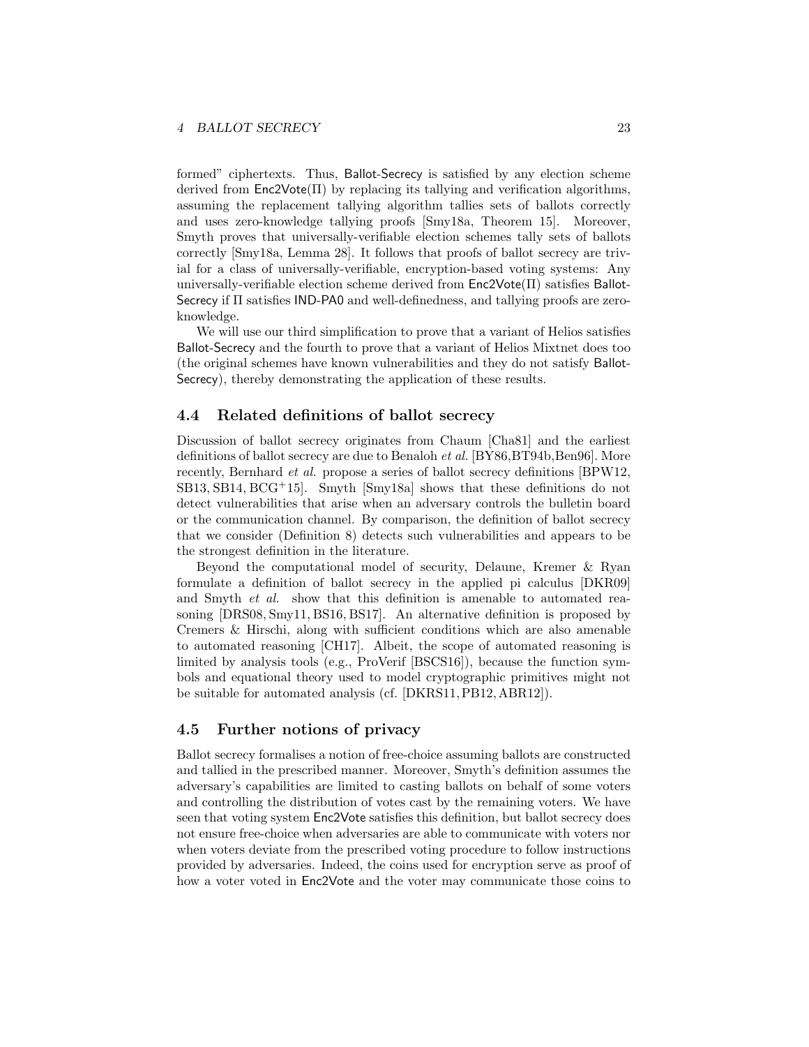formed" ciphertexts. Thus, Ballot-Secrecy is satisfied by any election scheme derived from Enc2Vote($\Pi$) by replacing its tallying and verification algorithms, assuming the replacement tallying algorithm tallies sets of ballots correctly and uses zero-knowledge tallying proofs [Smy18a, Theorem 15]. Moreover, Smyth proves that universally-verifiable election schemes tally sets of ballots correctly [Smy18a, Lemma 28]. It follows that proofs of ballot secrecy are trivial for a class of universally-verifiable, encryption-based voting systems: Any universally-verifiable election scheme derived from Enc2Vote($\Pi$) satisfies Ballot-Secrecy if $\Pi$ satisfies IND-PA0 and well-definedness, and tallying proofs are zero-knowledge.

We will use our third simplification to prove that a variant of Helios satisfies Ballot-Secrecy and the fourth to prove that a variant of Helios Mixtnet does too (the original schemes have known vulnerabilities and they do not satisfy Ballot-Secrecy), thereby demonstrating the application of these results.

## 4.4 Related definitions of ballot secrecy

Discussion of ballot secrecy originates from Chaum [Cha81] and the earliest definitions of ballot secrecy are due to Benaloh *et al.* [BY86,BT94b,Ben96]. More recently, Bernhard *et al.* propose a series of ballot secrecy definitions [BPW12, SB13, SB14, BCG+15]. Smyth [Smy18a] shows that these definitions do not detect vulnerabilities that arise when an adversary controls the bulletin board or the communication channel. By comparison, the definition of ballot secrecy that we consider (Definition 8) detects such vulnerabilities and appears to be the strongest definition in the literature.

Beyond the computational model of security, Delaune, Kremer & Ryan formulate a definition of ballot secrecy in the applied pi calculus [DKR09] and Smyth *et al.* show that this definition is amenable to automated reasoning [DRS08, Smy11, BS16, BS17]. An alternative definition is proposed by Cremers & Hirschi, along with sufficient conditions which are also amenable to automated reasoning [CH17]. Albeit, the scope of automated reasoning is limited by analysis tools (e.g., ProVerif [BSCS16]), because the function symbols and equational theory used to model cryptographic primitives might not be suitable for automated analysis (cf. [DKRS11, PB12, ABR12]).

## 4.5 Further notions of privacy

Ballot secrecy formalises a notion of free-choice assuming ballots are constructed and tallied in the prescribed manner. Moreover, Smyth's definition assumes the adversary's capabilities are limited to casting ballots on behalf of some voters and controlling the distribution of votes cast by the remaining voters. We have seen that voting system Enc2Vote satisfies this definition, but ballot secrecy does not ensure free-choice when adversaries are able to communicate with voters nor when voters deviate from the prescribed voting procedure to follow instructions provided by adversaries. Indeed, the coins used for encryption serve as proof of how a voter voted in Enc2Vote and the voter may communicate those coins to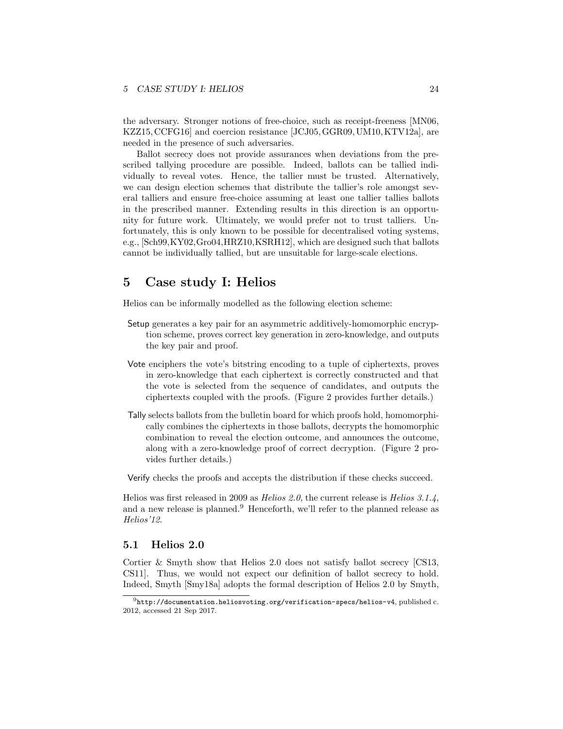the adversary. Stronger notions of free-choice, such as receipt-freeness [MN06, KZZ15, CCFG16] and coercion resistance [JCJ05, GGR09, UM10, KTV12a], are needed in the presence of such adversaries.

Ballot secrecy does not provide assurances when deviations from the prescribed tallying procedure are possible. Indeed, ballots can be tallied individually to reveal votes. Hence, the tallier must be trusted. Alternatively, we can design election schemes that distribute the tallier's role amongst several talliers and ensure free-choice assuming at least one tallier tallies ballots in the prescribed manner. Extending results in this direction is an opportunity for future work. Ultimately, we would prefer not to trust talliers. Unfortunately, this is only known to be possible for decentralised voting systems, e.g., [Sch99, KY02, Gro04, HRZ10, KSRH12], which are designed such that ballots cannot be individually tallied, but are unsuitable for large-scale elections.

# 5 Case study I: Helios

Helios can be informally modelled as the following election scheme:

- Setup generates a key pair for an asymmetric additively-homomorphic encryption scheme, proves correct key generation in zero-knowledge, and outputs the key pair and proof.
- Vote enciphers the vote's bitstring encoding to a tuple of ciphertexts, proves in zero-knowledge that each ciphertext is correctly constructed and that the vote is selected from the sequence of candidates, and outputs the ciphertexts coupled with the proofs. (Figure 2 provides further details.)
- Tally selects ballots from the bulletin board for which proofs hold, homomorphically combines the ciphertexts in those ballots, decrypts the homomorphic combination to reveal the election outcome, and announces the outcome, along with a zero-knowledge proof of correct decryption. (Figure 2 provides further details.)
- Verify checks the proofs and accepts the distribution if these checks succeed.

Helios was first released in 2009 as *Helios 2.0*, the current release is *Helios 3.1.4*, and a new release is planned.[9] Henceforth, we'll refer to the planned release as *Helios'12*.

## 5.1 Helios 2.0

Cortier & Smyth show that Helios 2.0 does not satisfy ballot secrecy [CS13, CS11]. Thus, we would not expect our definition of ballot secrecy to hold. Indeed, Smyth [Smy18a] adopts the formal description of Helios 2.0 by Smyth,

[9] `http://documentation.heliosvoting.org/verification-specs/helios-v4`, published c. 2012, accessed 21 Sep 2017.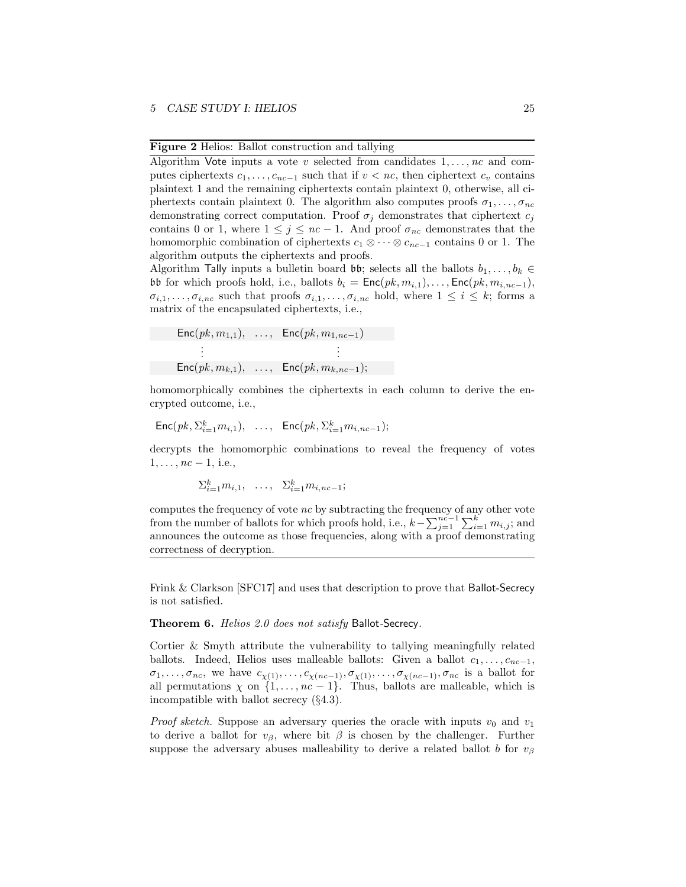**Figure 2** Helios: Ballot construction and tallying

Algorithm $\mathsf{Vote}$ inputs a vote $v$ selected from candidates $1, \ldots, nc$ and computes ciphertexts $c_1, \ldots, c_{nc-1}$ such that if $v < nc$, then ciphertext $c_v$ contains plaintext 1 and the remaining ciphertexts contain plaintext 0, otherwise, all ciphertexts contain plaintext 0. The algorithm also computes proofs $\sigma_1, \ldots, \sigma_{nc}$ demonstrating correct computation. Proof $\sigma_j$ demonstrates that ciphertext $c_j$ contains 0 or 1, where $1 \leq j \leq nc - 1$. And proof $\sigma_{nc}$ demonstrates that the homomorphic combination of ciphertexts $c_1 \otimes \cdots \otimes c_{nc-1}$ contains 0 or 1. The algorithm outputs the ciphertexts and proofs.

Algorithm $\mathsf{Tally}$ inputs a bulletin board $\mathfrak{bb}$; selects all the ballots $b_1, \ldots, b_k \in \mathfrak{bb}$ for which proofs hold, i.e., ballots $b_i = \mathsf{Enc}(pk, m_{i,1}), \ldots, \mathsf{Enc}(pk, m_{i,nc-1})$, $\sigma_{i,1}, \ldots, \sigma_{i,nc}$ such that proofs $\sigma_{i,1}, \ldots, \sigma_{i,nc}$ hold, where $1 \leq i \leq k$; forms a matrix of the encapsulated ciphertexts, i.e.,

$$\begin{array}{lll} \mathsf{Enc}(pk, m_{1,1}), & \ldots, & \mathsf{Enc}(pk, m_{1,nc-1}) \\ \vdots & & \vdots \\ \mathsf{Enc}(pk, m_{k,1}), & \ldots, & \mathsf{Enc}(pk, m_{k,nc-1}); \end{array}$$

homomorphically combines the ciphertexts in each column to derive the encrypted outcome, i.e.,

$$\mathsf{Enc}(pk, \Sigma_{i=1}^{k} m_{i,1}), \quad \ldots, \quad \mathsf{Enc}(pk, \Sigma_{i=1}^{k} m_{i,nc-1});$$

decrypts the homomorphic combinations to reveal the frequency of votes $1, \ldots, nc - 1$, i.e.,

$$\Sigma_{i=1}^{k} m_{i,1}, \quad \ldots, \quad \Sigma_{i=1}^{k} m_{i,nc-1};$$

computes the frequency of vote $nc$ by subtracting the frequency of any other vote from the number of ballots for which proofs hold, i.e., $k - \sum_{j=1}^{nc-1} \sum_{i=1}^{k} m_{i,j}$; and announces the outcome as those frequencies, along with a proof demonstrating correctness of decryption.

Frink & Clarkson [SFC17] and uses that description to prove that $\mathsf{Ballot\text{-}Secrecy}$ is not satisfied.

**Theorem 6.** *Helios 2.0 does not satisfy* $\mathsf{Ballot\text{-}Secrecy}$.

Cortier & Smyth attribute the vulnerability to tallying meaningfully related ballots. Indeed, Helios uses malleable ballots: Given a ballot $c_1, \ldots, c_{nc-1}$, $\sigma_1, \ldots, \sigma_{nc}$, we have $c_{\chi(1)}, \ldots, c_{\chi(nc-1)}, \sigma_{\chi(1)}, \ldots, \sigma_{\chi(nc-1)}, \sigma_{nc}$ is a ballot for all permutations $\chi$ on $\{1, \ldots, nc - 1\}$. Thus, ballots are malleable, which is incompatible with ballot secrecy (§4.3).

*Proof sketch.* Suppose an adversary queries the oracle with inputs $v_0$ and $v_1$ to derive a ballot for $v_\beta$, where bit $\beta$ is chosen by the challenger. Further suppose the adversary abuses malleability to derive a related ballot $b$ for $v_\beta$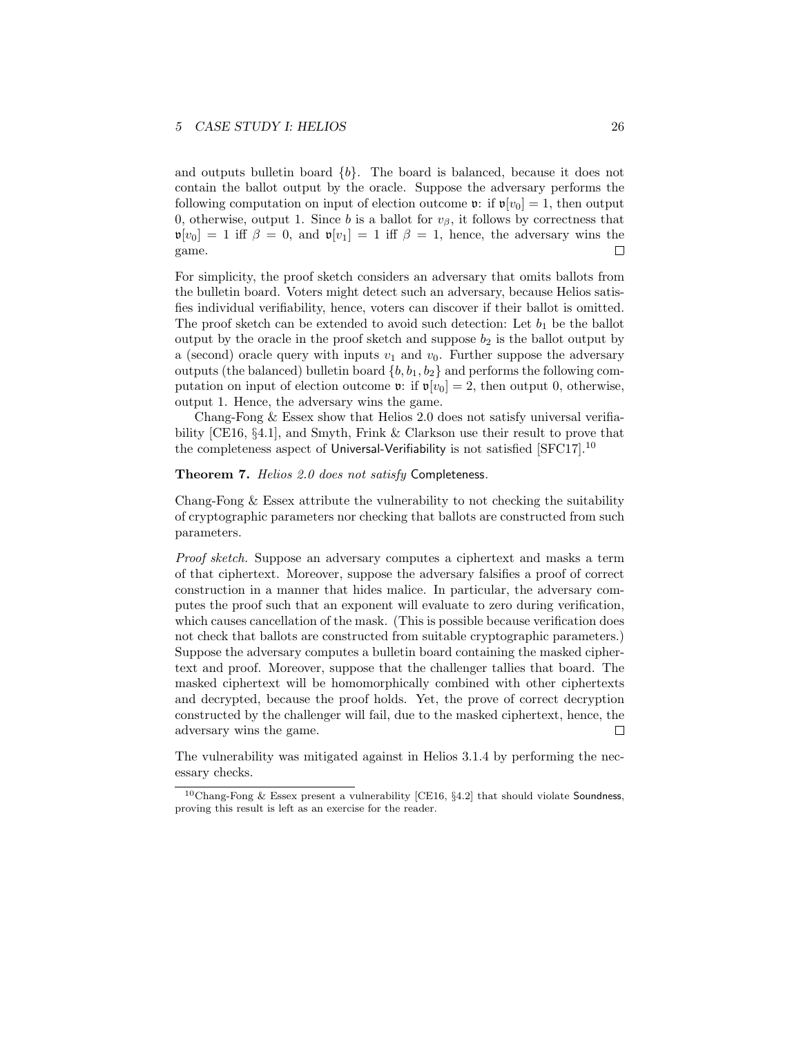and outputs bulletin board $\{b\}$. The board is balanced, because it does not contain the ballot output by the oracle. Suppose the adversary performs the following computation on input of election outcome $\mathfrak{v}$: if $\mathfrak{v}[v_0] = 1$, then output 0, otherwise, output 1. Since $b$ is a ballot for $v_\beta$, it follows by correctness that $\mathfrak{v}[v_0] = 1$ iff $\beta = 0$, and $\mathfrak{v}[v_1] = 1$ iff $\beta = 1$, hence, the adversary wins the game. □

For simplicity, the proof sketch considers an adversary that omits ballots from the bulletin board. Voters might detect such an adversary, because Helios satisfies individual verifiability, hence, voters can discover if their ballot is omitted. The proof sketch can be extended to avoid such detection: Let $b_1$ be the ballot output by the oracle in the proof sketch and suppose $b_2$ is the ballot output by a (second) oracle query with inputs $v_1$ and $v_0$. Further suppose the adversary outputs (the balanced) bulletin board $\{b, b_1, b_2\}$ and performs the following computation on input of election outcome $\mathfrak{v}$: if $\mathfrak{v}[v_0] = 2$, then output 0, otherwise, output 1. Hence, the adversary wins the game.

Chang-Fong & Essex show that Helios 2.0 does not satisfy universal verifiability [CE16, §4.1], and Smyth, Frink & Clarkson use their result to prove that the completeness aspect of Universal-Verifiability is not satisfied [SFC17].[10]

**Theorem 7.** *Helios 2.0 does not satisfy* Completeness.

Chang-Fong & Essex attribute the vulnerability to not checking the suitability of cryptographic parameters nor checking that ballots are constructed from such parameters.

*Proof sketch.* Suppose an adversary computes a ciphertext and masks a term of that ciphertext. Moreover, suppose the adversary falsifies a proof of correct construction in a manner that hides malice. In particular, the adversary computes the proof such that an exponent will evaluate to zero during verification, which causes cancellation of the mask. (This is possible because verification does not check that ballots are constructed from suitable cryptographic parameters.) Suppose the adversary computes a bulletin board containing the masked ciphertext and proof. Moreover, suppose that the challenger tallies that board. The masked ciphertext will be homomorphically combined with other ciphertexts and decrypted, because the proof holds. Yet, the prove of correct decryption constructed by the challenger will fail, due to the masked ciphertext, hence, the adversary wins the game. □

The vulnerability was mitigated against in Helios 3.1.4 by performing the necessary checks.

[10] Chang-Fong & Essex present a vulnerability [CE16, §4.2] that should violate Soundness, proving this result is left as an exercise for the reader.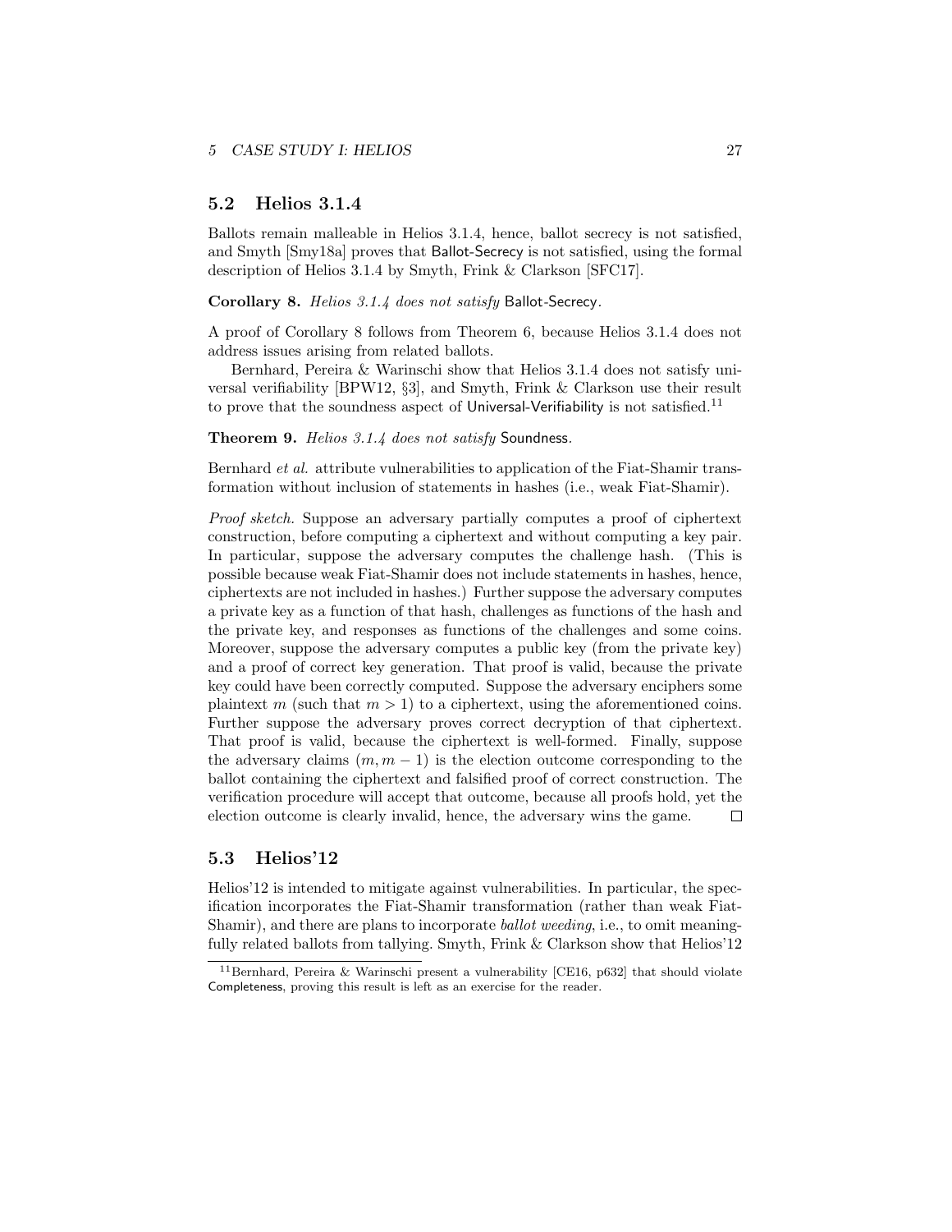## 5.2 Helios 3.1.4

Ballots remain malleable in Helios 3.1.4, hence, ballot secrecy is not satisfied, and Smyth [Smy18a] proves that Ballot-Secrecy is not satisfied, using the formal description of Helios 3.1.4 by Smyth, Frink & Clarkson [SFC17].

**Corollary 8.** *Helios 3.1.4 does not satisfy* Ballot-Secrecy*.*

A proof of Corollary 8 follows from Theorem 6, because Helios 3.1.4 does not address issues arising from related ballots.

Bernhard, Pereira & Warinschi show that Helios 3.1.4 does not satisfy universal verifiability [BPW12, §3], and Smyth, Frink & Clarkson use their result to prove that the soundness aspect of Universal-Verifiability is not satisfied.[11]

**Theorem 9.** *Helios 3.1.4 does not satisfy* Soundness*.*

Bernhard *et al.* attribute vulnerabilities to application of the Fiat-Shamir transformation without inclusion of statements in hashes (i.e., weak Fiat-Shamir).

*Proof sketch.* Suppose an adversary partially computes a proof of ciphertext construction, before computing a ciphertext and without computing a key pair. In particular, suppose the adversary computes the challenge hash. (This is possible because weak Fiat-Shamir does not include statements in hashes, hence, ciphertexts are not included in hashes.) Further suppose the adversary computes a private key as a function of that hash, challenges as functions of the hash and the private key, and responses as functions of the challenges and some coins. Moreover, suppose the adversary computes a public key (from the private key) and a proof of correct key generation. That proof is valid, because the private key could have been correctly computed. Suppose the adversary enciphers some plaintext $m$ (such that $m > 1$) to a ciphertext, using the aforementioned coins. Further suppose the adversary proves correct decryption of that ciphertext. That proof is valid, because the ciphertext is well-formed. Finally, suppose the adversary claims $(m, m-1)$ is the election outcome corresponding to the ballot containing the ciphertext and falsified proof of correct construction. The verification procedure will accept that outcome, because all proofs hold, yet the election outcome is clearly invalid, hence, the adversary wins the game. □

## 5.3 Helios'12

Helios'12 is intended to mitigate against vulnerabilities. In particular, the specification incorporates the Fiat-Shamir transformation (rather than weak Fiat-Shamir), and there are plans to incorporate *ballot weeding*, i.e., to omit meaningfully related ballots from tallying. Smyth, Frink & Clarkson show that Helios'12

[11] Bernhard, Pereira & Warinschi present a vulnerability [CE16, p632] that should violate Completeness, proving this result is left as an exercise for the reader.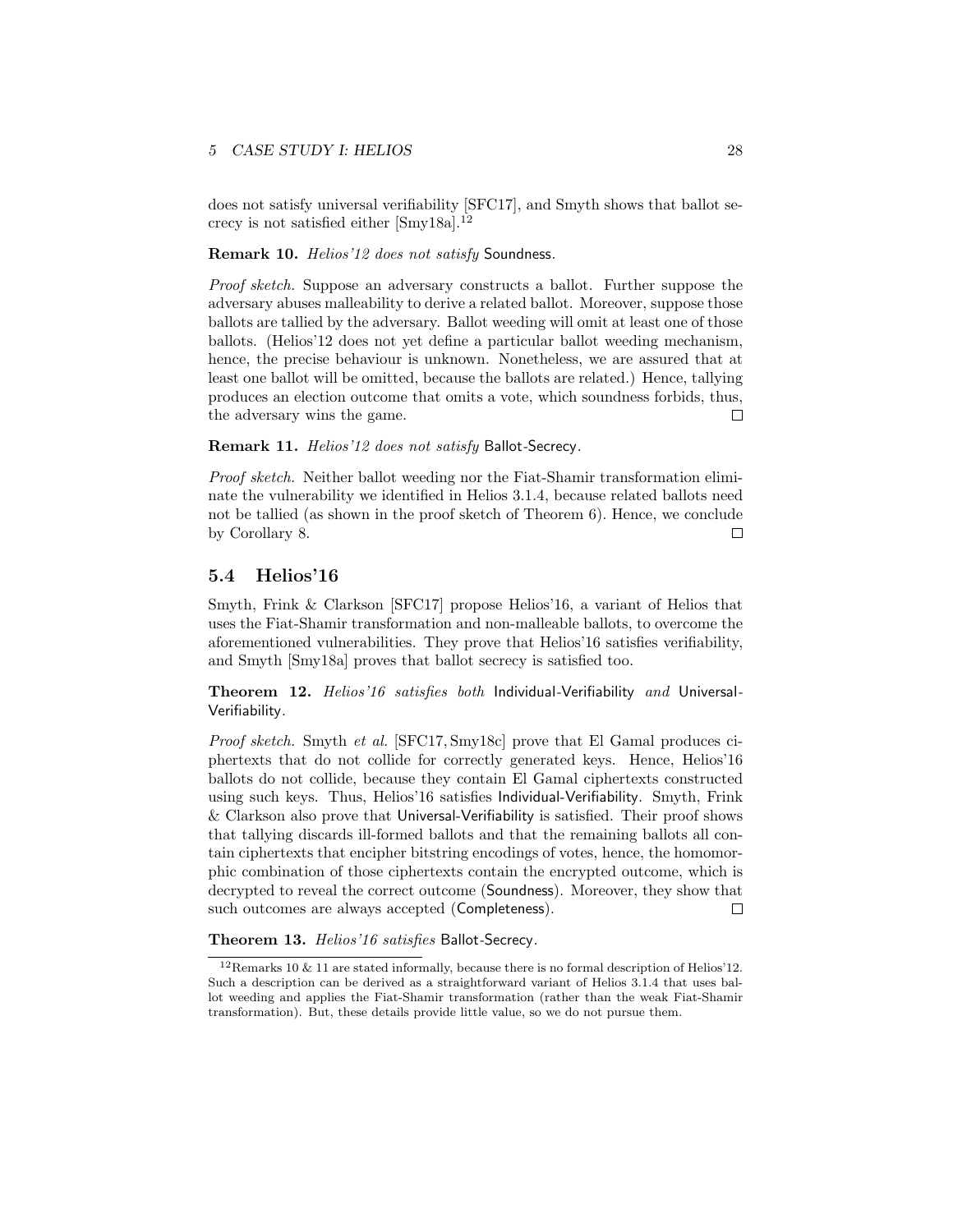does not satisfy universal verifiability [SFC17], and Smyth shows that ballot secrecy is not satisfied either [Smy18a].[12]

**Remark 10.** *Helios'12 does not satisfy* Soundness.

*Proof sketch.* Suppose an adversary constructs a ballot. Further suppose the adversary abuses malleability to derive a related ballot. Moreover, suppose those ballots are tallied by the adversary. Ballot weeding will omit at least one of those ballots. (Helios'12 does not yet define a particular ballot weeding mechanism, hence, the precise behaviour is unknown. Nonetheless, we are assured that at least one ballot will be omitted, because the ballots are related.) Hence, tallying produces an election outcome that omits a vote, which soundness forbids, thus, the adversary wins the game. □

**Remark 11.** *Helios'12 does not satisfy* Ballot-Secrecy.

*Proof sketch.* Neither ballot weeding nor the Fiat-Shamir transformation eliminate the vulnerability we identified in Helios 3.1.4, because related ballots need not be tallied (as shown in the proof sketch of Theorem 6). Hence, we conclude by Corollary 8. □

## 5.4 Helios'16

Smyth, Frink & Clarkson [SFC17] propose Helios'16, a variant of Helios that uses the Fiat-Shamir transformation and non-malleable ballots, to overcome the aforementioned vulnerabilities. They prove that Helios'16 satisfies verifiability, and Smyth [Smy18a] proves that ballot secrecy is satisfied too.

**Theorem 12.** *Helios'16 satisfies both* Individual-Verifiability *and* Universal-Verifiability.

*Proof sketch.* Smyth *et al.* [SFC17, Smy18c] prove that El Gamal produces ciphertexts that do not collide for correctly generated keys. Hence, Helios'16 ballots do not collide, because they contain El Gamal ciphertexts constructed using such keys. Thus, Helios'16 satisfies Individual-Verifiability. Smyth, Frink & Clarkson also prove that Universal-Verifiability is satisfied. Their proof shows that tallying discards ill-formed ballots and that the remaining ballots all contain ciphertexts that encipher bitstring encodings of votes, hence, the homomorphic combination of those ciphertexts contain the encrypted outcome, which is decrypted to reveal the correct outcome (Soundness). Moreover, they show that such outcomes are always accepted (Completeness). □

**Theorem 13.** *Helios'16 satisfies* Ballot-Secrecy.

[12] Remarks 10 & 11 are stated informally, because there is no formal description of Helios'12. Such a description can be derived as a straightforward variant of Helios 3.1.4 that uses ballot weeding and applies the Fiat-Shamir transformation (rather than the weak Fiat-Shamir transformation). But, these details provide little value, so we do not pursue them.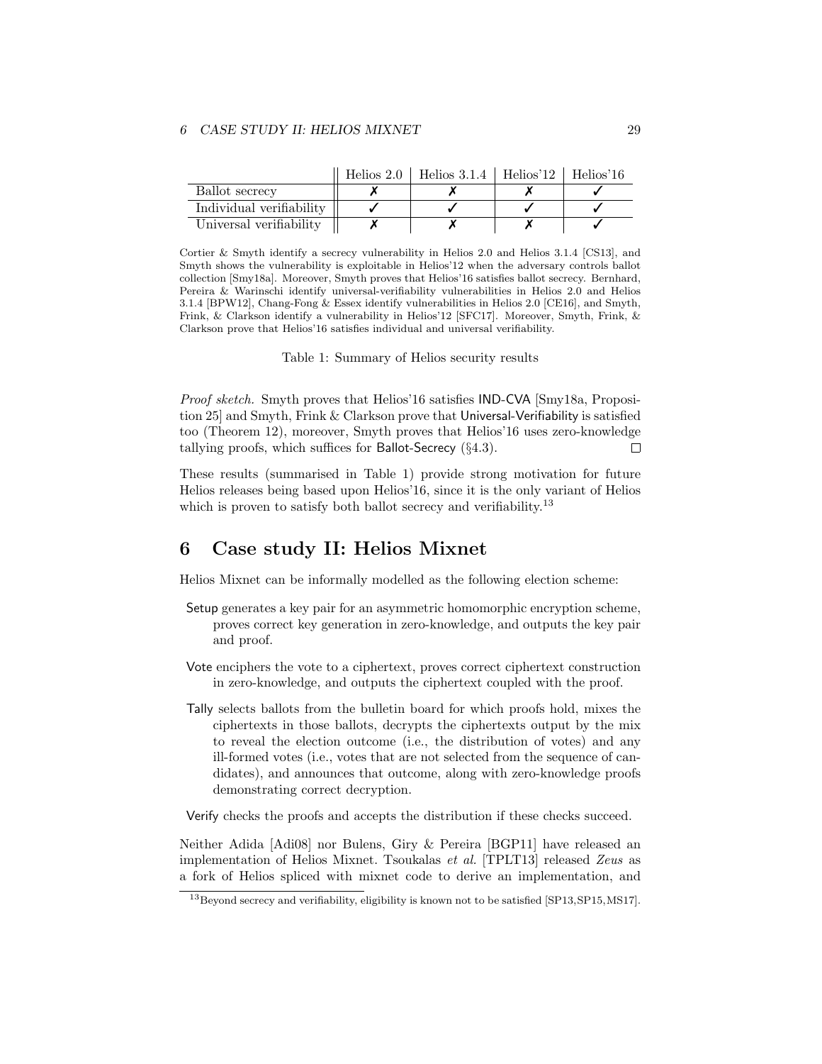| | Helios 2.0 | Helios 3.1.4 | Helios'12 | Helios'16 |
|---|---|---|---|---|
| Ballot secrecy | ✗ | ✗ | ✗ | ✓ |
| Individual verifiability | ✓ | ✓ | ✓ | ✓ |
| Universal verifiability | ✗ | ✗ | ✗ | ✓ |

Cortier & Smyth identify a secrecy vulnerability in Helios 2.0 and Helios 3.1.4 [CS13], and Smyth shows the vulnerability is exploitable in Helios'12 when the adversary controls ballot collection [Smy18a]. Moreover, Smyth proves that Helios'16 satisfies ballot secrecy. Bernhard, Pereira & Warinschi identify universal-verifiability vulnerabilities in Helios 2.0 and Helios 3.1.4 [BPW12], Chang-Fong & Essex identify vulnerabilities in Helios 2.0 [CE16], and Smyth, Frink, & Clarkson identify a vulnerability in Helios'12 [SFC17]. Moreover, Smyth, Frink, & Clarkson prove that Helios'16 satisfies individual and universal verifiability.

Table 1: Summary of Helios security results

*Proof sketch.* Smyth proves that Helios'16 satisfies IND-CVA [Smy18a, Proposition 25] and Smyth, Frink & Clarkson prove that Universal-Verifiability is satisfied too (Theorem 12), moreover, Smyth proves that Helios'16 uses zero-knowledge tallying proofs, which suffices for Ballot-Secrecy (§4.3). □

These results (summarised in Table 1) provide strong motivation for future Helios releases being based upon Helios'16, since it is the only variant of Helios which is proven to satisfy both ballot secrecy and verifiability.[13]

# 6 Case study II: Helios Mixnet

Helios Mixnet can be informally modelled as the following election scheme:

- Setup generates a key pair for an asymmetric homomorphic encryption scheme, proves correct key generation in zero-knowledge, and outputs the key pair and proof.
- Vote enciphers the vote to a ciphertext, proves correct ciphertext construction in zero-knowledge, and outputs the ciphertext coupled with the proof.
- Tally selects ballots from the bulletin board for which proofs hold, mixes the ciphertexts in those ballots, decrypts the ciphertexts output by the mix to reveal the election outcome (i.e., the distribution of votes) and any ill-formed votes (i.e., votes that are not selected from the sequence of candidates), and announces that outcome, along with zero-knowledge proofs demonstrating correct decryption.
- Verify checks the proofs and accepts the distribution if these checks succeed.

Neither Adida [Adi08] nor Bulens, Giry & Pereira [BGP11] have released an implementation of Helios Mixnet. Tsoukalas *et al.* [TPLT13] released *Zeus* as a fork of Helios spliced with mixnet code to derive an implementation, and

[13] Beyond secrecy and verifiability, eligibility is known not to be satisfied [SP13,SP15,MS17].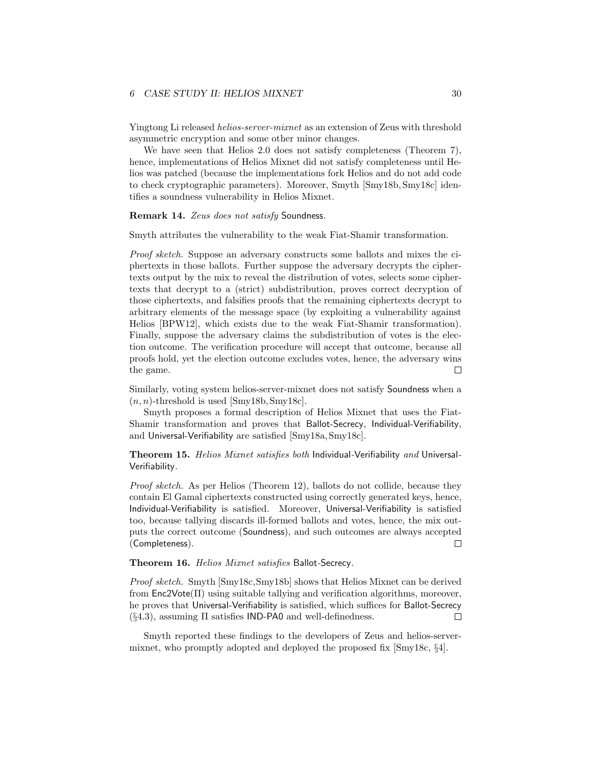Yingtong Li released *helios-server-mixnet* as an extension of Zeus with threshold asymmetric encryption and some other minor changes.

We have seen that Helios 2.0 does not satisfy completeness (Theorem 7), hence, implementations of Helios Mixnet did not satisfy completeness until Helios was patched (because the implementations fork Helios and do not add code to check cryptographic parameters). Moreover, Smyth [Smy18b, Smy18c] identifies a soundness vulnerability in Helios Mixnet.

**Remark 14.** *Zeus does not satisfy* Soundness.

Smyth attributes the vulnerability to the weak Fiat-Shamir transformation.

*Proof sketch.* Suppose an adversary constructs some ballots and mixes the ciphertexts in those ballots. Further suppose the adversary decrypts the ciphertexts output by the mix to reveal the distribution of votes, selects some ciphertexts that decrypt to a (strict) subdistribution, proves correct decryption of those ciphertexts, and falsifies proofs that the remaining ciphertexts decrypt to arbitrary elements of the message space (by exploiting a vulnerability against Helios [BPW12], which exists due to the weak Fiat-Shamir transformation). Finally, suppose the adversary claims the subdistribution of votes is the election outcome. The verification procedure will accept that outcome, because all proofs hold, yet the election outcome excludes votes, hence, the adversary wins the game. □

Similarly, voting system helios-server-mixnet does not satisfy Soundness when a $(n, n)$-threshold is used [Smy18b, Smy18c].

Smyth proposes a formal description of Helios Mixnet that uses the Fiat-Shamir transformation and proves that Ballot-Secrecy, Individual-Verifiability, and Universal-Verifiability are satisfied [Smy18a, Smy18c].

**Theorem 15.** *Helios Mixnet satisfies both* Individual-Verifiability *and* Universal-Verifiability.

*Proof sketch.* As per Helios (Theorem 12), ballots do not collide, because they contain El Gamal ciphertexts constructed using correctly generated keys, hence, Individual-Verifiability is satisfied. Moreover, Universal-Verifiability is satisfied too, because tallying discards ill-formed ballots and votes, hence, the mix outputs the correct outcome (Soundness), and such outcomes are always accepted (Completeness). □

**Theorem 16.** *Helios Mixnet satisfies* Ballot-Secrecy.

*Proof sketch.* Smyth [Smy18c, Smy18b] shows that Helios Mixnet can be derived from $\mathsf{Enc2Vote}(\Pi)$ using suitable tallying and verification algorithms, moreover, he proves that Universal-Verifiability is satisfied, which suffices for Ballot-Secrecy (§4.3), assuming $\Pi$ satisfies IND-PA0 and well-definedness. □

Smyth reported these findings to the developers of Zeus and helios-server-mixnet, who promptly adopted and deployed the proposed fix [Smy18c, §4].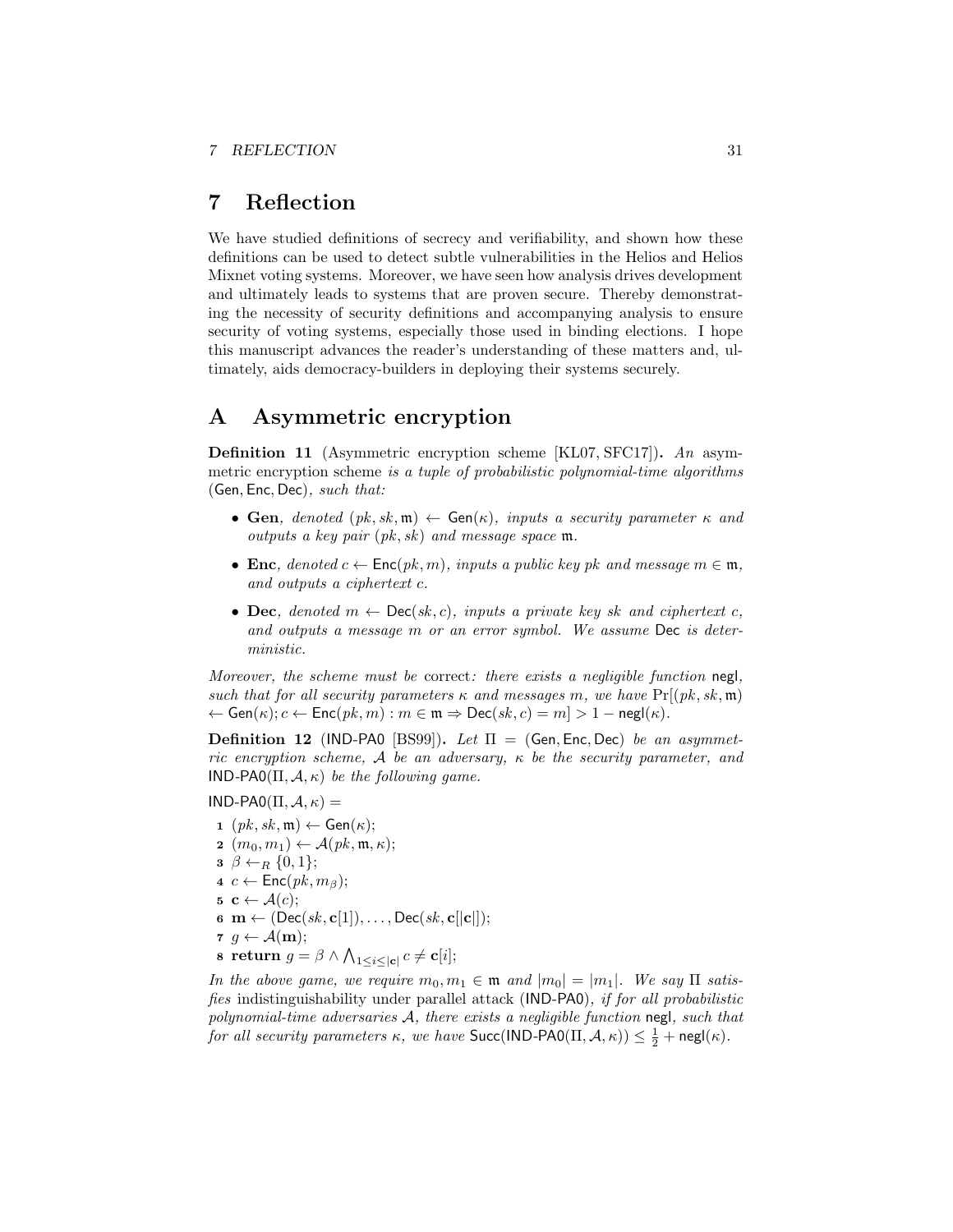# 7 Reflection

We have studied definitions of secrecy and verifiability, and shown how these definitions can be used to detect subtle vulnerabilities in the Helios and Helios Mixnet voting systems. Moreover, we have seen how analysis drives development and ultimately leads to systems that are proven secure. Thereby demonstrating the necessity of security definitions and accompanying analysis to ensure security of voting systems, especially those used in binding elections. I hope this manuscript advances the reader's understanding of these matters and, ultimately, aids democracy-builders in deploying their systems securely.

# A Asymmetric encryption

**Definition 11** (Asymmetric encryption scheme [KL07, SFC17])**.** *An* asymmetric encryption scheme *is a tuple of probabilistic polynomial-time algorithms* $(\mathsf{Gen}, \mathsf{Enc}, \mathsf{Dec})$*, such that:*

- **Gen***, denoted* $(pk, sk, \mathfrak{m}) \leftarrow \mathsf{Gen}(\kappa)$*, inputs a security parameter* $\kappa$ *and outputs a key pair* $(pk, sk)$ *and message space* $\mathfrak{m}$*.*
- **Enc***, denoted* $c \leftarrow \mathsf{Enc}(pk, m)$*, inputs a public key* $pk$ *and message* $m \in \mathfrak{m}$*, and outputs a ciphertext* $c$*.*
- **Dec***, denoted* $m \leftarrow \mathsf{Dec}(sk, c)$*, inputs a private key* $sk$ *and ciphertext* $c$*, and outputs a message* $m$ *or an error symbol. We assume* $\mathsf{Dec}$ *is deterministic.*

*Moreover, the scheme must be* correct*: there exists a negligible function* $\mathsf{negl}$*, such that for all security parameters* $\kappa$ *and messages* $m$*, we have* $\Pr[(pk, sk, \mathfrak{m}) \leftarrow \mathsf{Gen}(\kappa); c \leftarrow \mathsf{Enc}(pk, m) : m \in \mathfrak{m} \Rightarrow \mathsf{Dec}(sk, c) = m] > 1 - \mathsf{negl}(\kappa)$*.*

**Definition 12** ($\mathsf{IND\text{-}PA0}$ [BS99])**.** *Let* $\Pi = (\mathsf{Gen}, \mathsf{Enc}, \mathsf{Dec})$ *be an asymmetric encryption scheme,* $\mathcal{A}$ *be an adversary,* $\kappa$ *be the security parameter, and* $\mathsf{IND\text{-}PA0}(\Pi, \mathcal{A}, \kappa)$ *be the following game.*

$\mathsf{IND\text{-}PA0}(\Pi, \mathcal{A}, \kappa) =$

1. $(pk, sk, \mathfrak{m}) \leftarrow \mathsf{Gen}(\kappa)$;
2. $(m_0, m_1) \leftarrow \mathcal{A}(pk, \mathfrak{m}, \kappa)$;
3. $\beta \leftarrow_R \{0, 1\}$;
4. $c \leftarrow \mathsf{Enc}(pk, m_\beta)$;
5. $\mathbf{c} \leftarrow \mathcal{A}(c)$;
6. $\mathbf{m} \leftarrow (\mathsf{Dec}(sk, \mathbf{c}[1]), \ldots, \mathsf{Dec}(sk, \mathbf{c}[|\mathbf{c}|])$;
7. $g \leftarrow \mathcal{A}(\mathbf{m})$;
8. **return** $g = \beta \wedge \bigwedge_{1 \leq i \leq |\mathbf{c}|} c \neq \mathbf{c}[i]$;

*In the above game, we require* $m_0, m_1 \in \mathfrak{m}$ *and* $|m_0| = |m_1|$*. We say* $\Pi$ *satisfies* indistinguishability under parallel attack ($\mathsf{IND\text{-}PA0}$)*, if for all probabilistic polynomial-time adversaries* $\mathcal{A}$*, there exists a negligible function* $\mathsf{negl}$*, such that for all security parameters* $\kappa$*, we have* $\mathsf{Succ}(\mathsf{IND\text{-}PA0}(\Pi, \mathcal{A}, \kappa)) \leq \frac{1}{2} + \mathsf{negl}(\kappa)$*.*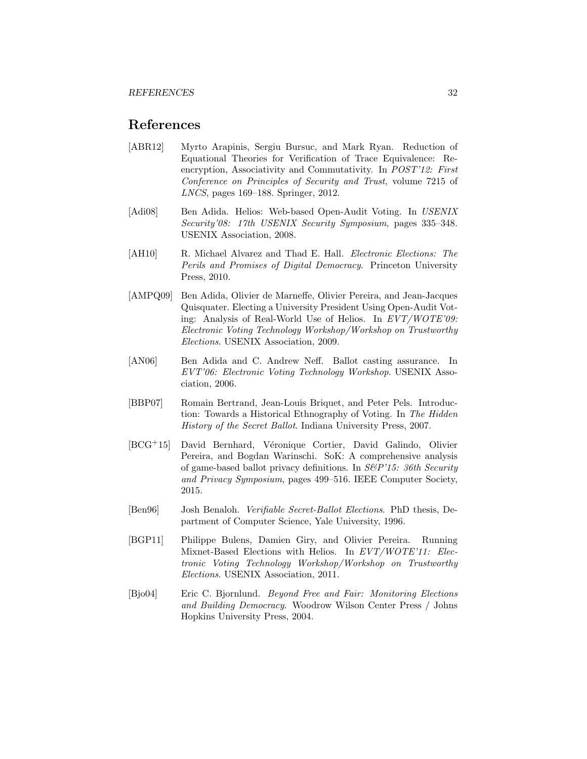## References

[ABR12] Myrto Arapinis, Sergiu Bursuc, and Mark Ryan. Reduction of Equational Theories for Verification of Trace Equivalence: Re-encryption, Associativity and Commutativity. In *POST'12: First Conference on Principles of Security and Trust*, volume 7215 of *LNCS*, pages 169–188. Springer, 2012.

[Adi08] Ben Adida. Helios: Web-based Open-Audit Voting. In *USENIX Security'08: 17th USENIX Security Symposium*, pages 335–348. USENIX Association, 2008.

[AH10] R. Michael Alvarez and Thad E. Hall. *Electronic Elections: The Perils and Promises of Digital Democracy*. Princeton University Press, 2010.

[AMPQ09] Ben Adida, Olivier de Marneffe, Olivier Pereira, and Jean-Jacques Quisquater. Electing a University President Using Open-Audit Voting: Analysis of Real-World Use of Helios. In *EVT/WOTE'09: Electronic Voting Technology Workshop/Workshop on Trustworthy Elections*. USENIX Association, 2009.

[AN06] Ben Adida and C. Andrew Neff. Ballot casting assurance. In *EVT'06: Electronic Voting Technology Workshop*. USENIX Association, 2006.

[BBP07] Romain Bertrand, Jean-Louis Briquet, and Peter Pels. Introduction: Towards a Historical Ethnography of Voting. In *The Hidden History of the Secret Ballot*. Indiana University Press, 2007.

[BCG+15] David Bernhard, Véronique Cortier, David Galindo, Olivier Pereira, and Bogdan Warinschi. SoK: A comprehensive analysis of game-based ballot privacy definitions. In *S&P'15: 36th Security and Privacy Symposium*, pages 499–516. IEEE Computer Society, 2015.

[Ben96] Josh Benaloh. *Verifiable Secret-Ballot Elections*. PhD thesis, Department of Computer Science, Yale University, 1996.

[BGP11] Philippe Bulens, Damien Giry, and Olivier Pereira. Running Mixnet-Based Elections with Helios. In *EVT/WOTE'11: Electronic Voting Technology Workshop/Workshop on Trustworthy Elections*. USENIX Association, 2011.

[Bjo04] Eric C. Bjornlund. *Beyond Free and Fair: Monitoring Elections and Building Democracy*. Woodrow Wilson Center Press / Johns Hopkins University Press, 2004.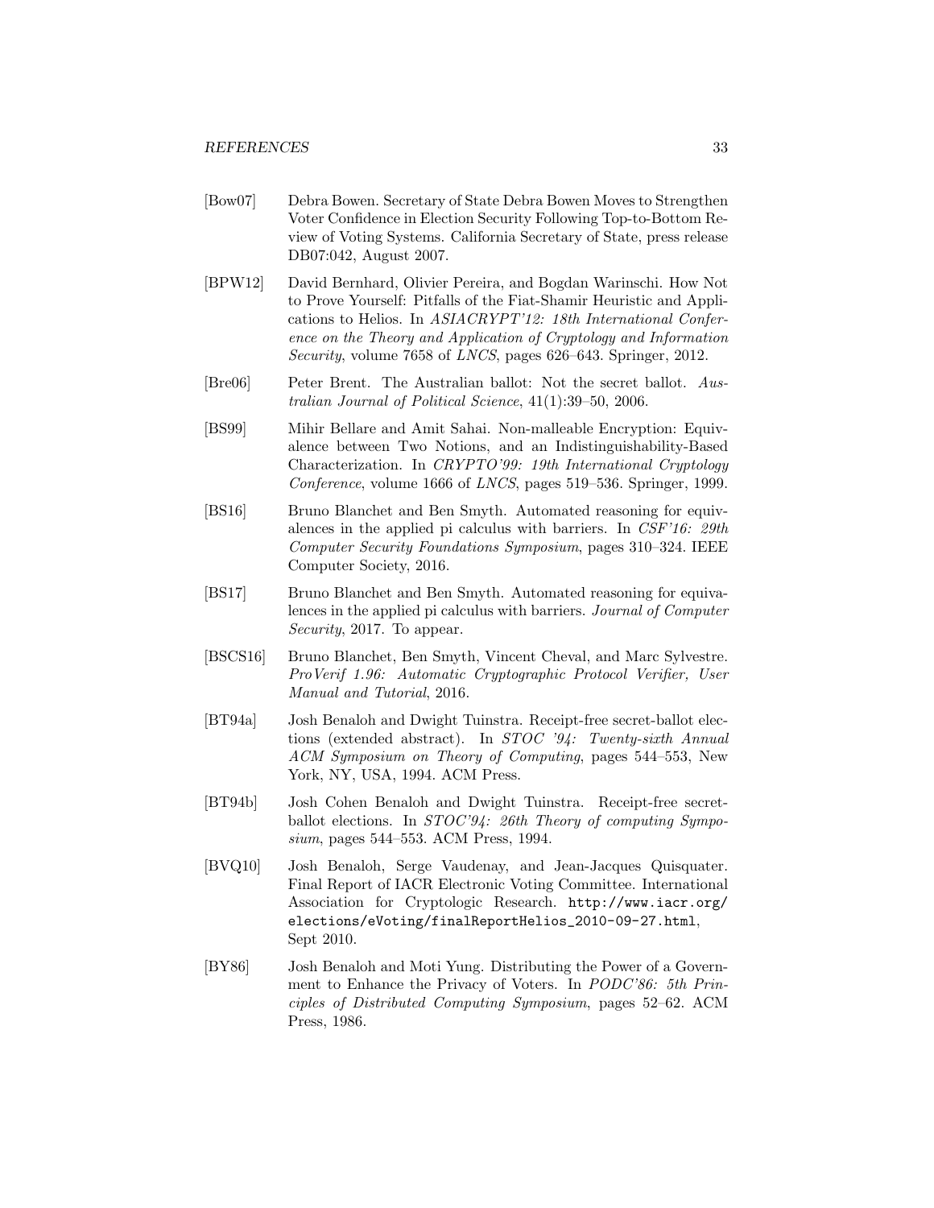- [Bow07] Debra Bowen. Secretary of State Debra Bowen Moves to Strengthen Voter Confidence in Election Security Following Top-to-Bottom Review of Voting Systems. California Secretary of State, press release DB07:042, August 2007.

- [BPW12] David Bernhard, Olivier Pereira, and Bogdan Warinschi. How Not to Prove Yourself: Pitfalls of the Fiat-Shamir Heuristic and Applications to Helios. In *ASIACRYPT'12: 18th International Conference on the Theory and Application of Cryptology and Information Security*, volume 7658 of *LNCS*, pages 626–643. Springer, 2012.

- [Bre06] Peter Brent. The Australian ballot: Not the secret ballot. *Australian Journal of Political Science*, 41(1):39–50, 2006.

- [BS99] Mihir Bellare and Amit Sahai. Non-malleable Encryption: Equivalence between Two Notions, and an Indistinguishability-Based Characterization. In *CRYPTO'99: 19th International Cryptology Conference*, volume 1666 of *LNCS*, pages 519–536. Springer, 1999.

- [BS16] Bruno Blanchet and Ben Smyth. Automated reasoning for equivalences in the applied pi calculus with barriers. In *CSF'16: 29th Computer Security Foundations Symposium*, pages 310–324. IEEE Computer Society, 2016.

- [BS17] Bruno Blanchet and Ben Smyth. Automated reasoning for equivalences in the applied pi calculus with barriers. *Journal of Computer Security*, 2017. To appear.

- [BSCS16] Bruno Blanchet, Ben Smyth, Vincent Cheval, and Marc Sylvestre. *ProVerif 1.96: Automatic Cryptographic Protocol Verifier, User Manual and Tutorial*, 2016.

- [BT94a] Josh Benaloh and Dwight Tuinstra. Receipt-free secret-ballot elections (extended abstract). In *STOC '94: Twenty-sixth Annual ACM Symposium on Theory of Computing*, pages 544–553, New York, NY, USA, 1994. ACM Press.

- [BT94b] Josh Cohen Benaloh and Dwight Tuinstra. Receipt-free secret-ballot elections. In *STOC'94: 26th Theory of computing Symposium*, pages 544–553. ACM Press, 1994.

- [BVQ10] Josh Benaloh, Serge Vaudenay, and Jean-Jacques Quisquater. Final Report of IACR Electronic Voting Committee. International Association for Cryptologic Research. `http://www.iacr.org/elections/eVoting/finalReportHelios_2010-09-27.html`, Sept 2010.

- [BY86] Josh Benaloh and Moti Yung. Distributing the Power of a Government to Enhance the Privacy of Voters. In *PODC'86: 5th Principles of Distributed Computing Symposium*, pages 52–62. ACM Press, 1986.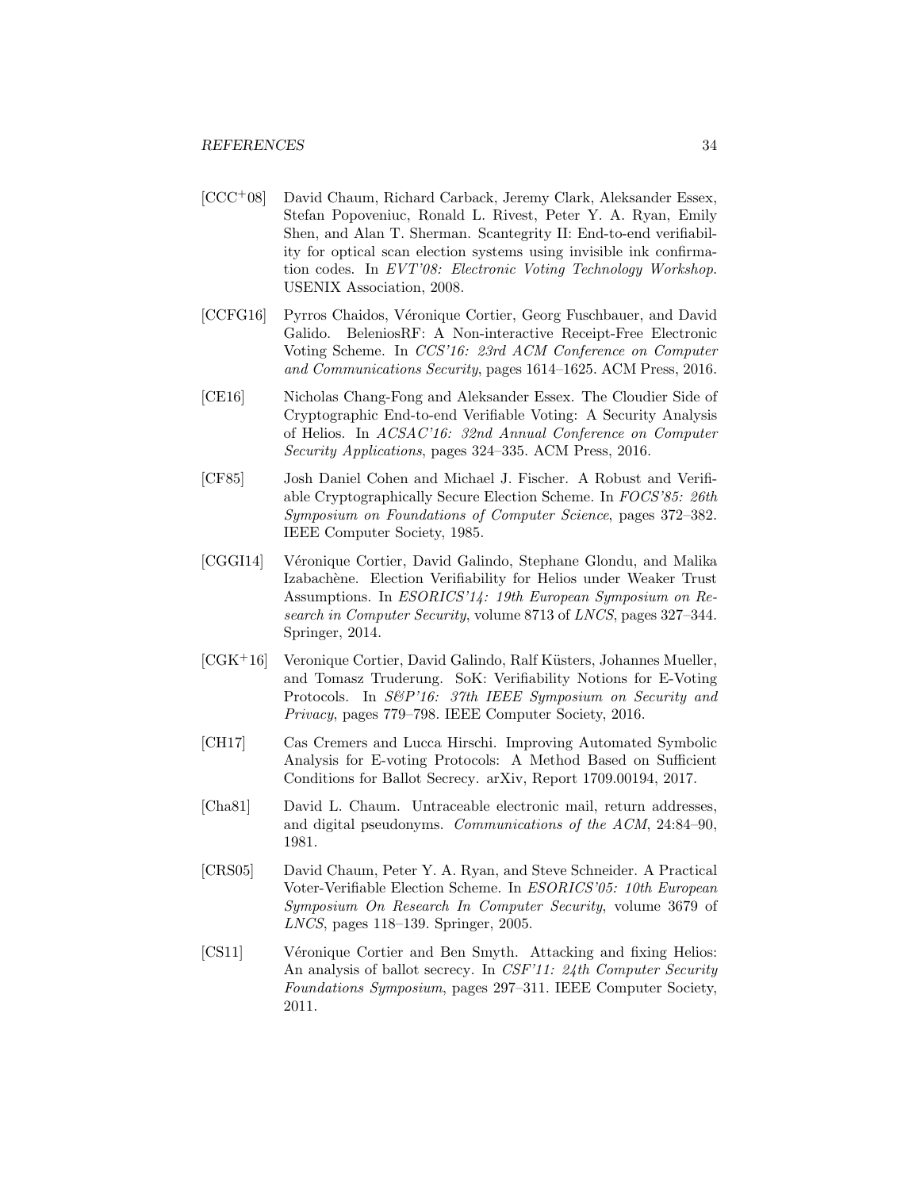[CCC+08] David Chaum, Richard Carback, Jeremy Clark, Aleksander Essex, Stefan Popoveniuc, Ronald L. Rivest, Peter Y. A. Ryan, Emily Shen, and Alan T. Sherman. Scantegrity II: End-to-end verifiability for optical scan election systems using invisible ink confirmation codes. In *EVT'08: Electronic Voting Technology Workshop*. USENIX Association, 2008.

[CCFG16] Pyrros Chaidos, Véronique Cortier, Georg Fuschbauer, and David Galido. BeleniosRF: A Non-interactive Receipt-Free Electronic Voting Scheme. In *CCS'16: 23rd ACM Conference on Computer and Communications Security*, pages 1614–1625. ACM Press, 2016.

[CE16] Nicholas Chang-Fong and Aleksander Essex. The Cloudier Side of Cryptographic End-to-end Verifiable Voting: A Security Analysis of Helios. In *ACSAC'16: 32nd Annual Conference on Computer Security Applications*, pages 324–335. ACM Press, 2016.

[CF85] Josh Daniel Cohen and Michael J. Fischer. A Robust and Verifiable Cryptographically Secure Election Scheme. In *FOCS'85: 26th Symposium on Foundations of Computer Science*, pages 372–382. IEEE Computer Society, 1985.

[CGGI14] Véronique Cortier, David Galindo, Stephane Glondu, and Malika Izabachène. Election Verifiability for Helios under Weaker Trust Assumptions. In *ESORICS'14: 19th European Symposium on Research in Computer Security*, volume 8713 of *LNCS*, pages 327–344. Springer, 2014.

[CGK+16] Veronique Cortier, David Galindo, Ralf Küsters, Johannes Mueller, and Tomasz Truderung. SoK: Verifiability Notions for E-Voting Protocols. In *S&P'16: 37th IEEE Symposium on Security and Privacy*, pages 779–798. IEEE Computer Society, 2016.

[CH17] Cas Cremers and Lucca Hirschi. Improving Automated Symbolic Analysis for E-voting Protocols: A Method Based on Sufficient Conditions for Ballot Secrecy. arXiv, Report 1709.00194, 2017.

[Cha81] David L. Chaum. Untraceable electronic mail, return addresses, and digital pseudonyms. *Communications of the ACM*, 24:84–90, 1981.

[CRS05] David Chaum, Peter Y. A. Ryan, and Steve Schneider. A Practical Voter-Verifiable Election Scheme. In *ESORICS'05: 10th European Symposium On Research In Computer Security*, volume 3679 of *LNCS*, pages 118–139. Springer, 2005.

[CS11] Véronique Cortier and Ben Smyth. Attacking and fixing Helios: An analysis of ballot secrecy. In *CSF'11: 24th Computer Security Foundations Symposium*, pages 297–311. IEEE Computer Society, 2011.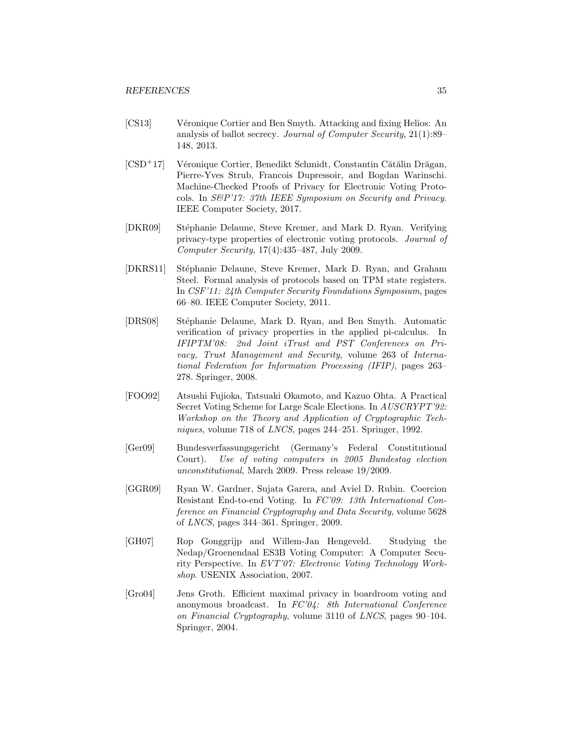[CS13] Véronique Cortier and Ben Smyth. Attacking and fixing Helios: An analysis of ballot secrecy. *Journal of Computer Security*, 21(1):89–148, 2013.

[CSD+17] Véronique Cortier, Benedikt Schmidt, Constantin Cătălin Drăgan, Pierre-Yves Strub, Francois Dupressoir, and Bogdan Warinschi. Machine-Checked Proofs of Privacy for Electronic Voting Protocols. In *S&P'17: 37th IEEE Symposium on Security and Privacy*. IEEE Computer Society, 2017.

[DKR09] Stéphanie Delaune, Steve Kremer, and Mark D. Ryan. Verifying privacy-type properties of electronic voting protocols. *Journal of Computer Security*, 17(4):435–487, July 2009.

[DKRS11] Stéphanie Delaune, Steve Kremer, Mark D. Ryan, and Graham Steel. Formal analysis of protocols based on TPM state registers. In *CSF'11: 24th Computer Security Foundations Symposium*, pages 66–80. IEEE Computer Society, 2011.

[DRS08] Stéphanie Delaune, Mark D. Ryan, and Ben Smyth. Automatic verification of privacy properties in the applied pi-calculus. In *IFIPTM'08: 2nd Joint iTrust and PST Conferences on Privacy, Trust Management and Security*, volume 263 of *International Federation for Information Processing (IFIP)*, pages 263–278. Springer, 2008.

[FOO92] Atsushi Fujioka, Tatsuaki Okamoto, and Kazuo Ohta. A Practical Secret Voting Scheme for Large Scale Elections. In *AUSCRYPT'92: Workshop on the Theory and Application of Cryptographic Techniques*, volume 718 of *LNCS*, pages 244–251. Springer, 1992.

[Ger09] Bundesverfassungsgericht (Germany's Federal Constitutional Court). *Use of voting computers in 2005 Bundestag election unconstitutional*, March 2009. Press release 19/2009.

[GGR09] Ryan W. Gardner, Sujata Garera, and Aviel D. Rubin. Coercion Resistant End-to-end Voting. In *FC'09: 13th International Conference on Financial Cryptography and Data Security*, volume 5628 of *LNCS*, pages 344–361. Springer, 2009.

[GH07] Rop Gonggrijp and Willem-Jan Hengeveld. Studying the Nedap/Groenendaal ES3B Voting Computer: A Computer Security Perspective. In *EVT'07: Electronic Voting Technology Workshop*. USENIX Association, 2007.

[Gro04] Jens Groth. Efficient maximal privacy in boardroom voting and anonymous broadcast. In *FC'04: 8th International Conference on Financial Cryptography*, volume 3110 of *LNCS*, pages 90–104. Springer, 2004.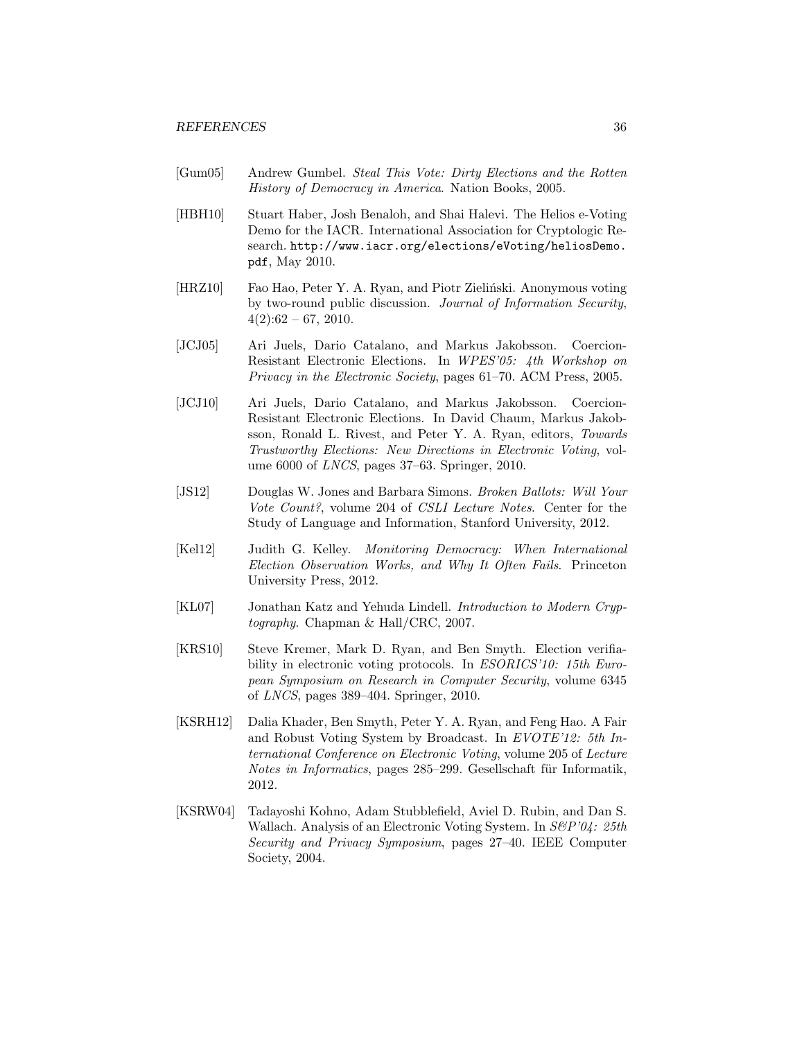[Gum05] Andrew Gumbel. *Steal This Vote: Dirty Elections and the Rotten History of Democracy in America*. Nation Books, 2005.

[HBH10] Stuart Haber, Josh Benaloh, and Shai Halevi. The Helios e-Voting Demo for the IACR. International Association for Cryptologic Research. `http://www.iacr.org/elections/eVoting/heliosDemo.pdf`, May 2010.

[HRZ10] Fao Hao, Peter Y. A. Ryan, and Piotr Zieliński. Anonymous voting by two-round public discussion. *Journal of Information Security*, 4(2):62 – 67, 2010.

[JCJ05] Ari Juels, Dario Catalano, and Markus Jakobsson. Coercion-Resistant Electronic Elections. In *WPES'05: 4th Workshop on Privacy in the Electronic Society*, pages 61–70. ACM Press, 2005.

[JCJ10] Ari Juels, Dario Catalano, and Markus Jakobsson. Coercion-Resistant Electronic Elections. In David Chaum, Markus Jakobsson, Ronald L. Rivest, and Peter Y. A. Ryan, editors, *Towards Trustworthy Elections: New Directions in Electronic Voting*, volume 6000 of *LNCS*, pages 37–63. Springer, 2010.

[JS12] Douglas W. Jones and Barbara Simons. *Broken Ballots: Will Your Vote Count?*, volume 204 of *CSLI Lecture Notes*. Center for the Study of Language and Information, Stanford University, 2012.

[Kel12] Judith G. Kelley. *Monitoring Democracy: When International Election Observation Works, and Why It Often Fails*. Princeton University Press, 2012.

[KL07] Jonathan Katz and Yehuda Lindell. *Introduction to Modern Cryptography*. Chapman & Hall/CRC, 2007.

[KRS10] Steve Kremer, Mark D. Ryan, and Ben Smyth. Election verifiability in electronic voting protocols. In *ESORICS'10: 15th European Symposium on Research in Computer Security*, volume 6345 of *LNCS*, pages 389–404. Springer, 2010.

[KSRH12] Dalia Khader, Ben Smyth, Peter Y. A. Ryan, and Feng Hao. A Fair and Robust Voting System by Broadcast. In *EVOTE'12: 5th International Conference on Electronic Voting*, volume 205 of *Lecture Notes in Informatics*, pages 285–299. Gesellschaft für Informatik, 2012.

[KSRW04] Tadayoshi Kohno, Adam Stubblefield, Aviel D. Rubin, and Dan S. Wallach. Analysis of an Electronic Voting System. In *S&P'04: 25th Security and Privacy Symposium*, pages 27–40. IEEE Computer Society, 2004.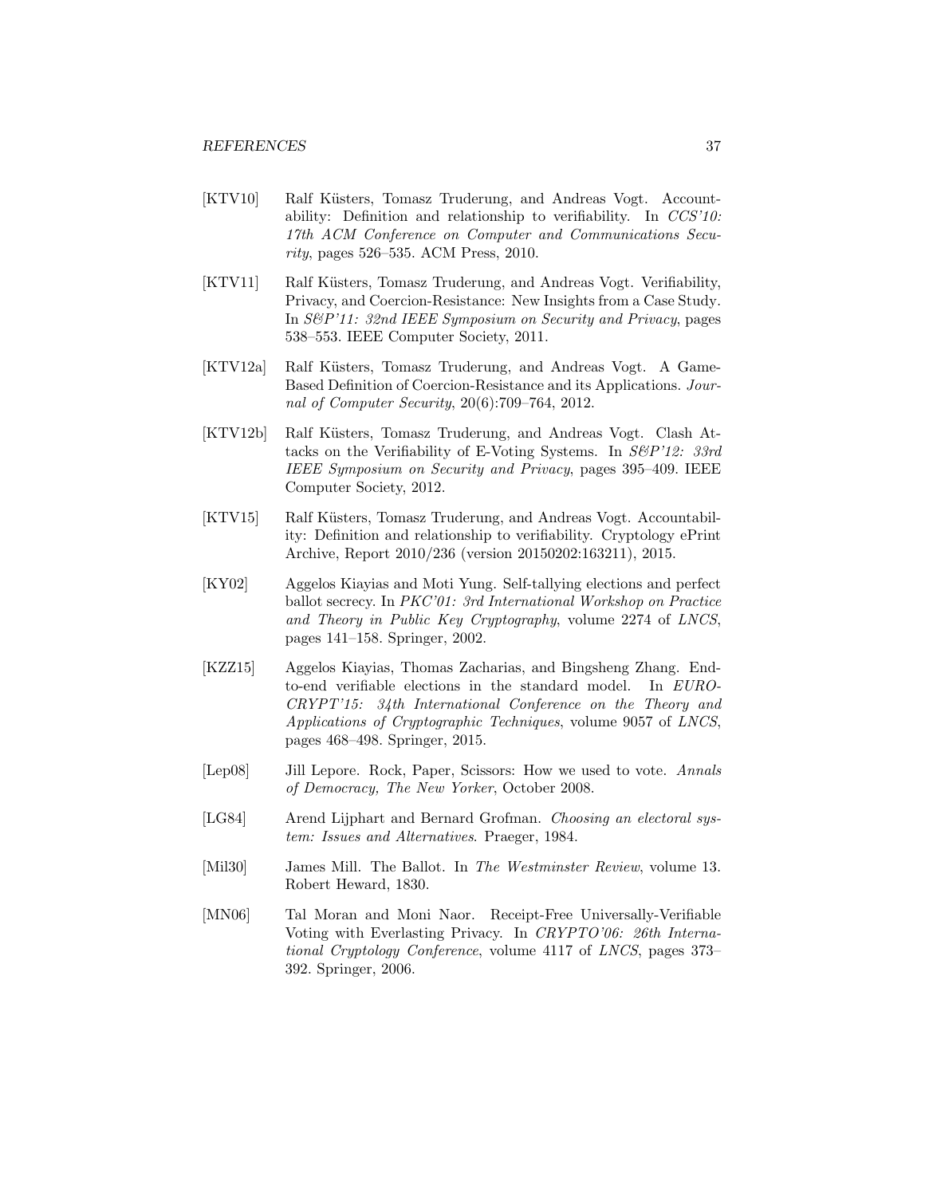[KTV10] Ralf Küsters, Tomasz Truderung, and Andreas Vogt. Accountability: Definition and relationship to verifiability. In *CCS'10: 17th ACM Conference on Computer and Communications Security*, pages 526–535. ACM Press, 2010.

[KTV11] Ralf Küsters, Tomasz Truderung, and Andreas Vogt. Verifiability, Privacy, and Coercion-Resistance: New Insights from a Case Study. In *S&P'11: 32nd IEEE Symposium on Security and Privacy*, pages 538–553. IEEE Computer Society, 2011.

[KTV12a] Ralf Küsters, Tomasz Truderung, and Andreas Vogt. A Game-Based Definition of Coercion-Resistance and its Applications. *Journal of Computer Security*, 20(6):709–764, 2012.

[KTV12b] Ralf Küsters, Tomasz Truderung, and Andreas Vogt. Clash Attacks on the Verifiability of E-Voting Systems. In *S&P'12: 33rd IEEE Symposium on Security and Privacy*, pages 395–409. IEEE Computer Society, 2012.

[KTV15] Ralf Küsters, Tomasz Truderung, and Andreas Vogt. Accountability: Definition and relationship to verifiability. Cryptology ePrint Archive, Report 2010/236 (version 20150202:163211), 2015.

[KY02] Aggelos Kiayias and Moti Yung. Self-tallying elections and perfect ballot secrecy. In *PKC'01: 3rd International Workshop on Practice and Theory in Public Key Cryptography*, volume 2274 of *LNCS*, pages 141–158. Springer, 2002.

[KZZ15] Aggelos Kiayias, Thomas Zacharias, and Bingsheng Zhang. End-to-end verifiable elections in the standard model. In *EUROCRYPT'15: 34th International Conference on the Theory and Applications of Cryptographic Techniques*, volume 9057 of *LNCS*, pages 468–498. Springer, 2015.

[Lep08] Jill Lepore. Rock, Paper, Scissors: How we used to vote. *Annals of Democracy, The New Yorker*, October 2008.

[LG84] Arend Lijphart and Bernard Grofman. *Choosing an electoral system: Issues and Alternatives*. Praeger, 1984.

[Mil30] James Mill. The Ballot. In *The Westminster Review*, volume 13. Robert Heward, 1830.

[MN06] Tal Moran and Moni Naor. Receipt-Free Universally-Verifiable Voting with Everlasting Privacy. In *CRYPTO'06: 26th International Cryptology Conference*, volume 4117 of *LNCS*, pages 373–392. Springer, 2006.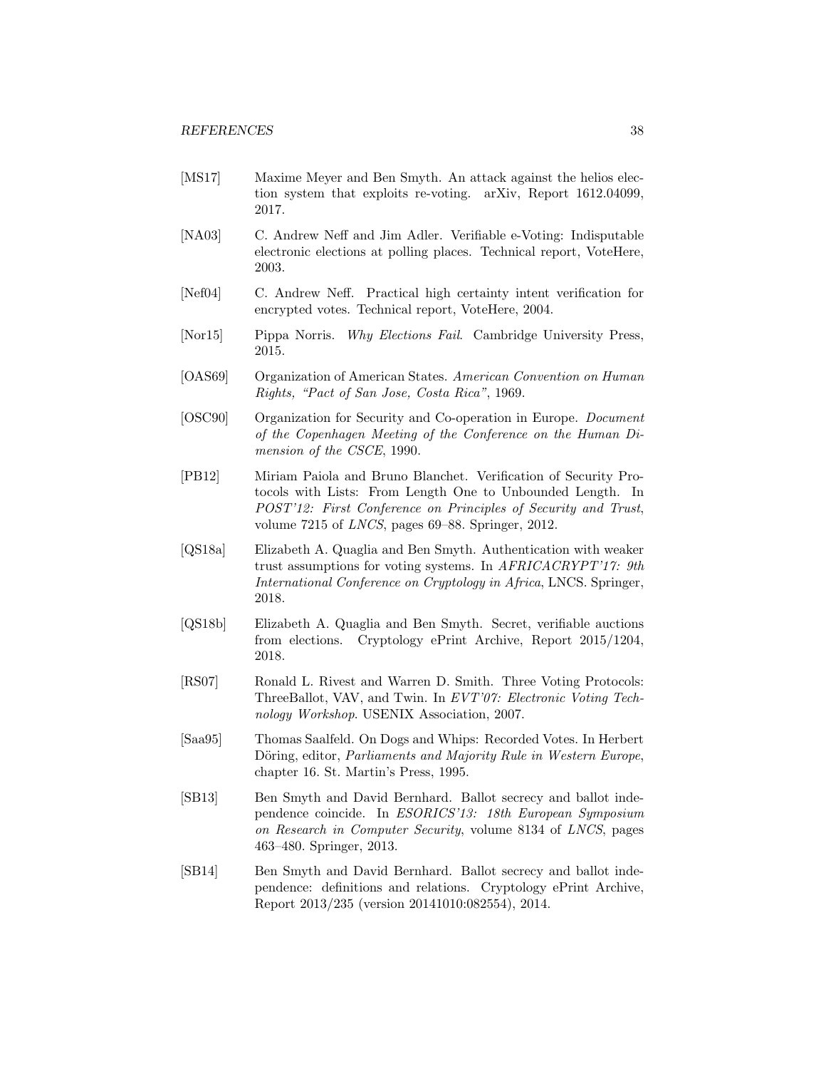[MS17] Maxime Meyer and Ben Smyth. An attack against the helios election system that exploits re-voting. arXiv, Report 1612.04099, 2017.

[NA03] C. Andrew Neff and Jim Adler. Verifiable e-Voting: Indisputable electronic elections at polling places. Technical report, VoteHere, 2003.

[Nef04] C. Andrew Neff. Practical high certainty intent verification for encrypted votes. Technical report, VoteHere, 2004.

[Nor15] Pippa Norris. *Why Elections Fail*. Cambridge University Press, 2015.

[OAS69] Organization of American States. *American Convention on Human Rights, "Pact of San Jose, Costa Rica"*, 1969.

[OSC90] Organization for Security and Co-operation in Europe. *Document of the Copenhagen Meeting of the Conference on the Human Dimension of the CSCE*, 1990.

[PB12] Miriam Paiola and Bruno Blanchet. Verification of Security Protocols with Lists: From Length One to Unbounded Length. In *POST'12: First Conference on Principles of Security and Trust*, volume 7215 of *LNCS*, pages 69–88. Springer, 2012.

[QS18a] Elizabeth A. Quaglia and Ben Smyth. Authentication with weaker trust assumptions for voting systems. In *AFRICACRYPT'17: 9th International Conference on Cryptology in Africa*, LNCS. Springer, 2018.

[QS18b] Elizabeth A. Quaglia and Ben Smyth. Secret, verifiable auctions from elections. Cryptology ePrint Archive, Report 2015/1204, 2018.

[RS07] Ronald L. Rivest and Warren D. Smith. Three Voting Protocols: ThreeBallot, VAV, and Twin. In *EVT'07: Electronic Voting Technology Workshop*. USENIX Association, 2007.

[Saa95] Thomas Saalfeld. On Dogs and Whips: Recorded Votes. In Herbert Döring, editor, *Parliaments and Majority Rule in Western Europe*, chapter 16. St. Martin's Press, 1995.

[SB13] Ben Smyth and David Bernhard. Ballot secrecy and ballot independence coincide. In *ESORICS'13: 18th European Symposium on Research in Computer Security*, volume 8134 of *LNCS*, pages 463–480. Springer, 2013.

[SB14] Ben Smyth and David Bernhard. Ballot secrecy and ballot independence: definitions and relations. Cryptology ePrint Archive, Report 2013/235 (version 20141010:082554), 2014.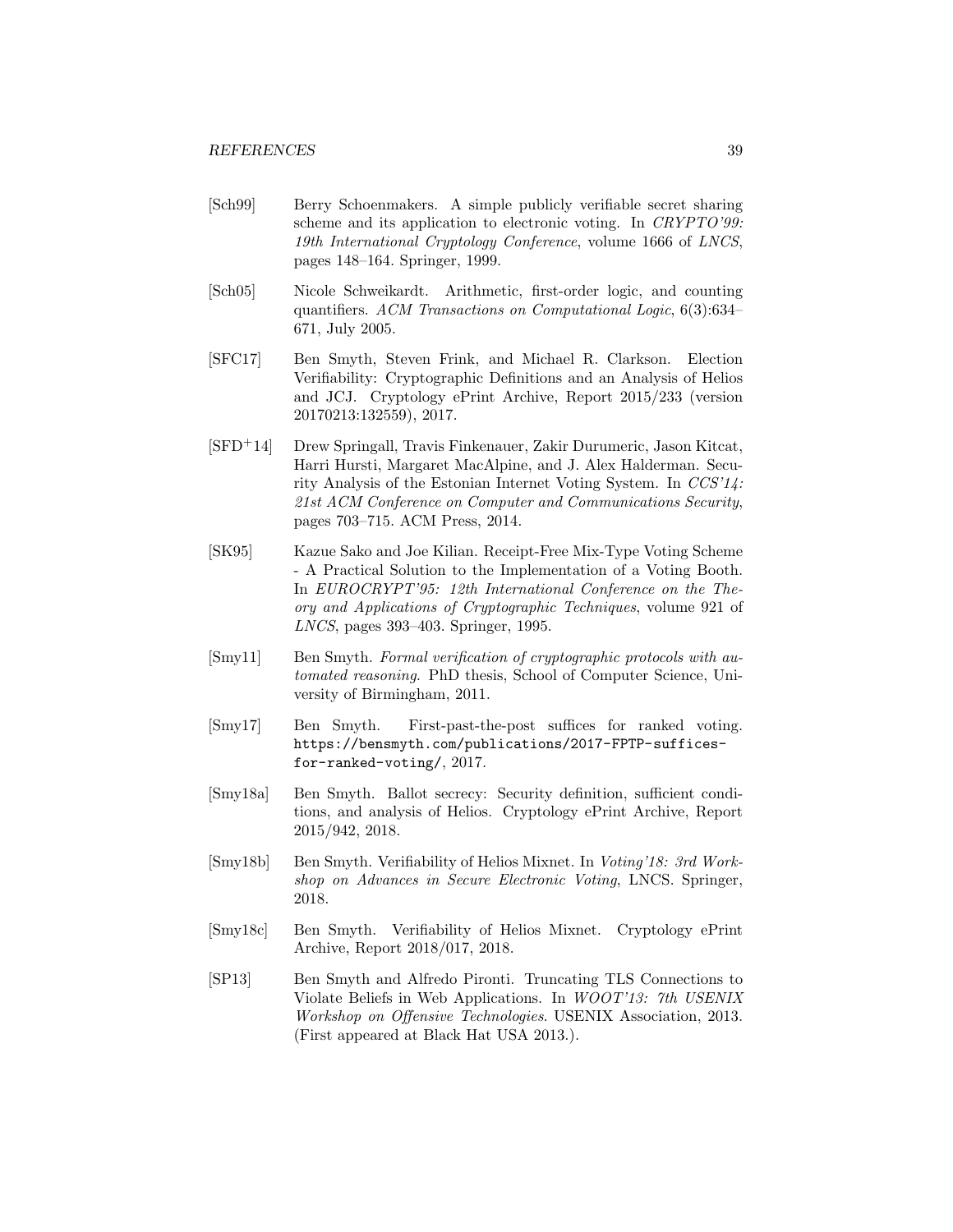[Sch99] Berry Schoenmakers. A simple publicly verifiable secret sharing scheme and its application to electronic voting. In *CRYPTO'99: 19th International Cryptology Conference*, volume 1666 of *LNCS*, pages 148–164. Springer, 1999.

[Sch05] Nicole Schweikardt. Arithmetic, first-order logic, and counting quantifiers. *ACM Transactions on Computational Logic*, 6(3):634–671, July 2005.

[SFC17] Ben Smyth, Steven Frink, and Michael R. Clarkson. Election Verifiability: Cryptographic Definitions and an Analysis of Helios and JCJ. Cryptology ePrint Archive, Report 2015/233 (version 20170213:132559), 2017.

[SFD+14] Drew Springall, Travis Finkenauer, Zakir Durumeric, Jason Kitcat, Harri Hursti, Margaret MacAlpine, and J. Alex Halderman. Security Analysis of the Estonian Internet Voting System. In *CCS'14: 21st ACM Conference on Computer and Communications Security*, pages 703–715. ACM Press, 2014.

[SK95] Kazue Sako and Joe Kilian. Receipt-Free Mix-Type Voting Scheme - A Practical Solution to the Implementation of a Voting Booth. In *EUROCRYPT'95: 12th International Conference on the Theory and Applications of Cryptographic Techniques*, volume 921 of *LNCS*, pages 393–403. Springer, 1995.

[Smy11] Ben Smyth. *Formal verification of cryptographic protocols with automated reasoning*. PhD thesis, School of Computer Science, University of Birmingham, 2011.

[Smy17] Ben Smyth. First-past-the-post suffices for ranked voting. `https://bensmyth.com/publications/2017-FPTP-suffices-for-ranked-voting/`, 2017.

[Smy18a] Ben Smyth. Ballot secrecy: Security definition, sufficient conditions, and analysis of Helios. Cryptology ePrint Archive, Report 2015/942, 2018.

[Smy18b] Ben Smyth. Verifiability of Helios Mixnet. In *Voting'18: 3rd Workshop on Advances in Secure Electronic Voting*, LNCS. Springer, 2018.

[Smy18c] Ben Smyth. Verifiability of Helios Mixnet. Cryptology ePrint Archive, Report 2018/017, 2018.

[SP13] Ben Smyth and Alfredo Pironti. Truncating TLS Connections to Violate Beliefs in Web Applications. In *WOOT'13: 7th USENIX Workshop on Offensive Technologies*. USENIX Association, 2013. (First appeared at Black Hat USA 2013.).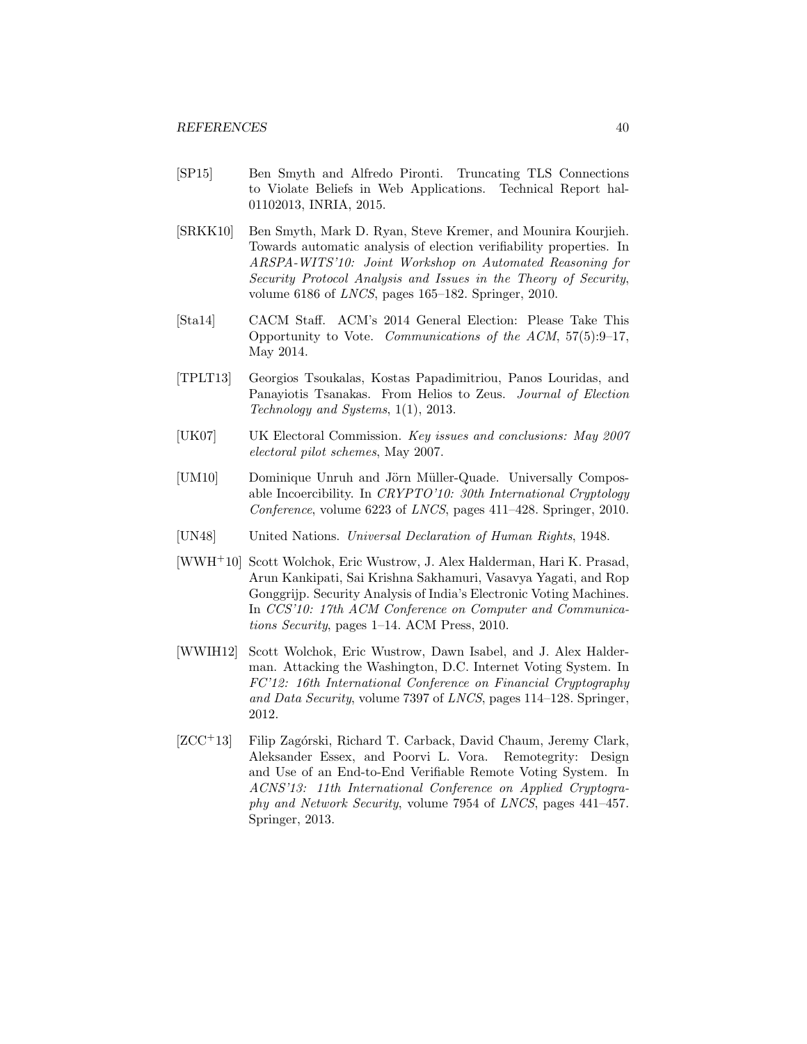[SP15] Ben Smyth and Alfredo Pironti. Truncating TLS Connections to Violate Beliefs in Web Applications. Technical Report hal-01102013, INRIA, 2015.

[SRKK10] Ben Smyth, Mark D. Ryan, Steve Kremer, and Mounira Kourjieh. Towards automatic analysis of election verifiability properties. In *ARSPA-WITS'10: Joint Workshop on Automated Reasoning for Security Protocol Analysis and Issues in the Theory of Security*, volume 6186 of *LNCS*, pages 165–182. Springer, 2010.

[Sta14] CACM Staff. ACM's 2014 General Election: Please Take This Opportunity to Vote. *Communications of the ACM*, 57(5):9–17, May 2014.

[TPLT13] Georgios Tsoukalas, Kostas Papadimitriou, Panos Louridas, and Panayiotis Tsanakas. From Helios to Zeus. *Journal of Election Technology and Systems*, 1(1), 2013.

[UK07] UK Electoral Commission. *Key issues and conclusions: May 2007 electoral pilot schemes*, May 2007.

[UM10] Dominique Unruh and Jörn Müller-Quade. Universally Composable Incoercibility. In *CRYPTO'10: 30th International Cryptology Conference*, volume 6223 of *LNCS*, pages 411–428. Springer, 2010.

[UN48] United Nations. *Universal Declaration of Human Rights*, 1948.

[WWH+10] Scott Wolchok, Eric Wustrow, J. Alex Halderman, Hari K. Prasad, Arun Kankipati, Sai Krishna Sakhamuri, Vasavya Yagati, and Rop Gonggrijp. Security Analysis of India's Electronic Voting Machines. In *CCS'10: 17th ACM Conference on Computer and Communications Security*, pages 1–14. ACM Press, 2010.

[WWIH12] Scott Wolchok, Eric Wustrow, Dawn Isabel, and J. Alex Halderman. Attacking the Washington, D.C. Internet Voting System. In *FC'12: 16th International Conference on Financial Cryptography and Data Security*, volume 7397 of *LNCS*, pages 114–128. Springer, 2012.

[ZCC+13] Filip Zagórski, Richard T. Carback, David Chaum, Jeremy Clark, Aleksander Essex, and Poorvi L. Vora. Remotegrity: Design and Use of an End-to-End Verifiable Remote Voting System. In *ACNS'13: 11th International Conference on Applied Cryptography and Network Security*, volume 7954 of *LNCS*, pages 441–457. Springer, 2013.